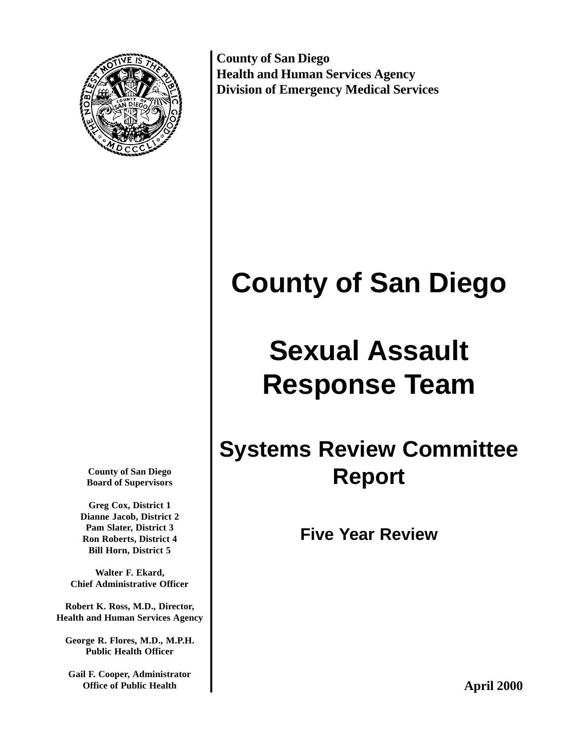**County of San Diego**
**Health and Human Services Agency**
**Division of Emergency Medical Services**

# County of San Diego

# Sexual Assault Response Team

## Systems Review Committee Report

### Five Year Review

**April 2000**

**County of San Diego**
**Board of Supervisors**

**Greg Cox, District 1**
**Dianne Jacob, District 2**
**Pam Slater, District 3**
**Ron Roberts, District 4**
**Bill Horn, District 5**

**Walter F. Ekard,**
**Chief Administrative Officer**

**Robert K. Ross, M.D., Director,**
**Health and Human Services Agency**

**George R. Flores, M.D., M.P.H.**
**Public Health Officer**

**Gail F. Cooper, Administrator**
**Office of Public Health**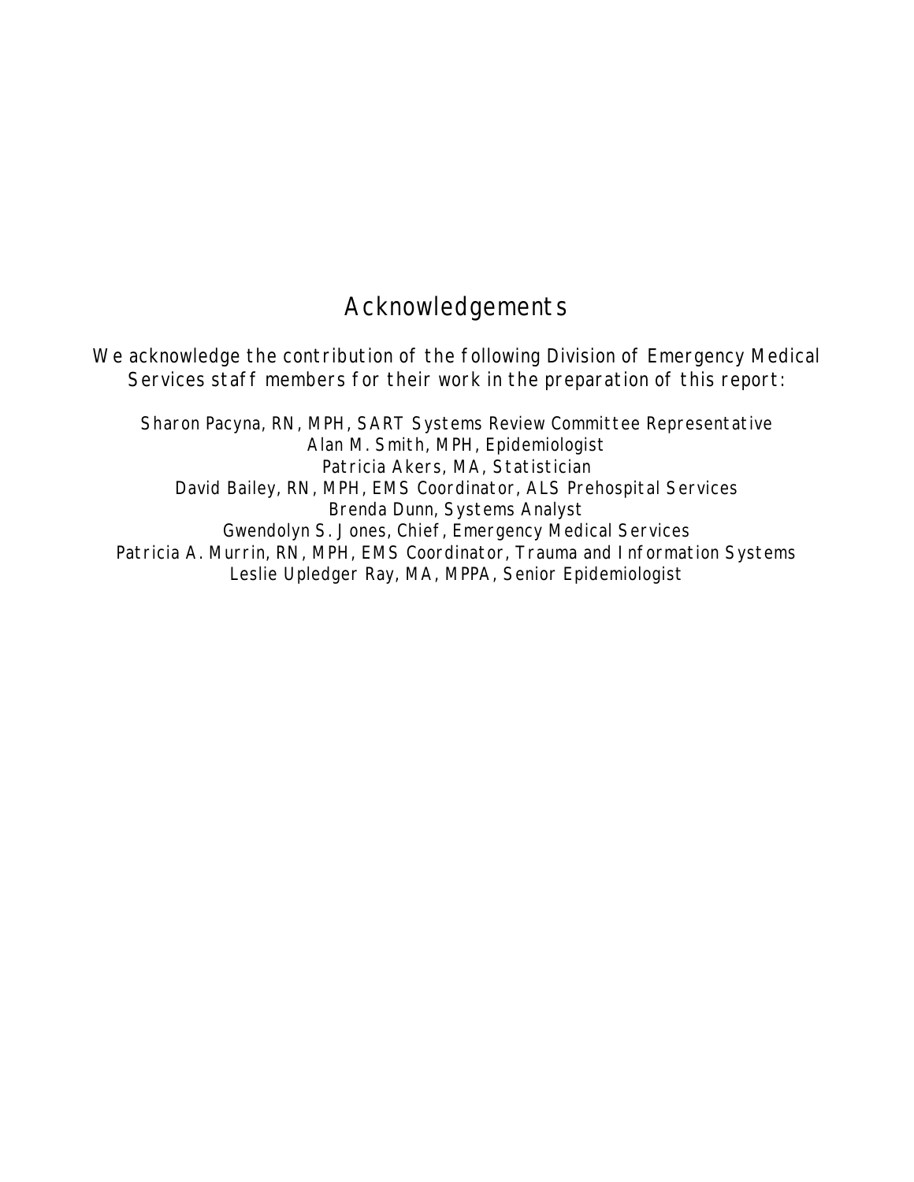# Acknowledgements

We acknowledge the contribution of the following Division of Emergency Medical Services staff members for their work in the preparation of this report:

Sharon Pacyna, RN, MPH, SART Systems Review Committee Representative
Alan M. Smith, MPH, Epidemiologist
Patricia Akers, MA, Statistician
David Bailey, RN, MPH, EMS Coordinator, ALS Prehospital Services
Brenda Dunn, Systems Analyst
Gwendolyn S. Jones, Chief, Emergency Medical Services
Patricia A. Murrin, RN, MPH, EMS Coordinator, Trauma and Information Systems
Leslie Upledger Ray, MA, MPPA, Senior Epidemiologist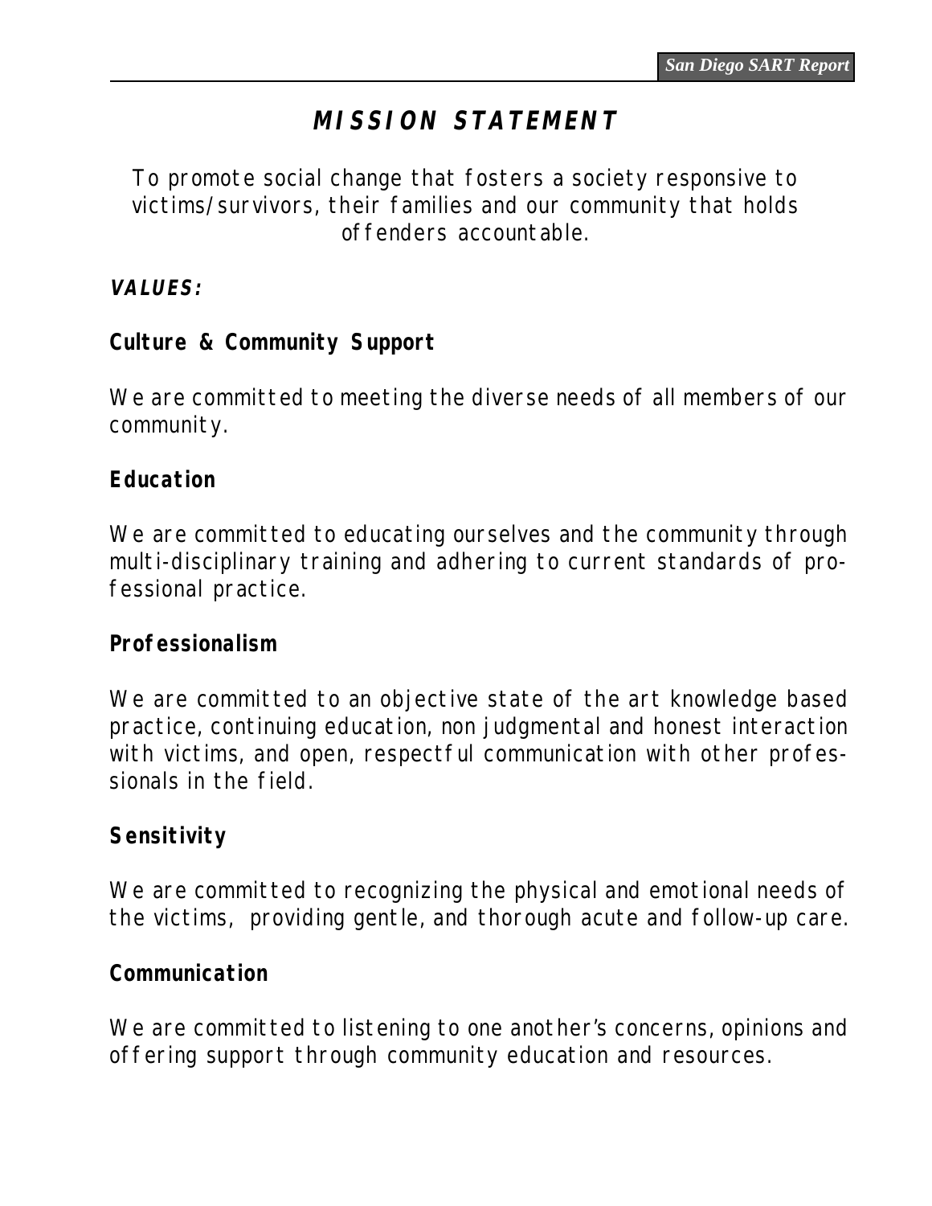# *MISSION STATEMENT*

To promote social change that fosters a society responsive to victims/survivors, their families and our community that holds offenders accountable.

***VALUES:***

**Culture & Community Support**

We are committed to meeting the diverse needs of all members of our community.

**Education**

We are committed to educating ourselves and the community through multi-disciplinary training and adhering to current standards of professional practice.

**Professionalism**

We are committed to an objective state of the art knowledge based practice, continuing education, non judgmental and honest interaction with victims, and open, respectful communication with other professionals in the field.

**Sensitivity**

We are committed to recognizing the physical and emotional needs of the victims, providing gentle, and thorough acute and follow-up care.

**Communication**

We are committed to listening to one another's concerns, opinions and offering support through community education and resources.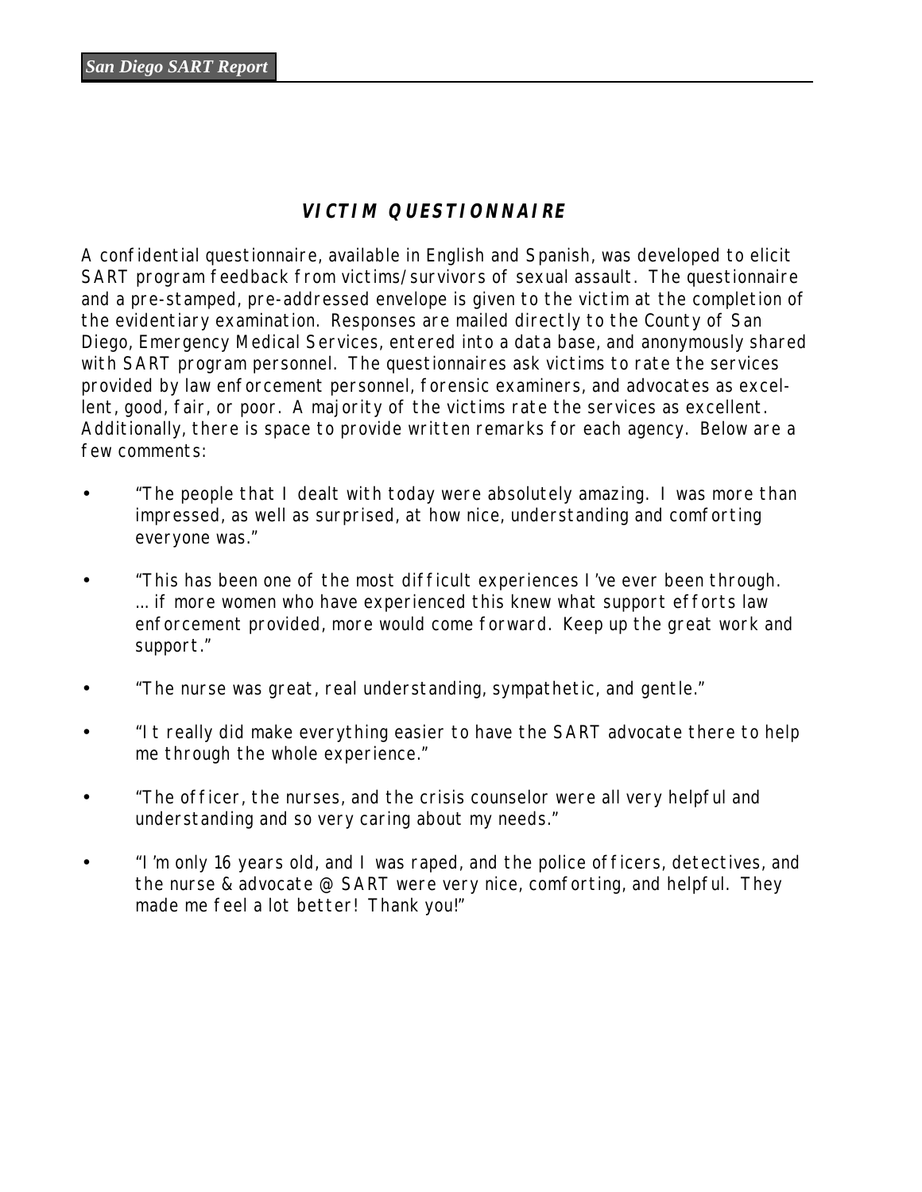## *VICTIM QUESTIONNAIRE*

A confidential questionnaire, available in English and Spanish, was developed to elicit SART program feedback from victims/survivors of sexual assault. The questionnaire and a pre-stamped, pre-addressed envelope is given to the victim at the completion of the evidentiary examination. Responses are mailed directly to the County of San Diego, Emergency Medical Services, entered into a data base, and anonymously shared with SART program personnel. The questionnaires ask victims to rate the services provided by law enforcement personnel, forensic examiners, and advocates as excellent, good, fair, or poor. A majority of the victims rate the services as excellent. Additionally, there is space to provide written remarks for each agency. Below are a few comments:

- "The people that I dealt with today were absolutely amazing. I was more than impressed, as well as surprised, at how nice, understanding and comforting everyone was."
- "This has been one of the most difficult experiences I've ever been through. …if more women who have experienced this knew what support efforts law enforcement provided, more would come forward. Keep up the great work and support."
- "The nurse was great, real understanding, sympathetic, and gentle."
- "It really did make everything easier to have the SART advocate there to help me through the whole experience."
- "The officer, the nurses, and the crisis counselor were all very helpful and understanding and so very caring about my needs."
- "I'm only 16 years old, and I was raped, and the police officers, detectives, and the nurse & advocate @ SART were very nice, comforting, and helpful. They made me feel a lot better! Thank you!"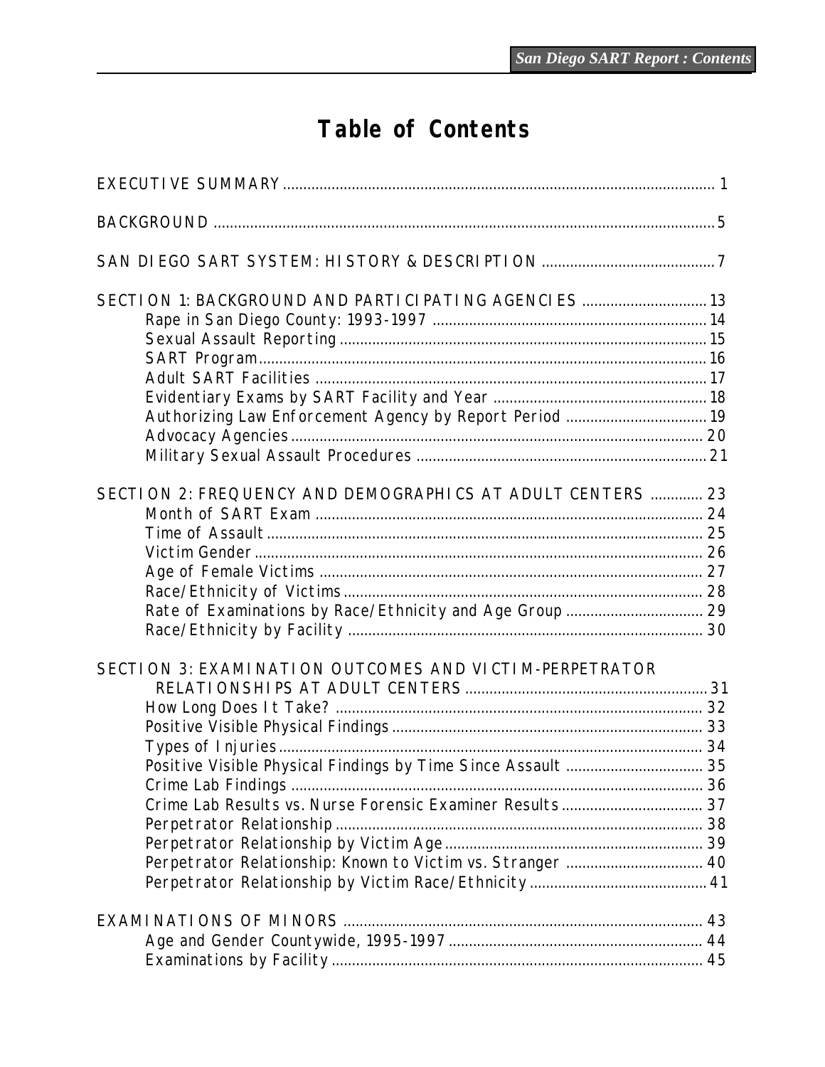# Table of Contents

EXECUTIVE SUMMARY ........................................................ 1

BACKGROUND ........................................................ 5

SAN DIEGO SART SYSTEM: HISTORY & DESCRIPTION ........................................................ 7

SECTION 1: BACKGROUND AND PARTICIPATING AGENCIES ........................................................ 13
- Rape in San Diego County: 1993-1997 ........................................................ 14
- Sexual Assault Reporting ........................................................ 15
- SART Program ........................................................ 16
- Adult SART Facilities ........................................................ 17
- Evidentiary Exams by SART Facility and Year ........................................................ 18
- Authorizing Law Enforcement Agency by Report Period ........................................................ 19
- Advocacy Agencies ........................................................ 20
- Military Sexual Assault Procedures ........................................................ 21

SECTION 2: FREQUENCY AND DEMOGRAPHICS AT ADULT CENTERS ........................................................ 23
- Month of SART Exam ........................................................ 24
- Time of Assault ........................................................ 25
- Victim Gender ........................................................ 26
- Age of Female Victims ........................................................ 27
- Race/Ethnicity of Victims ........................................................ 28
- Rate of Examinations by Race/Ethnicity and Age Group ........................................................ 29
- Race/Ethnicity by Facility ........................................................ 30

SECTION 3: EXAMINATION OUTCOMES AND VICTIM-PERPETRATOR RELATIONSHIPS AT ADULT CENTERS ........................................................ 31
- How Long Does It Take? ........................................................ 32
- Positive Visible Physical Findings ........................................................ 33
- Types of Injuries ........................................................ 34
- Positive Visible Physical Findings by Time Since Assault ........................................................ 35
- Crime Lab Findings ........................................................ 36
- Crime Lab Results vs. Nurse Forensic Examiner Results ........................................................ 37
- Perpetrator Relationship ........................................................ 38
- Perpetrator Relationship by Victim Age ........................................................ 39
- Perpetrator Relationship: Known to Victim vs. Stranger ........................................................ 40
- Perpetrator Relationship by Victim Race/Ethnicity ........................................................ 41

EXAMINATIONS OF MINORS ........................................................ 43
- Age and Gender Countywide, 1995-1997 ........................................................ 44
- Examinations by Facility ........................................................ 45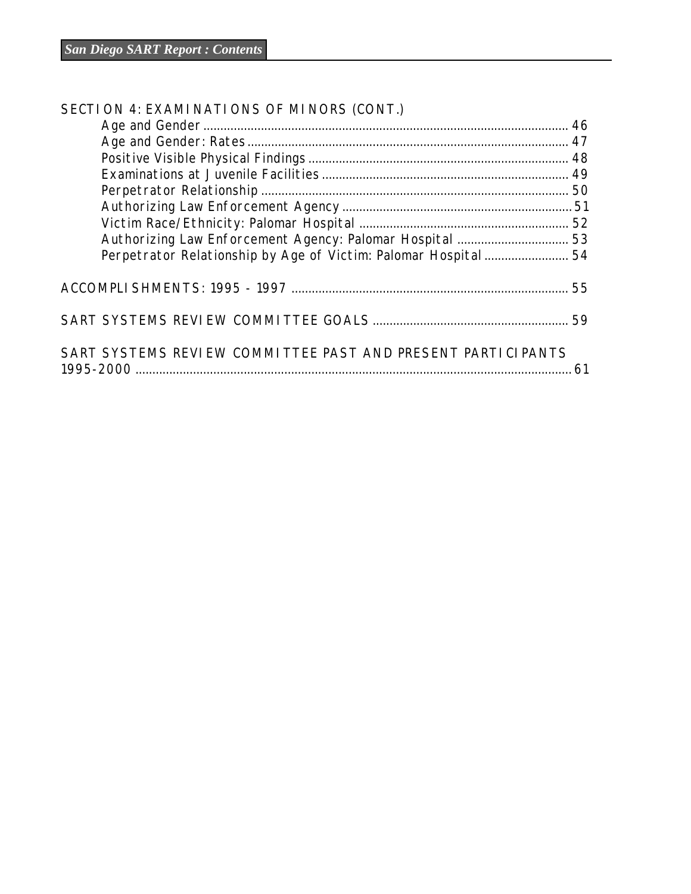SECTION 4: EXAMINATIONS OF MINORS (CONT.)

- Age and Gender ........................................................................................................ 46
- Age and Gender: Rates ............................................................................................ 47
- Positive Visible Physical Findings ........................................................................... 48
- Examinations at Juvenile Facilities .......................................................................... 49
- Perpetrator Relationship ......................................................................................... 50
- Authorizing Law Enforcement Agency ...................................................................... 51
- Victim Race/Ethnicity: Palomar Hospital ................................................................. 52
- Authorizing Law Enforcement Agency: Palomar Hospital ......................................... 53
- Perpetrator Relationship by Age of Victim: Palomar Hospital .................................. 54

ACCOMPLISHMENTS: 1995 - 1997 ................................................................................. 55

SART SYSTEMS REVIEW COMMITTEE GOALS ............................................................ 59

SART SYSTEMS REVIEW COMMITTEE PAST AND PRESENT PARTICIPANTS 1995-2000 ............................................................................................................................. 61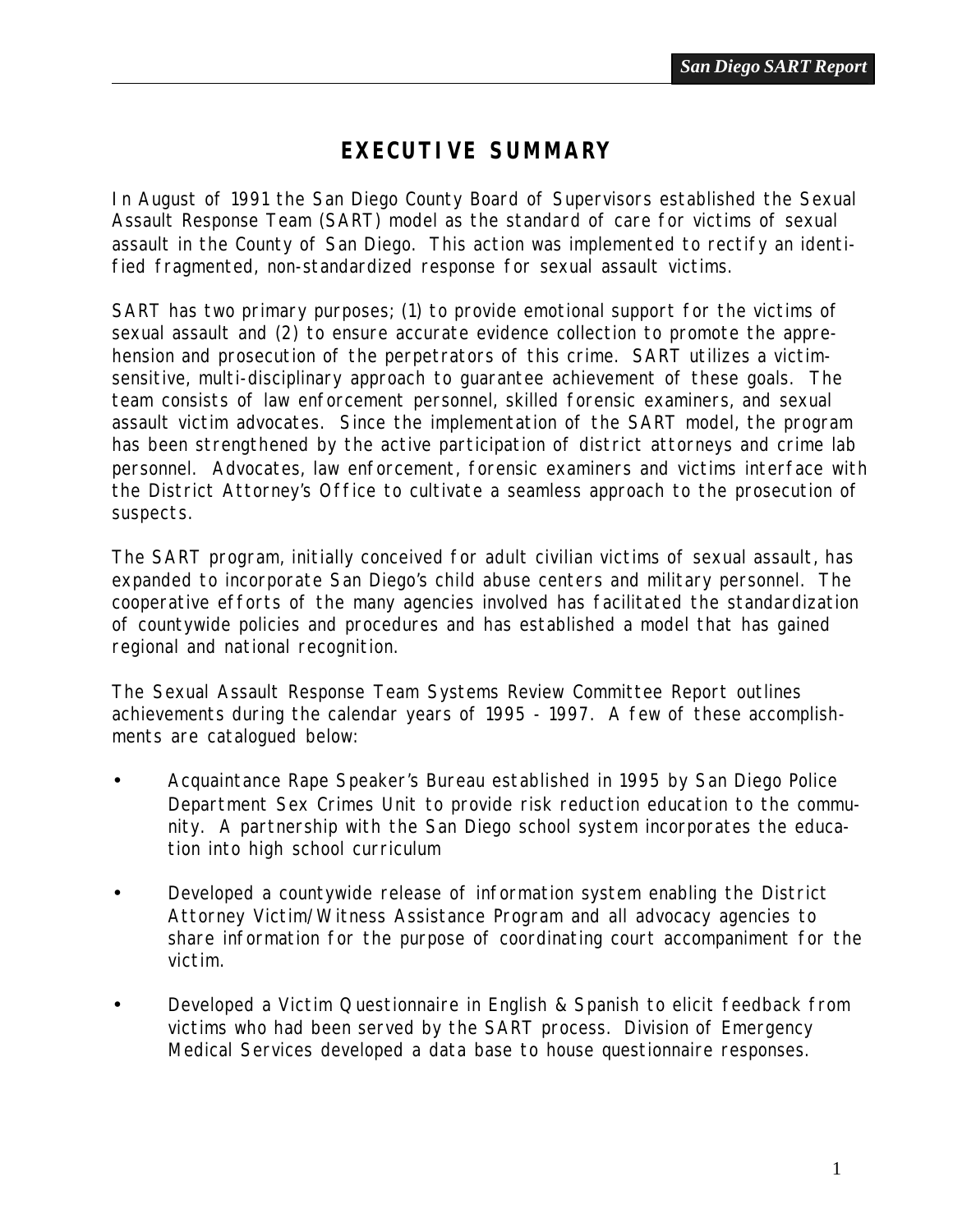# EXECUTIVE SUMMARY

In August of 1991 the San Diego County Board of Supervisors established the Sexual Assault Response Team (SART) model as the standard of care for victims of sexual assault in the County of San Diego. This action was implemented to rectify an identified fragmented, non-standardized response for sexual assault victims.

SART has two primary purposes; (1) to provide emotional support for the victims of sexual assault and (2) to ensure accurate evidence collection to promote the apprehension and prosecution of the perpetrators of this crime. SART utilizes a victim-sensitive, multi-disciplinary approach to guarantee achievement of these goals. The team consists of law enforcement personnel, skilled forensic examiners, and sexual assault victim advocates. Since the implementation of the SART model, the program has been strengthened by the active participation of district attorneys and crime lab personnel. Advocates, law enforcement, forensic examiners and victims interface with the District Attorney's Office to cultivate a seamless approach to the prosecution of suspects.

The SART program, initially conceived for adult civilian victims of sexual assault, has expanded to incorporate San Diego's child abuse centers and military personnel. The cooperative efforts of the many agencies involved has facilitated the standardization of countywide policies and procedures and has established a model that has gained regional and national recognition.

The Sexual Assault Response Team Systems Review Committee Report outlines achievements during the calendar years of 1995 - 1997. A few of these accomplishments are catalogued below:

- Acquaintance Rape Speaker's Bureau established in 1995 by San Diego Police Department Sex Crimes Unit to provide risk reduction education to the community. A partnership with the San Diego school system incorporates the education into high school curriculum
- Developed a countywide release of information system enabling the District Attorney Victim/Witness Assistance Program and all advocacy agencies to share information for the purpose of coordinating court accompaniment for the victim.
- Developed a Victim Questionnaire in English & Spanish to elicit feedback from victims who had been served by the SART process. Division of Emergency Medical Services developed a data base to house questionnaire responses.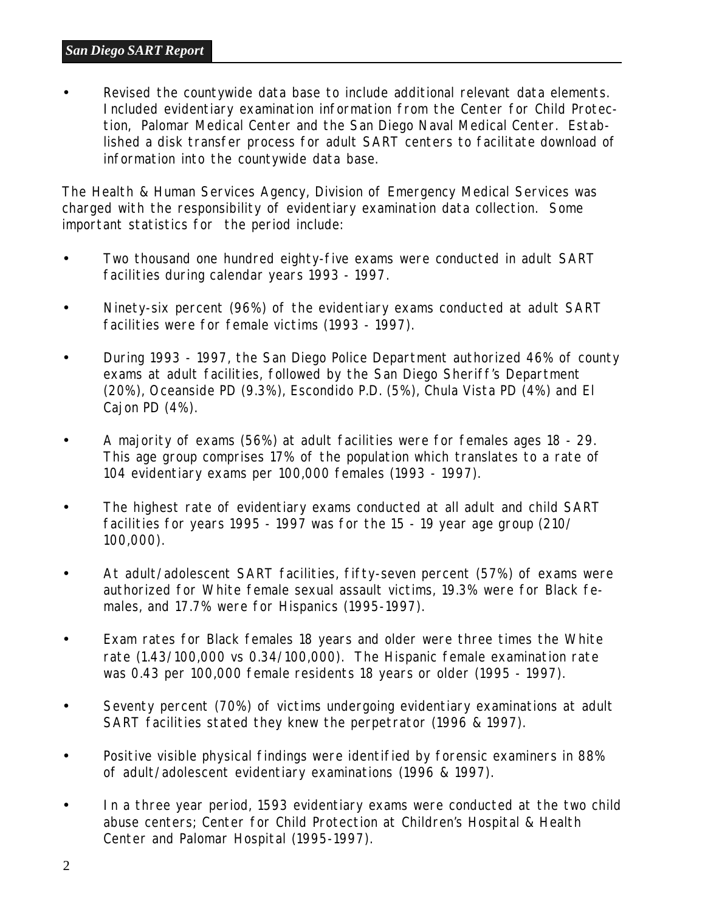- Revised the countywide data base to include additional relevant data elements. Included evidentiary examination information from the Center for Child Protection, Palomar Medical Center and the San Diego Naval Medical Center. Established a disk transfer process for adult SART centers to facilitate download of information into the countywide data base.

The Health & Human Services Agency, Division of Emergency Medical Services was charged with the responsibility of evidentiary examination data collection. Some important statistics for the period include:

- Two thousand one hundred eighty-five exams were conducted in adult SART facilities during calendar years 1993 - 1997.
- Ninety-six percent (96%) of the evidentiary exams conducted at adult SART facilities were for female victims (1993 - 1997).
- During 1993 - 1997, the San Diego Police Department authorized 46% of county exams at adult facilities, followed by the San Diego Sheriff's Department (20%), Oceanside PD (9.3%), Escondido P.D. (5%), Chula Vista PD (4%) and El Cajon PD (4%).
- A majority of exams (56%) at adult facilities were for females ages 18 - 29. This age group comprises 17% of the population which translates to a rate of 104 evidentiary exams per 100,000 females (1993 - 1997).
- The highest rate of evidentiary exams conducted at all adult and child SART facilities for years 1995 - 1997 was for the 15 - 19 year age group (210/100,000).
- At adult/adolescent SART facilities, fifty-seven percent (57%) of exams were authorized for White female sexual assault victims, 19.3% were for Black females, and 17.7% were for Hispanics (1995-1997).
- Exam rates for Black females 18 years and older were three times the White rate (1.43/100,000 vs 0.34/100,000). The Hispanic female examination rate was 0.43 per 100,000 female residents 18 years or older (1995 - 1997).
- Seventy percent (70%) of victims undergoing evidentiary examinations at adult SART facilities stated they knew the perpetrator (1996 & 1997).
- Positive visible physical findings were identified by forensic examiners in 88% of adult/adolescent evidentiary examinations (1996 & 1997).
- In a three year period, 1593 evidentiary exams were conducted at the two child abuse centers; Center for Child Protection at Children's Hospital & Health Center and Palomar Hospital (1995-1997).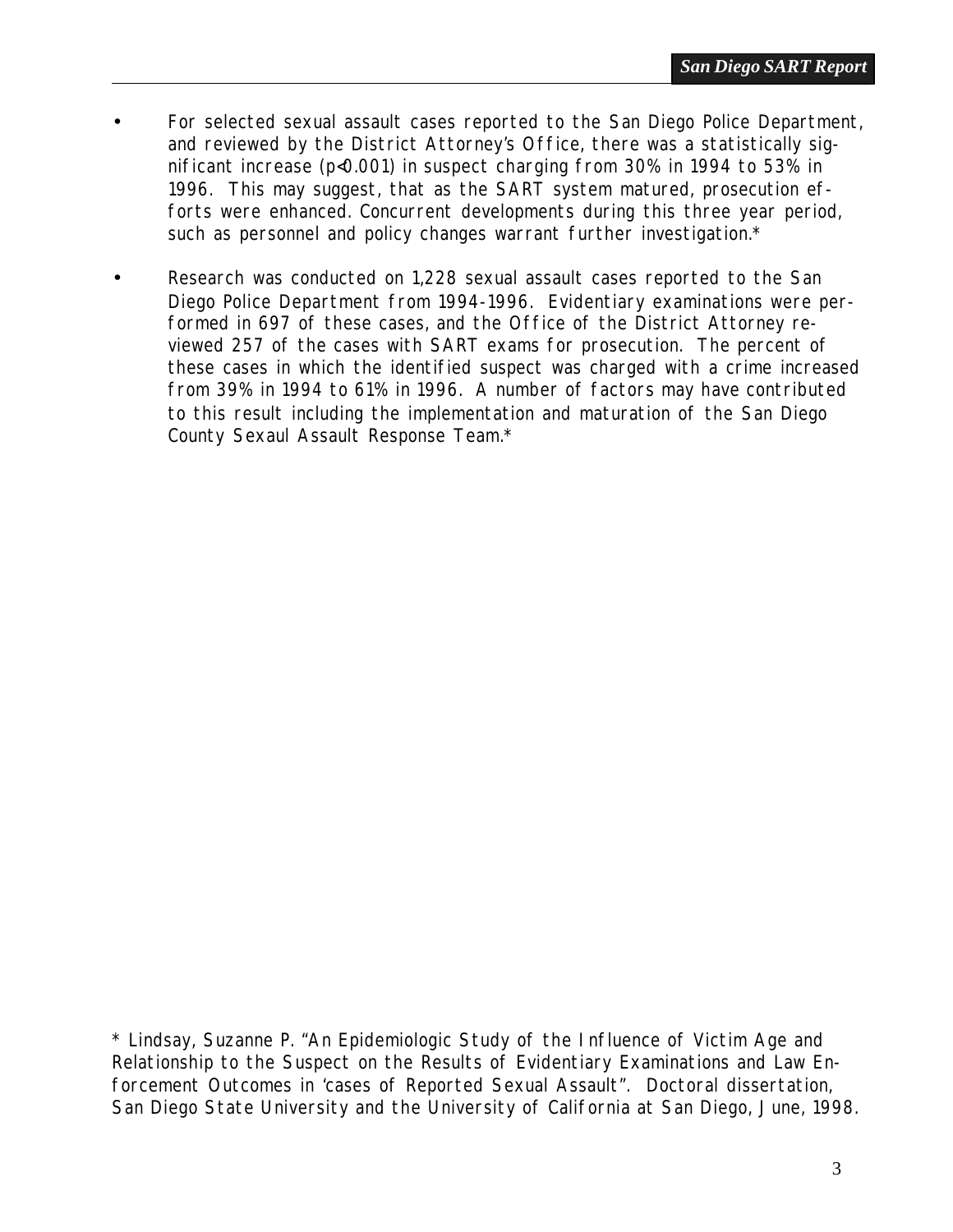- For selected sexual assault cases reported to the San Diego Police Department, and reviewed by the District Attorney's Office, there was a statistically significant increase ($p<0.001$) in suspect charging from 30% in 1994 to 53% in 1996. This may suggest, that as the SART system matured, prosecution efforts were enhanced. Concurrent developments during this three year period, such as personnel and policy changes warrant further investigation.*

- Research was conducted on 1,228 sexual assault cases reported to the San Diego Police Department from 1994-1996. Evidentiary examinations were performed in 697 of these cases, and the Office of the District Attorney reviewed 257 of the cases with SART exams for prosecution. The percent of these cases in which the identified suspect was charged with a crime increased from 39% in 1994 to 61% in 1996. A number of factors may have contributed to this result including the implementation and maturation of the San Diego County Sexaul Assault Response Team.*

* Lindsay, Suzanne P. "An Epidemiologic Study of the Influence of Victim Age and Relationship to the Suspect on the Results of Evidentiary Examinations and Law Enforcement Outcomes in 'cases of Reported Sexual Assault". Doctoral dissertation, San Diego State University and the University of California at San Diego, June, 1998.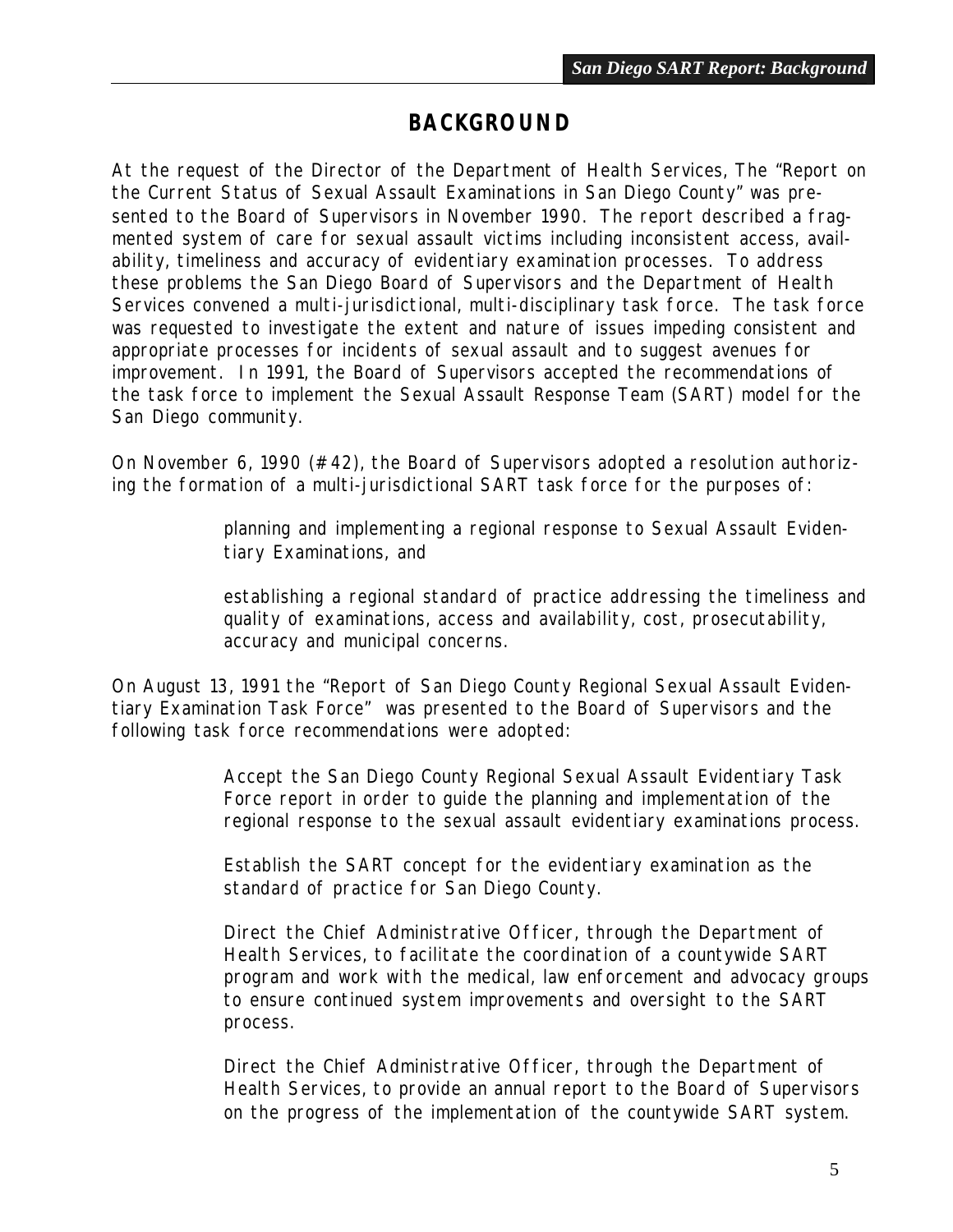# BACKGROUND

At the request of the Director of the Department of Health Services, The "Report on the Current Status of Sexual Assault Examinations in San Diego County" was presented to the Board of Supervisors in November 1990. The report described a fragmented system of care for sexual assault victims including inconsistent access, availability, timeliness and accuracy of evidentiary examination processes. To address these problems the San Diego Board of Supervisors and the Department of Health Services convened a multi-jurisdictional, multi-disciplinary task force. The task force was requested to investigate the extent and nature of issues impeding consistent and appropriate processes for incidents of sexual assault and to suggest avenues for improvement. In 1991, the Board of Supervisors accepted the recommendations of the task force to implement the Sexual Assault Response Team (SART) model for the San Diego community.

On November 6, 1990 (#42), the Board of Supervisors adopted a resolution authorizing the formation of a multi-jurisdictional SART task force for the purposes of:

> planning and implementing a regional response to Sexual Assault Evidentiary Examinations, and
>
> establishing a regional standard of practice addressing the timeliness and quality of examinations, access and availability, cost, prosecutability, accuracy and municipal concerns.

On August 13, 1991 the "Report of San Diego County Regional Sexual Assault Evidentiary Examination Task Force" was presented to the Board of Supervisors and the following task force recommendations were adopted:

> Accept the San Diego County Regional Sexual Assault Evidentiary Task Force report in order to guide the planning and implementation of the regional response to the sexual assault evidentiary examinations process.
>
> Establish the SART concept for the evidentiary examination as the standard of practice for San Diego County.
>
> Direct the Chief Administrative Officer, through the Department of Health Services, to facilitate the coordination of a countywide SART program and work with the medical, law enforcement and advocacy groups to ensure continued system improvements and oversight to the SART process.
>
> Direct the Chief Administrative Officer, through the Department of Health Services, to provide an annual report to the Board of Supervisors on the progress of the implementation of the countywide SART system.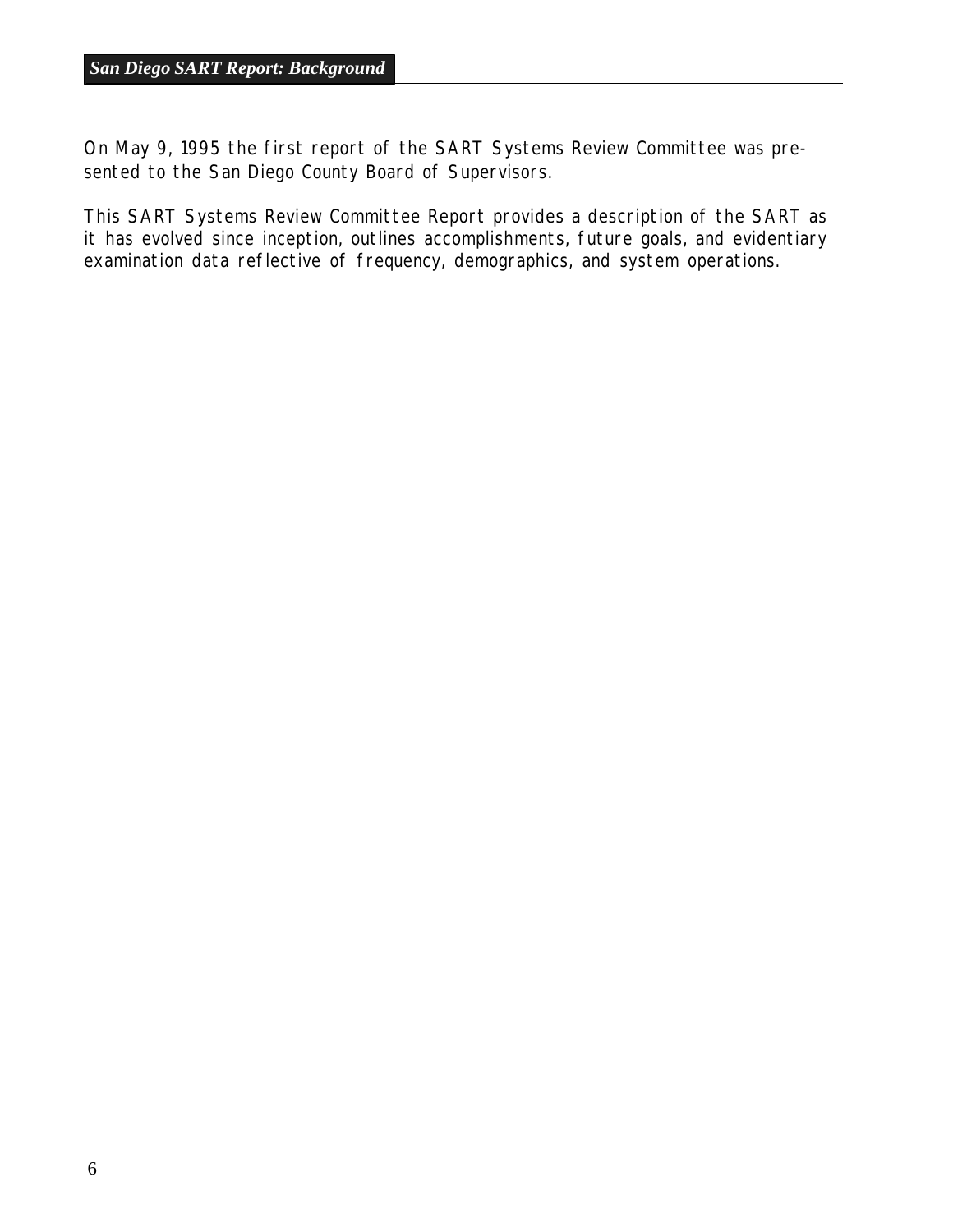On May 9, 1995 the first report of the SART Systems Review Committee was presented to the San Diego County Board of Supervisors.

This SART Systems Review Committee Report provides a description of the SART as it has evolved since inception, outlines accomplishments, future goals, and evidentiary examination data reflective of frequency, demographics, and system operations.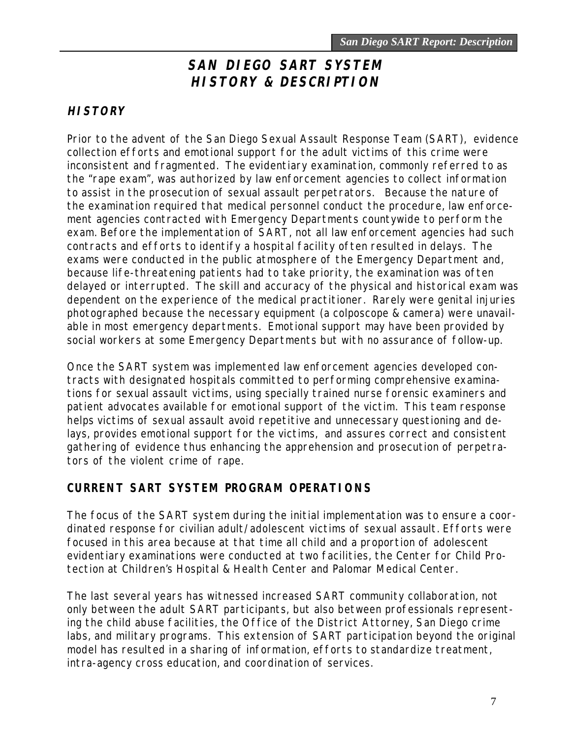# SAN DIEGO SART SYSTEM HISTORY & DESCRIPTION

## HISTORY

Prior to the advent of the San Diego Sexual Assault Response Team (SART), evidence collection efforts and emotional support for the adult victims of this crime were inconsistent and fragmented. The evidentiary examination, commonly referred to as the "rape exam", was authorized by law enforcement agencies to collect information to assist in the prosecution of sexual assault perpetrators. Because the nature of the examination required that medical personnel conduct the procedure, law enforcement agencies contracted with Emergency Departments countywide to perform the exam. Before the implementation of SART, not all law enforcement agencies had such contracts and efforts to identify a hospital facility often resulted in delays. The exams were conducted in the public atmosphere of the Emergency Department and, because life-threatening patients had to take priority, the examination was often delayed or interrupted. The skill and accuracy of the physical and historical exam was dependent on the experience of the medical practitioner. Rarely were genital injuries photographed because the necessary equipment (a colposcope & camera) were unavailable in most emergency departments. Emotional support may have been provided by social workers at some Emergency Departments but with no assurance of follow-up.

Once the SART system was implemented law enforcement agencies developed contracts with designated hospitals committed to performing comprehensive examinations for sexual assault victims, using specially trained nurse forensic examiners and patient advocates available for emotional support of the victim. This team response helps victims of sexual assault avoid repetitive and unnecessary questioning and delays, provides emotional support for the victims, and assures correct and consistent gathering of evidence thus enhancing the apprehension and prosecution of perpetrators of the violent crime of rape.

## CURRENT SART SYSTEM PROGRAM OPERATIONS

The focus of the SART system during the initial implementation was to ensure a coordinated response for civilian adult/adolescent victims of sexual assault. Efforts were focused in this area because at that time all child and a proportion of adolescent evidentiary examinations were conducted at two facilities, the Center for Child Protection at Children's Hospital & Health Center and Palomar Medical Center.

The last several years has witnessed increased SART community collaboration, not only between the adult SART participants, but also between professionals representing the child abuse facilities, the Office of the District Attorney, San Diego crime labs, and military programs. This extension of SART participation beyond the original model has resulted in a sharing of information, efforts to standardize treatment, intra-agency cross education, and coordination of services.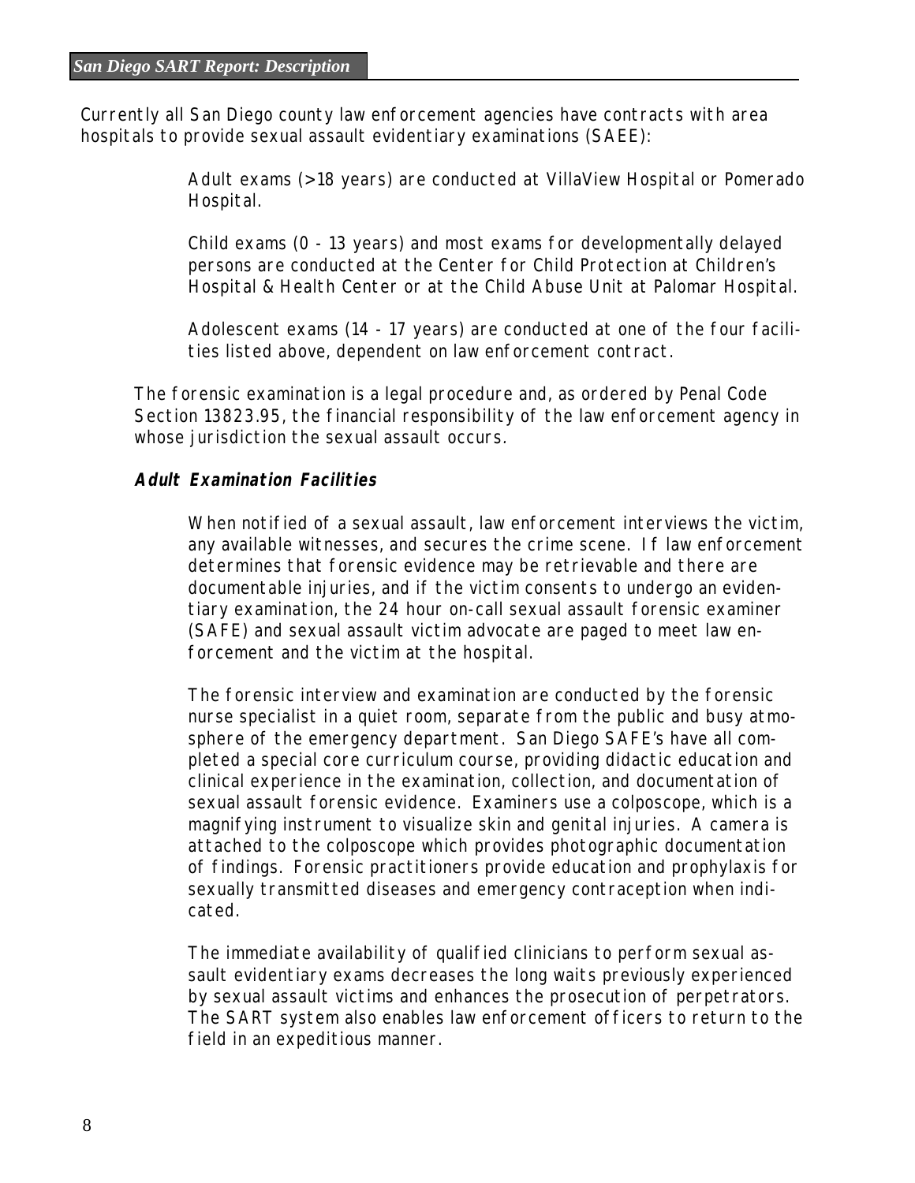Currently all San Diego county law enforcement agencies have contracts with area hospitals to provide sexual assault evidentiary examinations (SAEE):

Adult exams (>18 years) are conducted at VillaView Hospital or Pomerado Hospital.

Child exams (0 - 13 years) and most exams for developmentally delayed persons are conducted at the Center for Child Protection at Children's Hospital & Health Center or at the Child Abuse Unit at Palomar Hospital.

Adolescent exams (14 - 17 years) are conducted at one of the four facilities listed above, dependent on law enforcement contract.

The forensic examination is a legal procedure and, as ordered by Penal Code Section 13823.95, the financial responsibility of the law enforcement agency in whose jurisdiction the sexual assault occurs.

**Adult Examination Facilities**

When notified of a sexual assault, law enforcement interviews the victim, any available witnesses, and secures the crime scene. If law enforcement determines that forensic evidence may be retrievable and there are documentable injuries, and if the victim consents to undergo an evidentiary examination, the 24 hour on-call sexual assault forensic examiner (SAFE) and sexual assault victim advocate are paged to meet law enforcement and the victim at the hospital.

The forensic interview and examination are conducted by the forensic nurse specialist in a quiet room, separate from the public and busy atmosphere of the emergency department. San Diego SAFE's have all completed a special core curriculum course, providing didactic education and clinical experience in the examination, collection, and documentation of sexual assault forensic evidence. Examiners use a colposcope, which is a magnifying instrument to visualize skin and genital injuries. A camera is attached to the colposcope which provides photographic documentation of findings. Forensic practitioners provide education and prophylaxis for sexually transmitted diseases and emergency contraception when indicated.

The immediate availability of qualified clinicians to perform sexual assault evidentiary exams decreases the long waits previously experienced by sexual assault victims and enhances the prosecution of perpetrators. The SART system also enables law enforcement officers to return to the field in an expeditious manner.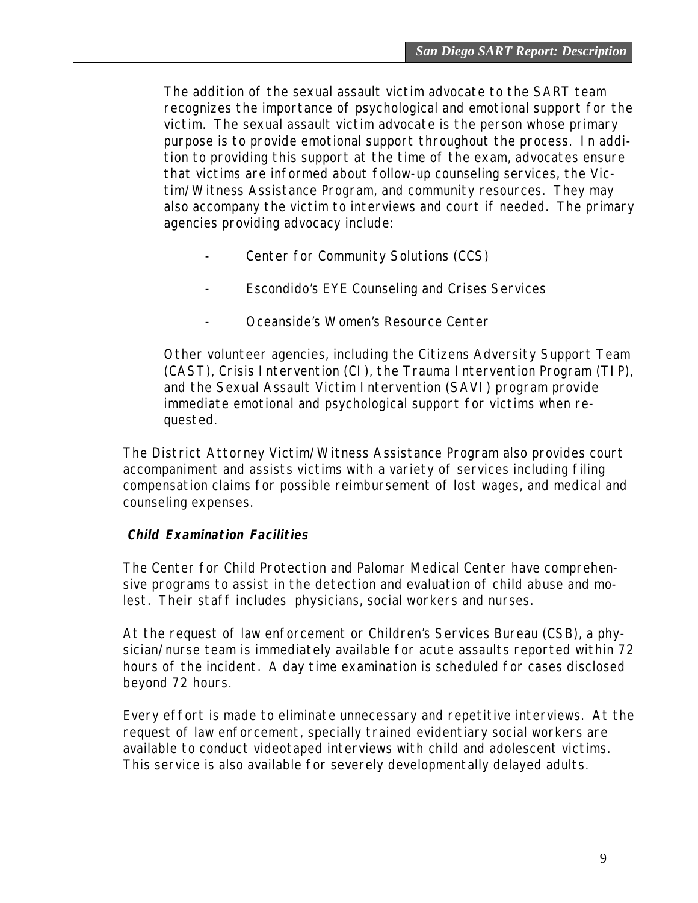The addition of the sexual assault victim advocate to the SART team recognizes the importance of psychological and emotional support for the victim. The sexual assault victim advocate is the person whose primary purpose is to provide emotional support throughout the process. In addition to providing this support at the time of the exam, advocates ensure that victims are informed about follow-up counseling services, the Victim/Witness Assistance Program, and community resources. They may also accompany the victim to interviews and court if needed. The primary agencies providing advocacy include:

- Center for Community Solutions (CCS)
- Escondido's EYE Counseling and Crises Services
- Oceanside's Women's Resource Center

Other volunteer agencies, including the Citizens Adversity Support Team (CAST), Crisis Intervention (CI), the Trauma Intervention Program (TIP), and the Sexual Assault Victim Intervention (SAVI) program provide immediate emotional and psychological support for victims when requested.

The District Attorney Victim/Witness Assistance Program also provides court accompaniment and assists victims with a variety of services including filing compensation claims for possible reimbursement of lost wages, and medical and counseling expenses.

#### *Child Examination Facilities*

The Center for Child Protection and Palomar Medical Center have comprehensive programs to assist in the detection and evaluation of child abuse and molest. Their staff includes physicians, social workers and nurses.

At the request of law enforcement or Children's Services Bureau (CSB), a physician/nurse team is immediately available for acute assaults reported within 72 hours of the incident. A day time examination is scheduled for cases disclosed beyond 72 hours.

Every effort is made to eliminate unnecessary and repetitive interviews. At the request of law enforcement, specially trained evidentiary social workers are available to conduct videotaped interviews with child and adolescent victims. This service is also available for severely developmentally delayed adults.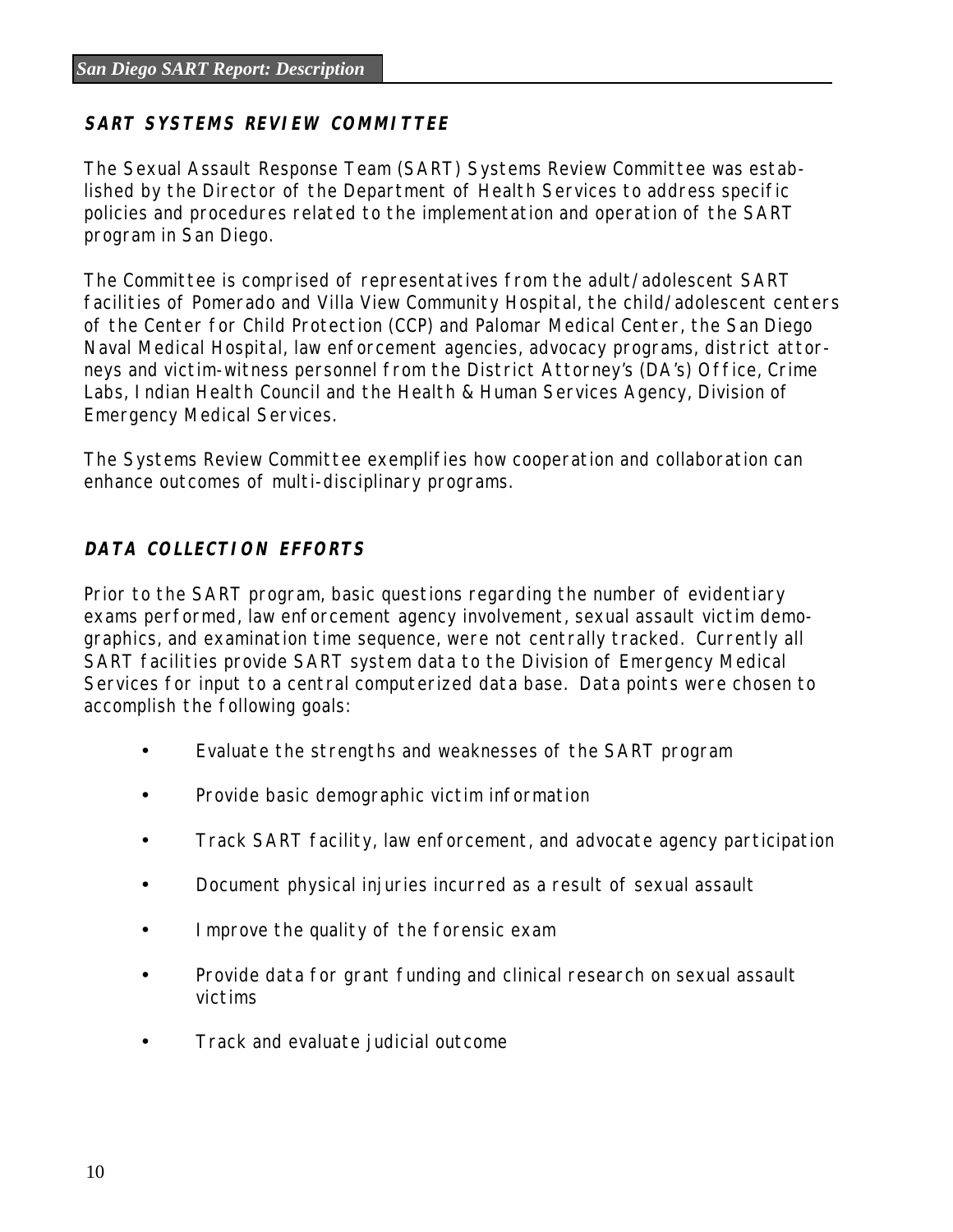## SART SYSTEMS REVIEW COMMITTEE

The Sexual Assault Response Team (SART) Systems Review Committee was established by the Director of the Department of Health Services to address specific policies and procedures related to the implementation and operation of the SART program in San Diego.

The Committee is comprised of representatives from the adult/adolescent SART facilities of Pomerado and Villa View Community Hospital, the child/adolescent centers of the Center for Child Protection (CCP) and Palomar Medical Center, the San Diego Naval Medical Hospital, law enforcement agencies, advocacy programs, district attorneys and victim-witness personnel from the District Attorney's (DA's) Office, Crime Labs, Indian Health Council and the Health & Human Services Agency, Division of Emergency Medical Services.

The Systems Review Committee exemplifies how cooperation and collaboration can enhance outcomes of multi-disciplinary programs.

## DATA COLLECTION EFFORTS

Prior to the SART program, basic questions regarding the number of evidentiary exams performed, law enforcement agency involvement, sexual assault victim demographics, and examination time sequence, were not centrally tracked. Currently all SART facilities provide SART system data to the Division of Emergency Medical Services for input to a central computerized data base. Data points were chosen to accomplish the following goals:

- Evaluate the strengths and weaknesses of the SART program
- Provide basic demographic victim information
- Track SART facility, law enforcement, and advocate agency participation
- Document physical injuries incurred as a result of sexual assault
- Improve the quality of the forensic exam
- Provide data for grant funding and clinical research on sexual assault victims
- Track and evaluate judicial outcome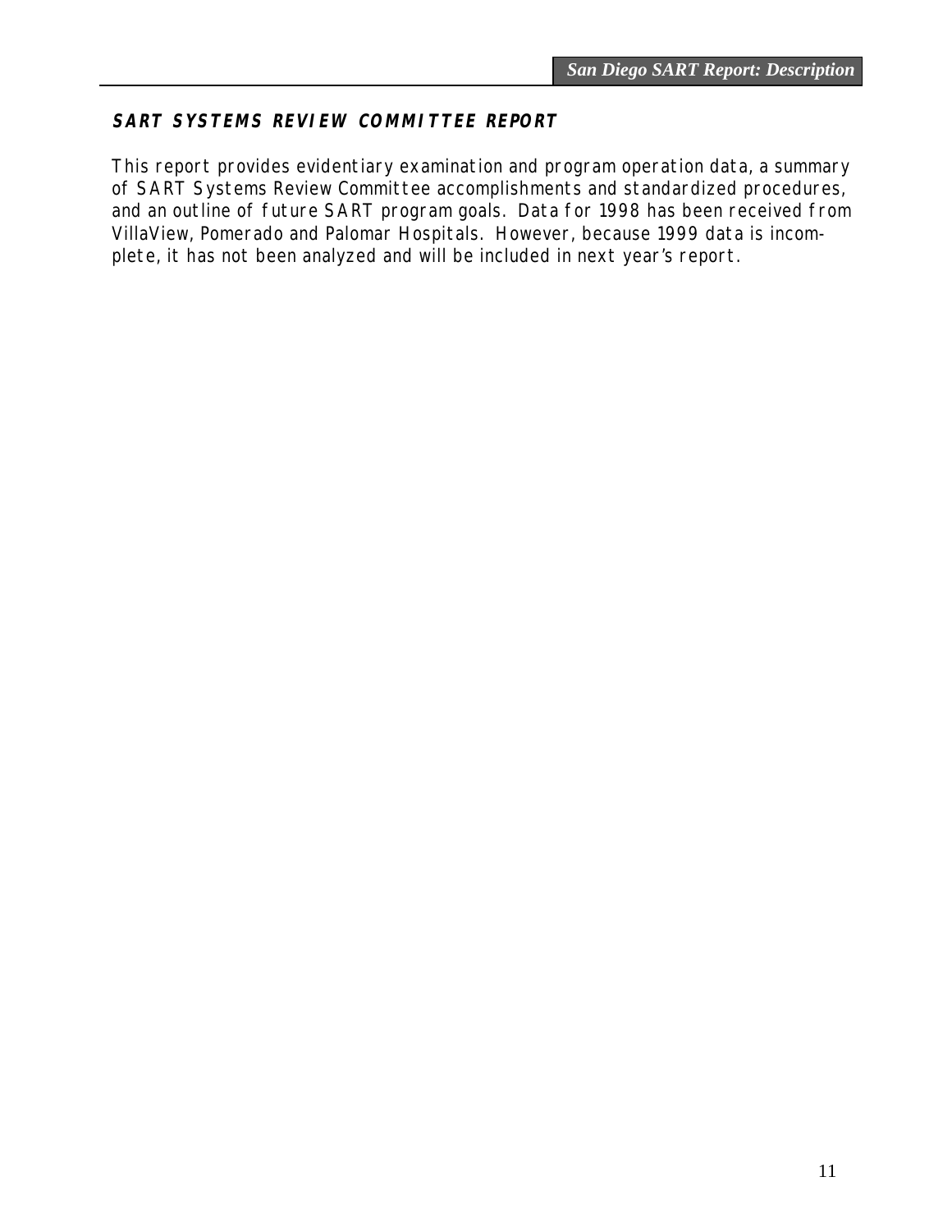## SART SYSTEMS REVIEW COMMITTEE REPORT

This report provides evidentiary examination and program operation data, a summary of SART Systems Review Committee accomplishments and standardized procedures, and an outline of future SART program goals. Data for 1998 has been received from VillaView, Pomerado and Palomar Hospitals. However, because 1999 data is incomplete, it has not been analyzed and will be included in next year's report.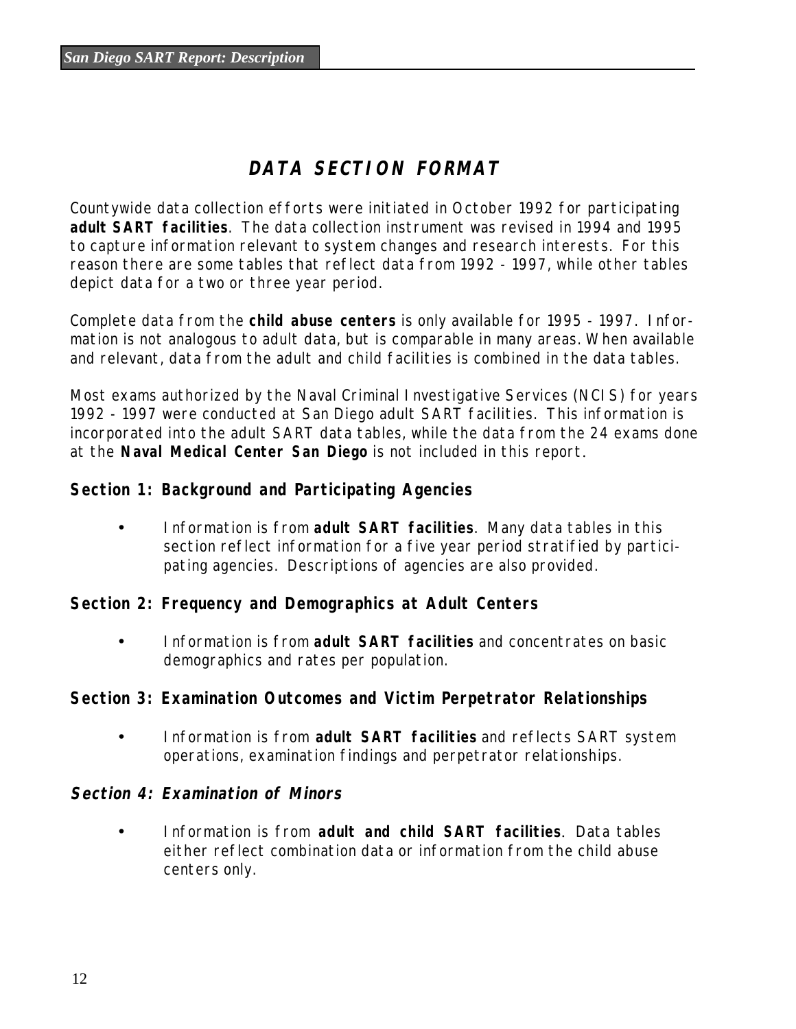# *DATA SECTION FORMAT*

Countywide data collection efforts were initiated in October 1992 for participating **adult SART facilities**. The data collection instrument was revised in 1994 and 1995 to capture information relevant to system changes and research interests. For this reason there are some tables that reflect data from 1992 - 1997, while other tables depict data for a two or three year period.

Complete data from the **child abuse centers** is only available for 1995 - 1997. Information is not analogous to adult data, but is comparable in many areas. When available and relevant, data from the adult and child facilities is combined in the data tables.

Most exams authorized by the Naval Criminal Investigative Services (NCIS) for years 1992 - 1997 were conducted at San Diego adult SART facilities. This information is incorporated into the adult SART data tables, while the data from the 24 exams done at the **Naval Medical Center San Diego** is not included in this report.

### Section 1: Background and Participating Agencies

- Information is from **adult SART facilities**. Many data tables in this section reflect information for a five year period stratified by participating agencies. Descriptions of agencies are also provided.

### Section 2: Frequency and Demographics at Adult Centers

- Information is from **adult SART facilities** and concentrates on basic demographics and rates per population.

### Section 3: Examination Outcomes and Victim Perpetrator Relationships

- Information is from **adult SART facilities** and reflects SART system operations, examination findings and perpetrator relationships.

### *Section 4: Examination of Minors*

- Information is from **adult and child SART facilities**. Data tables either reflect combination data or information from the child abuse centers only.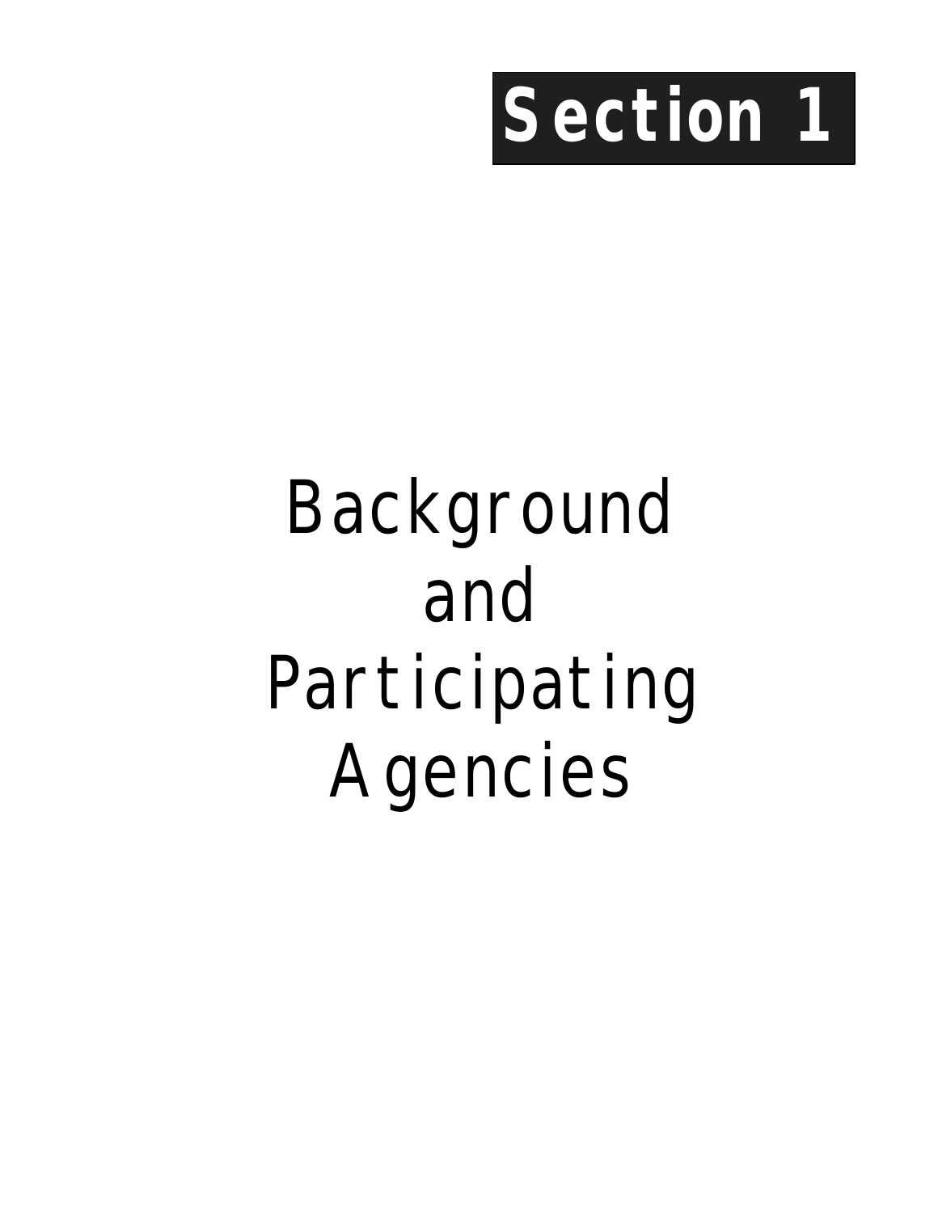# Section 1

# Background and Participating Agencies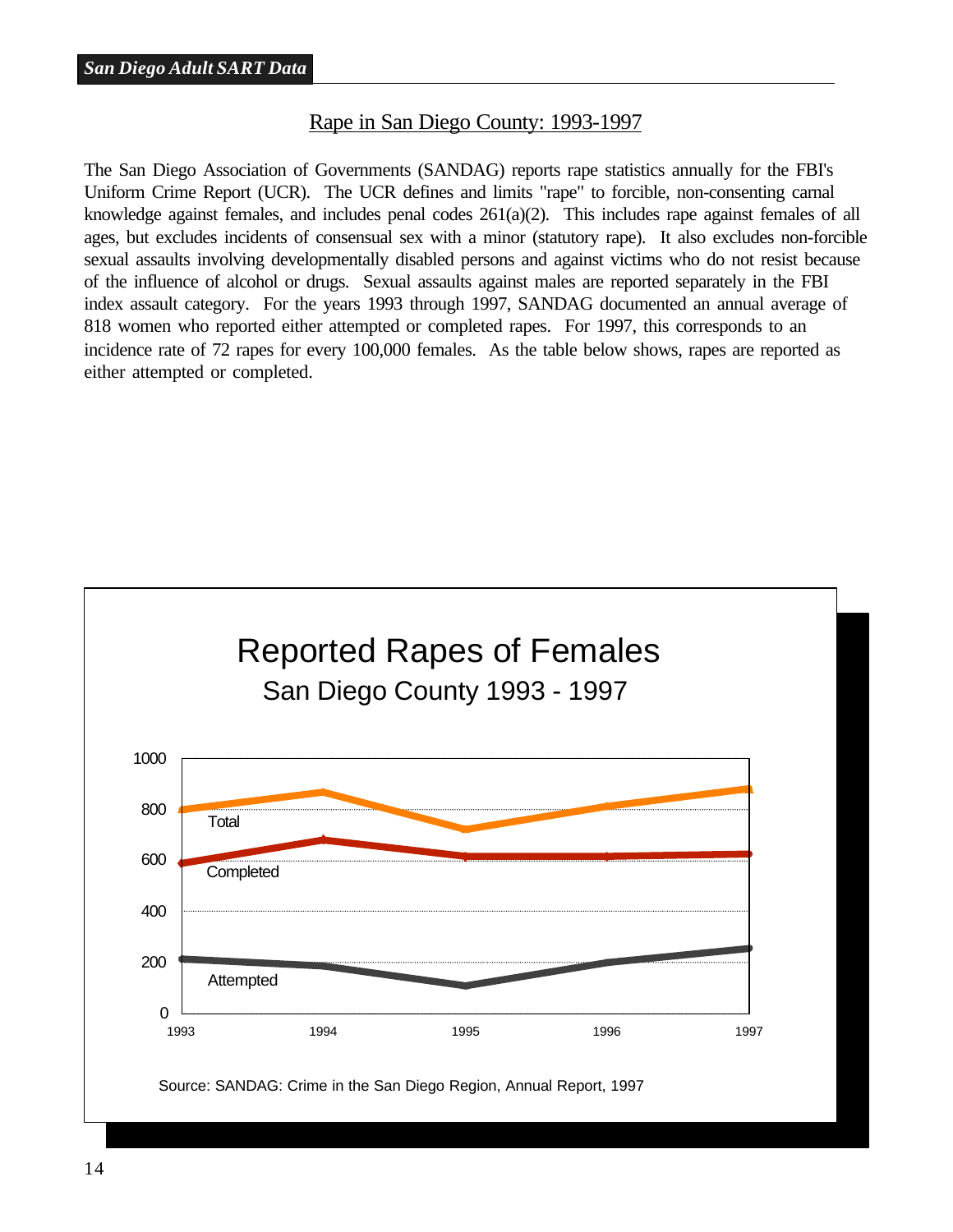## Rape in San Diego County: 1993-1997

The San Diego Association of Governments (SANDAG) reports rape statistics annually for the FBI's Uniform Crime Report (UCR). The UCR defines and limits "rape" to forcible, non-consenting carnal knowledge against females, and includes penal codes 261(a)(2). This includes rape against females of all ages, but excludes incidents of consensual sex with a minor (statutory rape). It also excludes non-forcible sexual assaults involving developmentally disabled persons and against victims who do not resist because of the influence of alcohol or drugs. Sexual assaults against males are reported separately in the FBI index assault category. For the years 1993 through 1997, SANDAG documented an annual average of 818 women who reported either attempted or completed rapes. For 1997, this corresponds to an incidence rate of 72 rapes for every 100,000 females. As the table below shows, rapes are reported as either attempted or completed.

**Reported Rapes of Females**

San Diego County 1993 - 1997

Source: SANDAG: Crime in the San Diego Region, Annual Report, 1997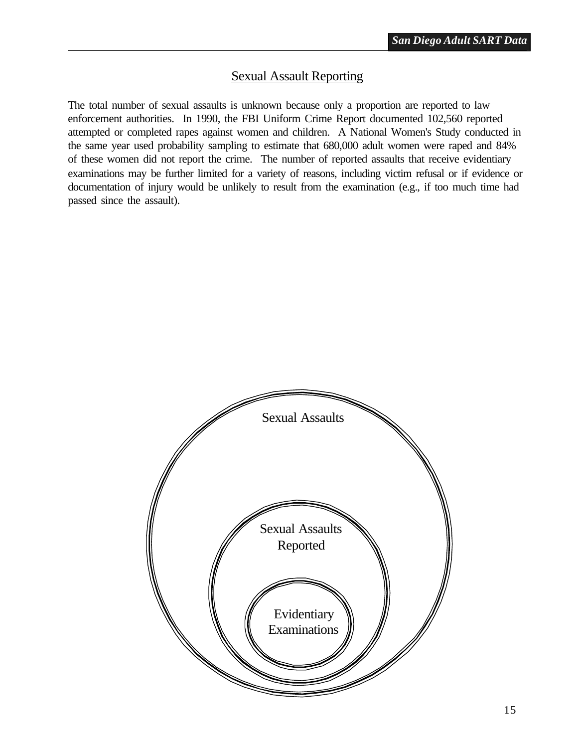## Sexual Assault Reporting

The total number of sexual assaults is unknown because only a proportion are reported to law enforcement authorities. In 1990, the FBI Uniform Crime Report documented 102,560 reported attempted or completed rapes against women and children. A National Women's Study conducted in the same year used probability sampling to estimate that 680,000 adult women were raped and 84% of these women did not report the crime. The number of reported assaults that receive evidentiary examinations may be further limited for a variety of reasons, including victim refusal or if evidence or documentation of injury would be unlikely to result from the examination (e.g., if too much time had passed since the assault).

Sexual Assaults

Sexual Assaults Reported

Evidentiary Examinations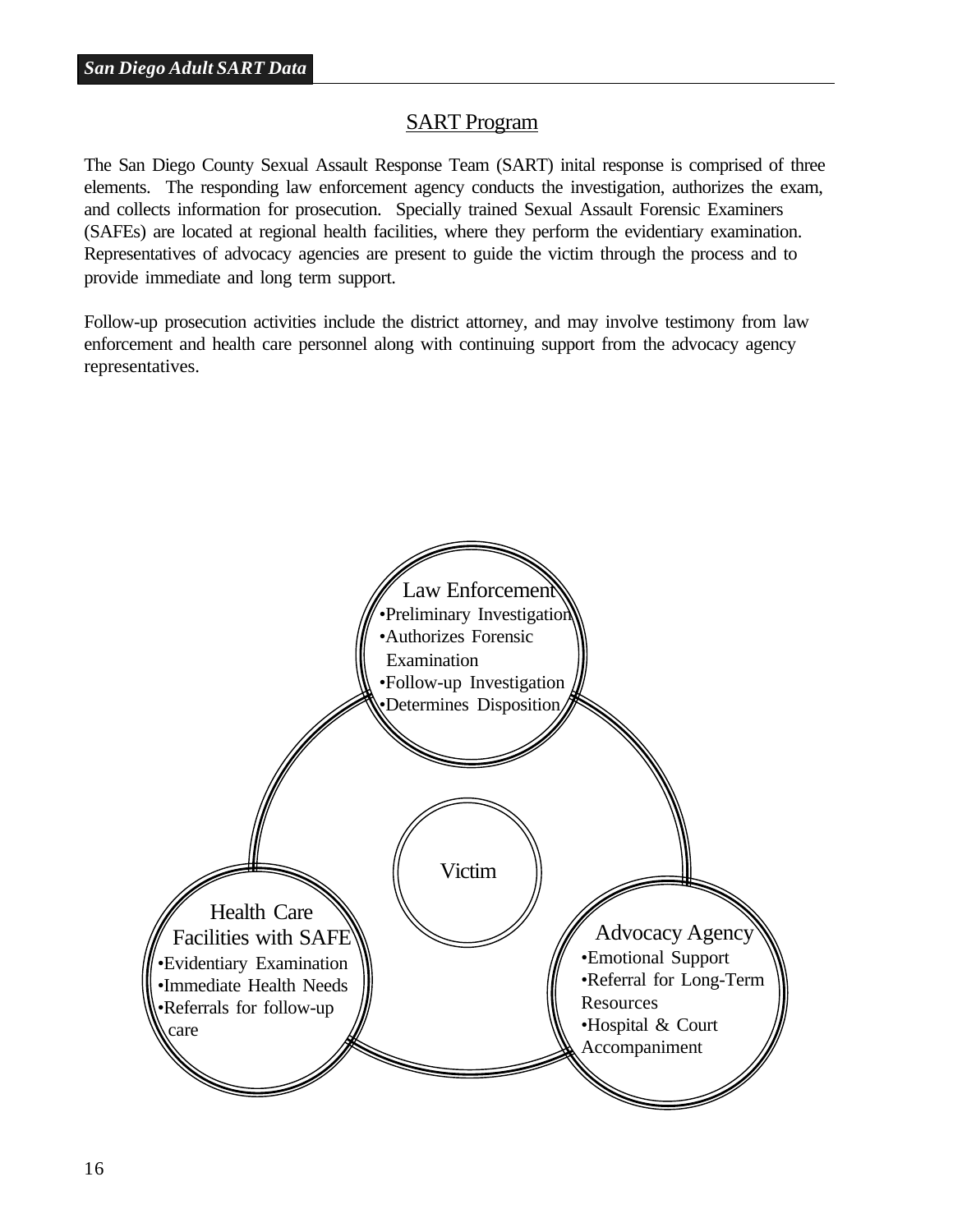## SART Program

The San Diego County Sexual Assault Response Team (SART) inital response is comprised of three elements. The responding law enforcement agency conducts the investigation, authorizes the exam, and collects information for prosecution. Specially trained Sexual Assault Forensic Examiners (SAFEs) are located at regional health facilities, where they perform the evidentiary examination. Representatives of advocacy agencies are present to guide the victim through the process and to provide immediate and long term support.

Follow-up prosecution activities include the district attorney, and may involve testimony from law enforcement and health care personnel along with continuing support from the advocacy agency representatives.

Law Enforcement
- Preliminary Investigation
- Authorizes Forensic Examination
- Follow-up Investigation
- Determines Disposition

Victim

Health Care Facilities with SAFE
- Evidentiary Examination
- Immediate Health Needs
- Referrals for follow-up care

Advocacy Agency
- Emotional Support
- Referral for Long-Term Resources
- Hospital & Court Accompaniment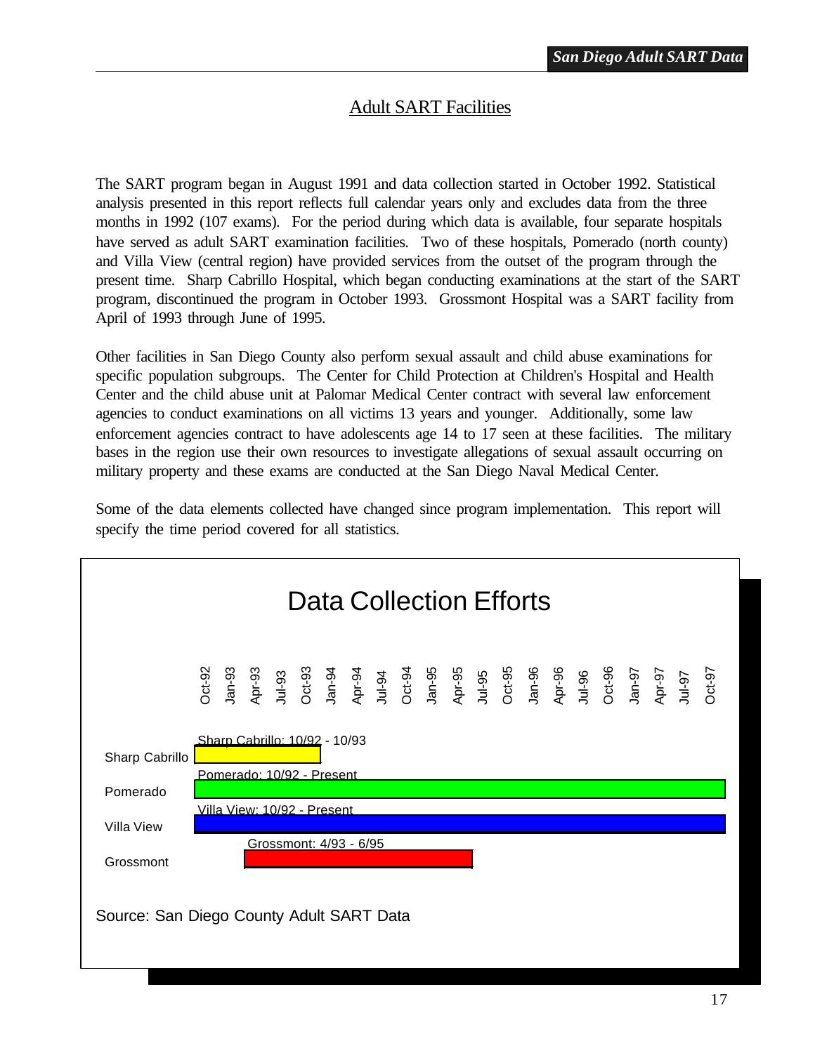## Adult SART Facilities

The SART program began in August 1991 and data collection started in October 1992. Statistical analysis presented in this report reflects full calendar years only and excludes data from the three months in 1992 (107 exams). For the period during which data is available, four separate hospitals have served as adult SART examination facilities. Two of these hospitals, Pomerado (north county) and Villa View (central region) have provided services from the outset of the program through the present time. Sharp Cabrillo Hospital, which began conducting examinations at the start of the SART program, discontinued the program in October 1993. Grossmont Hospital was a SART facility from April of 1993 through June of 1995.

Other facilities in San Diego County also perform sexual assault and child abuse examinations for specific population subgroups. The Center for Child Protection at Children's Hospital and Health Center and the child abuse unit at Palomar Medical Center contract with several law enforcement agencies to conduct examinations on all victims 13 years and younger. Additionally, some law enforcement agencies contract to have adolescents age 14 to 17 seen at these facilities. The military bases in the region use their own resources to investigate allegations of sexual assault occurring on military property and these exams are conducted at the San Diego Naval Medical Center.

Some of the data elements collected have changed since program implementation. This report will specify the time period covered for all statistics.

### Data Collection Efforts

| Facility | Period |
|---|---|
| Sharp Cabrillo | Sharp Cabrillo: 10/92 - 10/93 |
| Pomerado | Pomerado: 10/92 - Present |
| Villa View | Villa View: 10/92 - Present |
| Grossmont | Grossmont: 4/93 - 6/95 |

Source: San Diego County Adult SART Data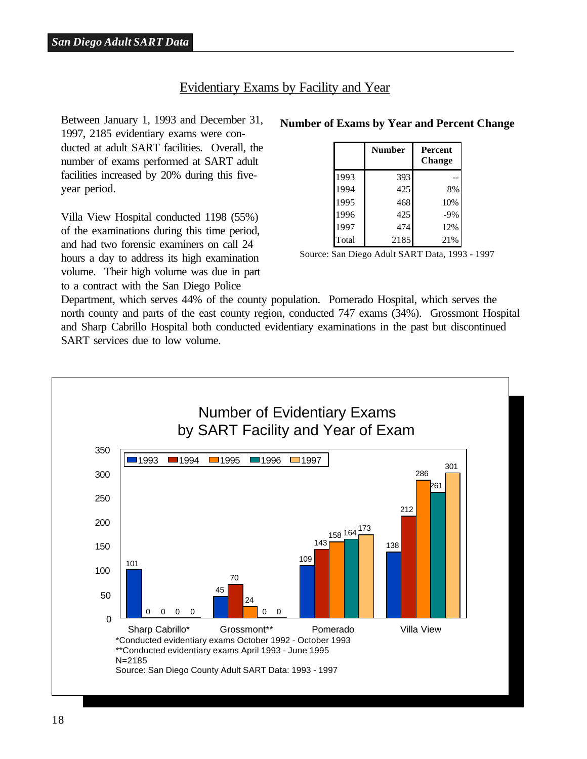## Evidentiary Exams by Facility and Year

Between January 1, 1993 and December 31, 1997, 2185 evidentiary exams were conducted at adult SART facilities. Overall, the number of exams performed at SART adult facilities increased by 20% during this five-year period.

**Number of Exams by Year and Percent Change**

| | Number | Percent Change |
|---|---|---|
| 1993 | 393 | -- |
| 1994 | 425 | 8% |
| 1995 | 468 | 10% |
| 1996 | 425 | -9% |
| 1997 | 474 | 12% |
| Total | 2185 | 21% |

Source: San Diego Adult SART Data, 1993 - 1997

Villa View Hospital conducted 1198 (55%) of the examinations during this time period, and had two forensic examiners on call 24 hours a day to address its high examination volume. Their high volume was due in part to a contract with the San Diego Police Department, which serves 44% of the county population. Pomerado Hospital, which serves the north county and parts of the east county region, conducted 747 exams (34%). Grossmont Hospital and Sharp Cabrillo Hospital both conducted evidentiary examinations in the past but discontinued SART services due to low volume.

**Number of Evidentiary Exams by SART Facility and Year of Exam**

| Facility | 1993 | 1994 | 1995 | 1996 | 1997 |
|---|---|---|---|---|---|
| Sharp Cabrillo* | 101 | 0 | 0 | 0 | 0 |
| Grossmont** | 45 | 70 | 24 | 0 | 0 |
| Pomerado | 109 | 143 | 158 | 164 | 173 |
| Villa View | 138 | 212 | 286 | 261 | 301 |

*Conducted evidentiary exams October 1992 - October 1993
**Conducted evidentiary exams April 1993 - June 1995
N=2185
Source: San Diego County Adult SART Data: 1993 - 1997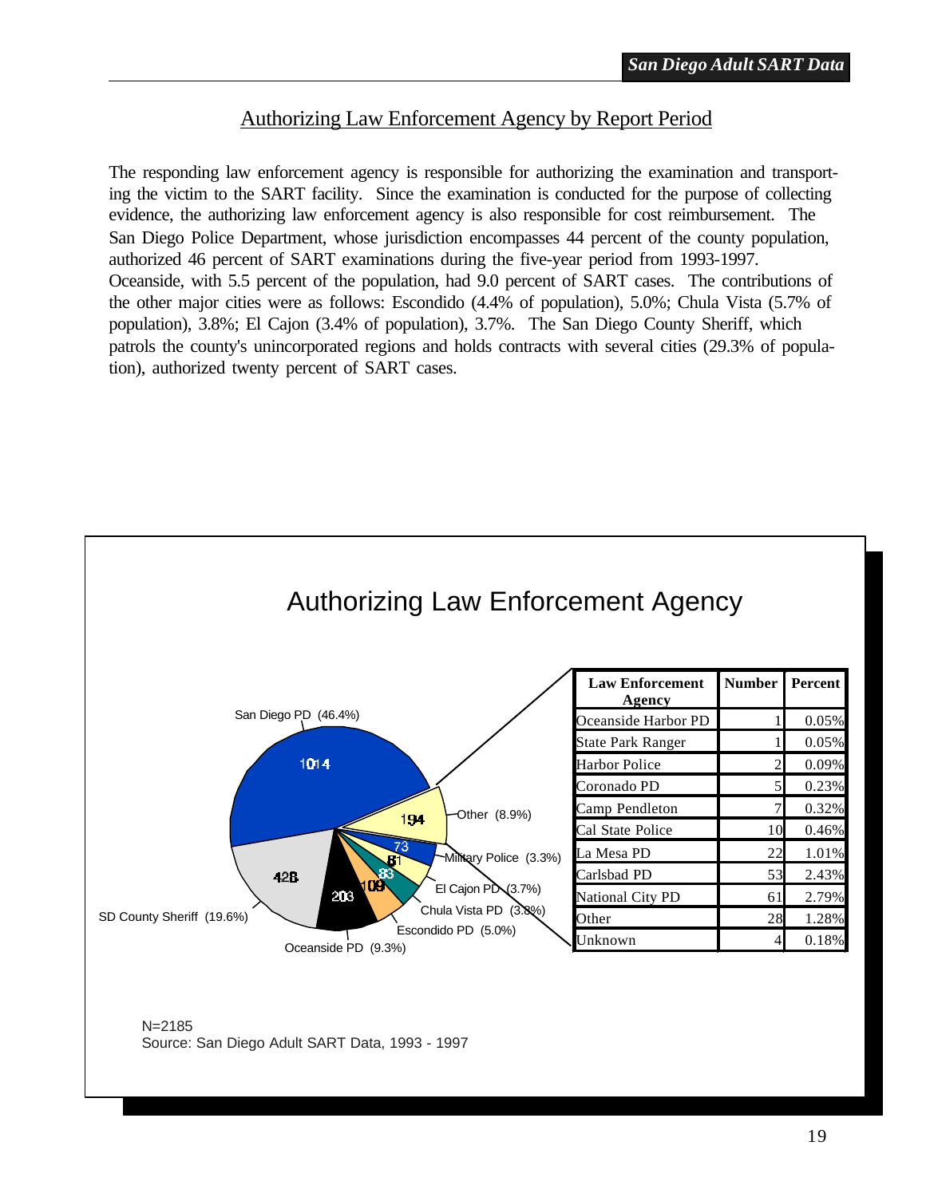## Authorizing Law Enforcement Agency by Report Period

The responding law enforcement agency is responsible for authorizing the examination and transporting the victim to the SART facility. Since the examination is conducted for the purpose of collecting evidence, the authorizing law enforcement agency is also responsible for cost reimbursement. The San Diego Police Department, whose jurisdiction encompasses 44 percent of the county population, authorized 46 percent of SART examinations during the five-year period from 1993-1997. Oceanside, with 5.5 percent of the population, had 9.0 percent of SART cases. The contributions of the other major cities were as follows: Escondido (4.4% of population), 5.0%; Chula Vista (5.7% of population), 3.8%; El Cajon (3.4% of population), 3.7%. The San Diego County Sheriff, which patrols the county's unincorporated regions and holds contracts with several cities (29.3% of population), authorized twenty percent of SART cases.

### Authorizing Law Enforcement Agency

San Diego PD (46.4%): 1014
SD County Sheriff (19.6%): 428
Oceanside PD (9.3%): 203
Escondido PD (5.0%): 109
Chula Vista PD (3.8%): 83
El Cajon PD (3.7%): 81
Military Police (3.3%): 73
Other (8.9%): 194

| Law Enforcement Agency | Number | Percent |
|---|---|---|
| Oceanside Harbor PD | 1 | 0.05% |
| State Park Ranger | 1 | 0.05% |
| Harbor Police | 2 | 0.09% |
| Coronado PD | 5 | 0.23% |
| Camp Pendleton | 7 | 0.32% |
| Cal State Police | 10 | 0.46% |
| La Mesa PD | 22 | 1.01% |
| Carlsbad PD | 53 | 2.43% |
| National City PD | 61 | 2.79% |
| Other | 28 | 1.28% |
| Unknown | 4 | 0.18% |

N=2185
Source: San Diego Adult SART Data, 1993 - 1997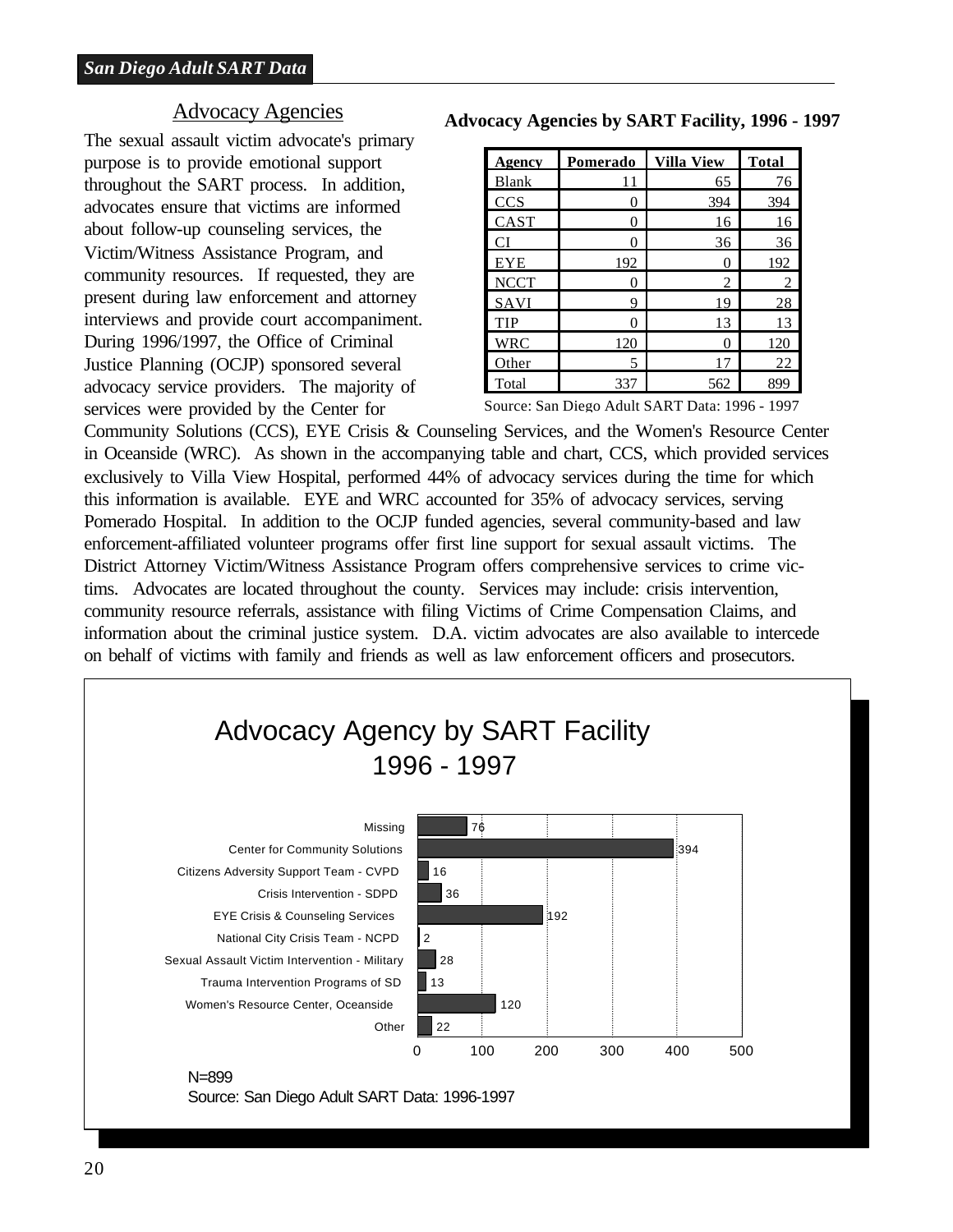## Advocacy Agencies

The sexual assault victim advocate's primary purpose is to provide emotional support throughout the SART process. In addition, advocates ensure that victims are informed about follow-up counseling services, the Victim/Witness Assistance Program, and community resources. If requested, they are present during law enforcement and attorney interviews and provide court accompaniment. During 1996/1997, the Office of Criminal Justice Planning (OCJP) sponsored several advocacy service providers. The majority of services were provided by the Center for Community Solutions (CCS), EYE Crisis & Counseling Services, and the Women's Resource Center in Oceanside (WRC). As shown in the accompanying table and chart, CCS, which provided services exclusively to Villa View Hospital, performed 44% of advocacy services during the time for which this information is available. EYE and WRC accounted for 35% of advocacy services, serving Pomerado Hospital. In addition to the OCJP funded agencies, several community-based and law enforcement-affiliated volunteer programs offer first line support for sexual assault victims. The District Attorney Victim/Witness Assistance Program offers comprehensive services to crime victims. Advocates are located throughout the county. Services may include: crisis intervention, community resource referrals, assistance with filing Victims of Crime Compensation Claims, and information about the criminal justice system. D.A. victim advocates are also available to intercede on behalf of victims with family and friends as well as law enforcement officers and prosecutors.

**Advocacy Agencies by SART Facility, 1996 - 1997**

| Agency | Pomerado | Villa View | Total |
|---|---|---|---|
| Blank | 11 | 65 | 76 |
| CCS | 0 | 394 | 394 |
| CAST | 0 | 16 | 16 |
| CI | 0 | 36 | 36 |
| EYE | 192 | 0 | 192 |
| NCCT | 0 | 2 | 2 |
| SAVI | 9 | 19 | 28 |
| TIP | 0 | 13 | 13 |
| WRC | 120 | 0 | 120 |
| Other | 5 | 17 | 22 |
| Total | 337 | 562 | 899 |

Source: San Diego Adult SART Data: 1996 - 1997

**Advocacy Agency by SART Facility 1996 - 1997**

| Agency | Count |
|---|---|
| Missing | 76 |
| Center for Community Solutions | 394 |
| Citizens Adversity Support Team - CVPD | 16 |
| Crisis Intervention - SDPD | 36 |
| EYE Crisis & Counseling Services | 192 |
| National City Crisis Team - NCPD | 2 |
| Sexual Assault Victim Intervention - Military | 28 |
| Trauma Intervention Programs of SD | 13 |
| Women's Resource Center, Oceanside | 120 |
| Other | 22 |

N=899

Source: San Diego Adult SART Data: 1996-1997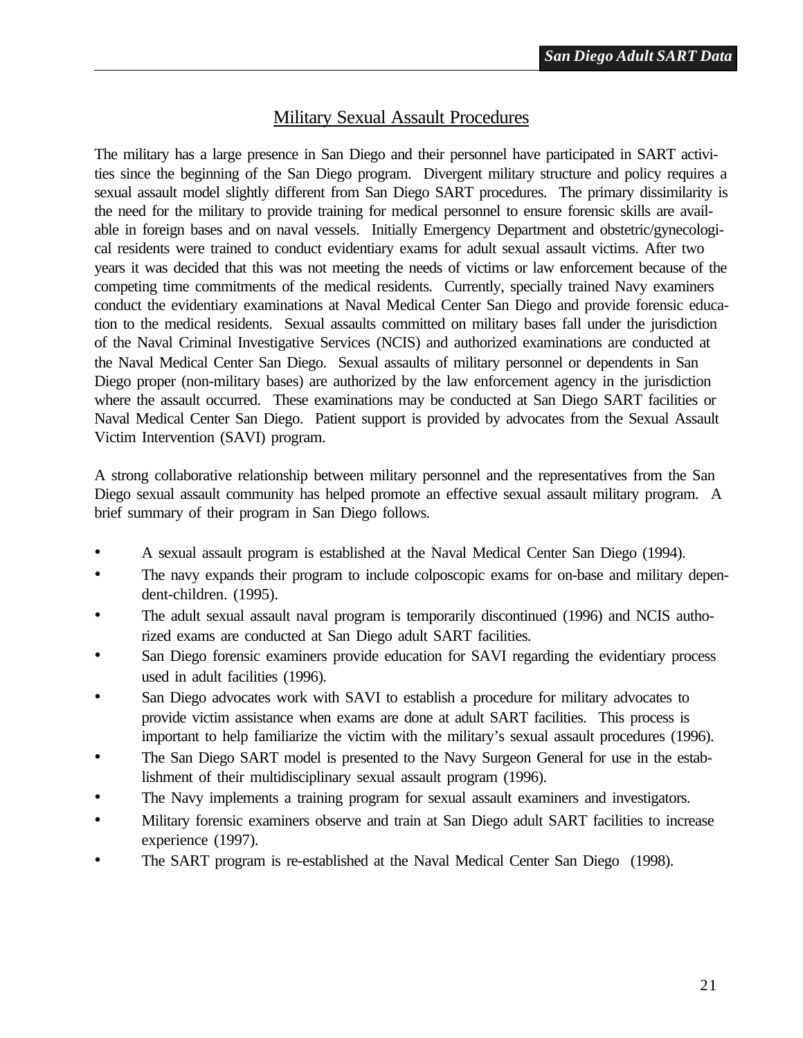## Military Sexual Assault Procedures

The military has a large presence in San Diego and their personnel have participated in SART activities since the beginning of the San Diego program. Divergent military structure and policy requires a sexual assault model slightly different from San Diego SART procedures. The primary dissimilarity is the need for the military to provide training for medical personnel to ensure forensic skills are available in foreign bases and on naval vessels. Initially Emergency Department and obstetric/gynecological residents were trained to conduct evidentiary exams for adult sexual assault victims. After two years it was decided that this was not meeting the needs of victims or law enforcement because of the competing time commitments of the medical residents. Currently, specially trained Navy examiners conduct the evidentiary examinations at Naval Medical Center San Diego and provide forensic education to the medical residents. Sexual assaults committed on military bases fall under the jurisdiction of the Naval Criminal Investigative Services (NCIS) and authorized examinations are conducted at the Naval Medical Center San Diego. Sexual assaults of military personnel or dependents in San Diego proper (non-military bases) are authorized by the law enforcement agency in the jurisdiction where the assault occurred. These examinations may be conducted at San Diego SART facilities or Naval Medical Center San Diego. Patient support is provided by advocates from the Sexual Assault Victim Intervention (SAVI) program.

A strong collaborative relationship between military personnel and the representatives from the San Diego sexual assault community has helped promote an effective sexual assault military program. A brief summary of their program in San Diego follows.

- A sexual assault program is established at the Naval Medical Center San Diego (1994).
- The navy expands their program to include colposcopic exams for on-base and military dependent-children. (1995).
- The adult sexual assault naval program is temporarily discontinued (1996) and NCIS authorized exams are conducted at San Diego adult SART facilities.
- San Diego forensic examiners provide education for SAVI regarding the evidentiary process used in adult facilities (1996).
- San Diego advocates work with SAVI to establish a procedure for military advocates to provide victim assistance when exams are done at adult SART facilities. This process is important to help familiarize the victim with the military's sexual assault procedures (1996).
- The San Diego SART model is presented to the Navy Surgeon General for use in the establishment of their multidisciplinary sexual assault program (1996).
- The Navy implements a training program for sexual assault examiners and investigators.
- Military forensic examiners observe and train at San Diego adult SART facilities to increase experience (1997).
- The SART program is re-established at the Naval Medical Center San Diego (1998).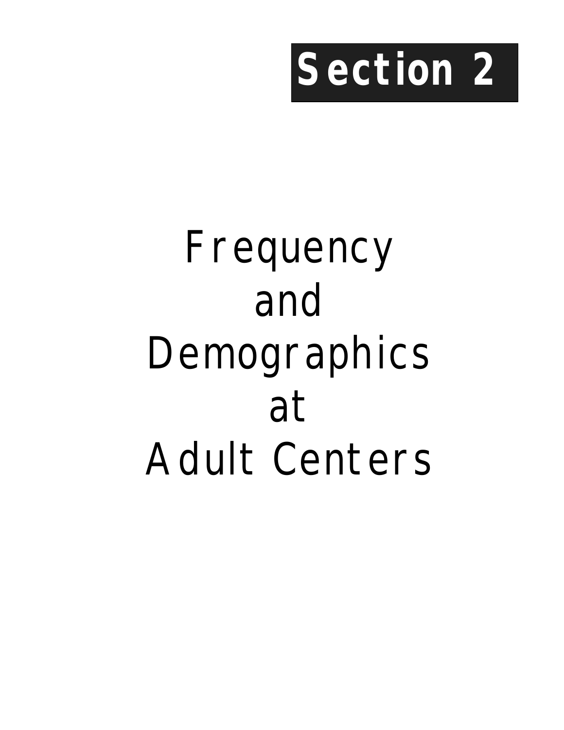# Section 2

# Frequency and Demographics at Adult Centers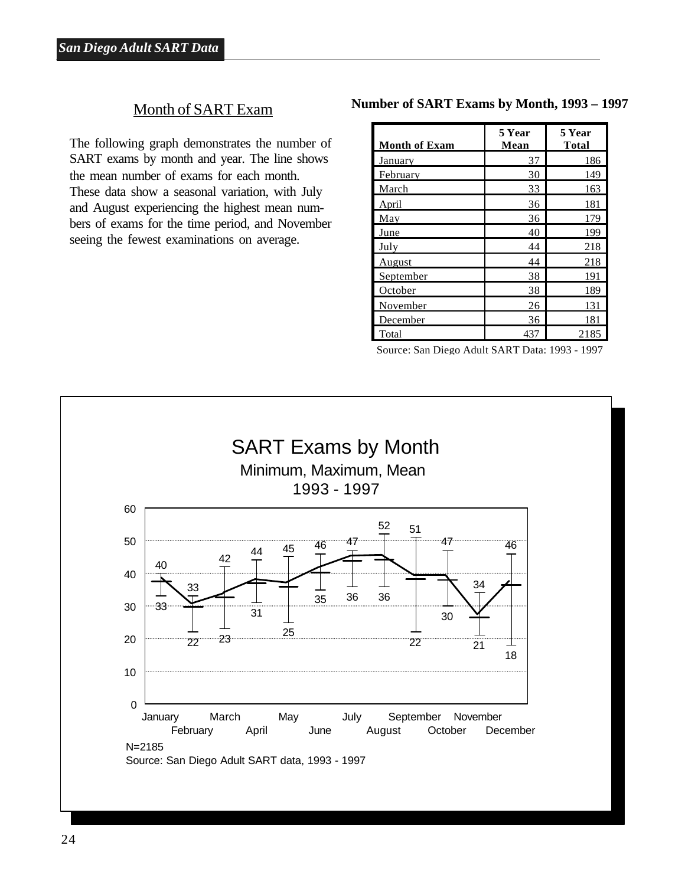## Month of SART Exam

The following graph demonstrates the number of SART exams by month and year. The line shows the mean number of exams for each month. These data show a seasonal variation, with July and August experiencing the highest mean numbers of exams for the time period, and November seeing the fewest examinations on average.

**Number of SART Exams by Month, 1993 – 1997**

| Month of Exam | 5 Year Mean | 5 Year Total |
|---|---|---|
| January | 37 | 186 |
| February | 30 | 149 |
| March | 33 | 163 |
| April | 36 | 181 |
| May | 36 | 179 |
| June | 40 | 199 |
| July | 44 | 218 |
| August | 44 | 218 |
| September | 38 | 191 |
| October | 38 | 189 |
| November | 26 | 131 |
| December | 36 | 181 |
| Total | 437 | 2185 |

Source: San Diego Adult SART Data: 1993 - 1997

**SART Exams by Month**

Minimum, Maximum, Mean

1993 - 1997

| Month | Minimum | Maximum |
|---|---|---|
| January | 33 | 40 |
| February | 22 | 33 |
| March | 23 | 42 |
| April | 31 | 44 |
| May | 25 | 45 |
| June | 35 | 46 |
| July | 36 | 47 |
| August | 36 | 52 |
| September | 22 | 51 |
| October | 30 | 47 |
| November | 21 | 34 |
| December | 18 | 46 |

N=2185

Source: San Diego Adult SART data, 1993 - 1997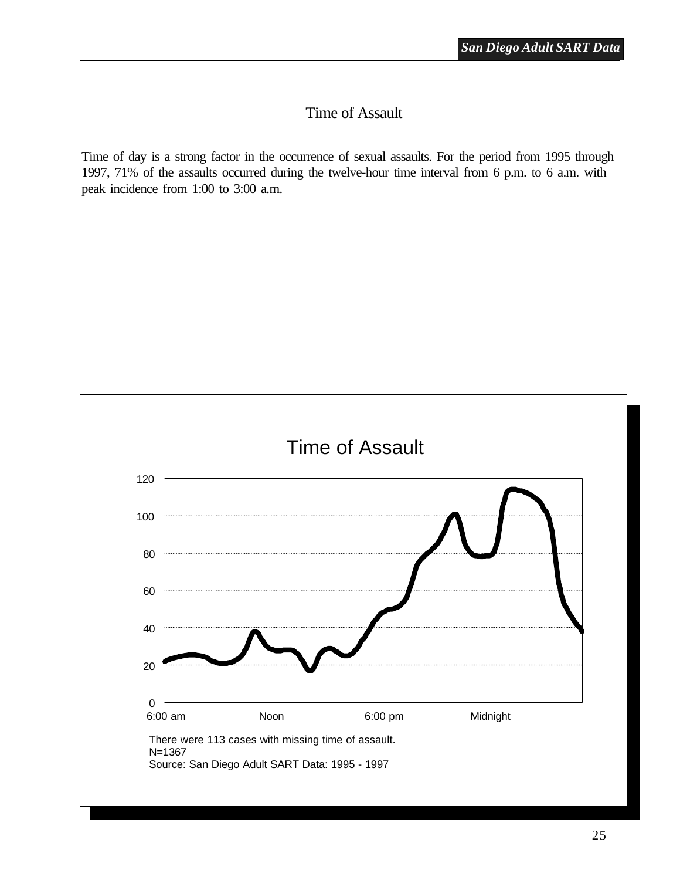## Time of Assault

Time of day is a strong factor in the occurrence of sexual assaults. For the period from 1995 through 1997, 71% of the assaults occurred during the twelve-hour time interval from 6 p.m. to 6 a.m. with peak incidence from 1:00 to 3:00 a.m.

### Time of Assault

There were 113 cases with missing time of assault.
N=1367
Source: San Diego Adult SART Data: 1995 - 1997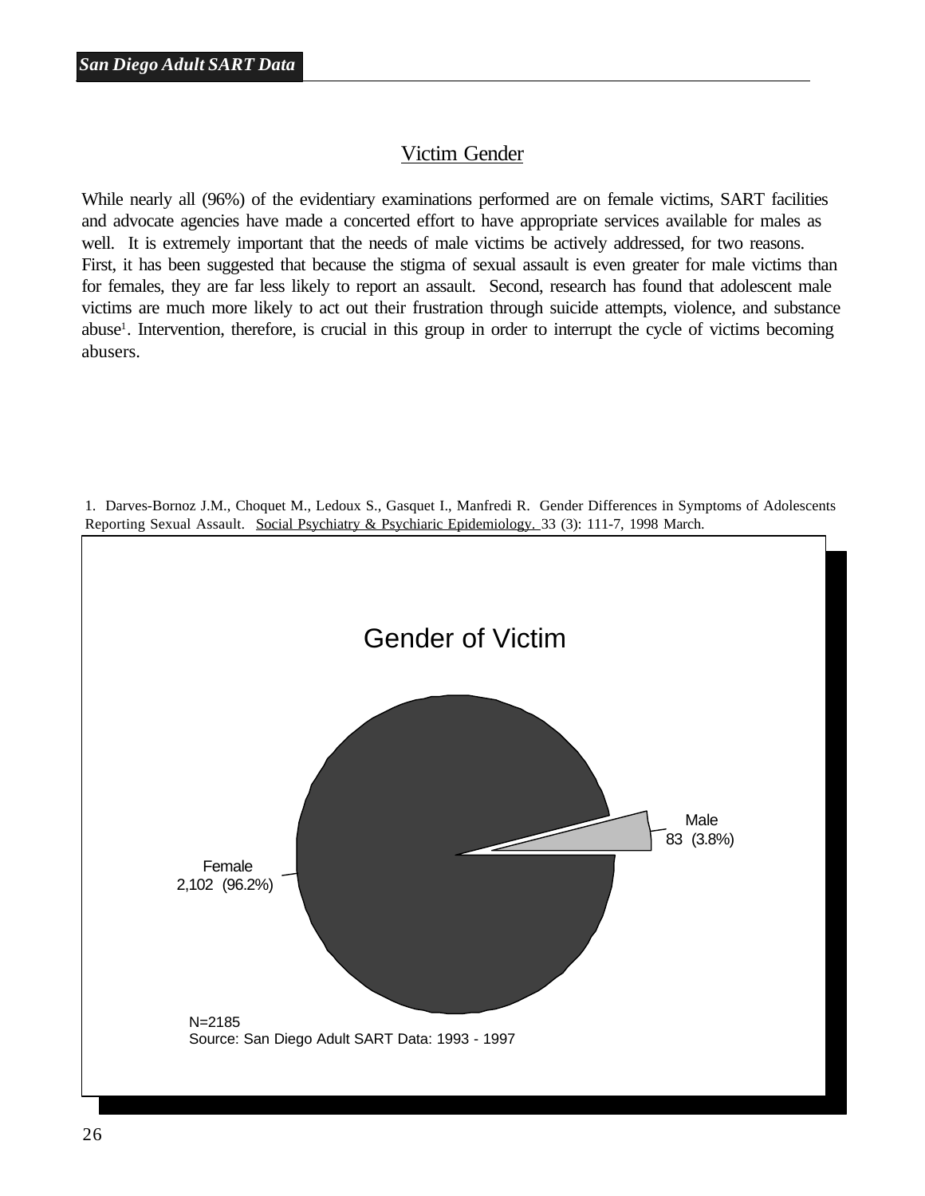## Victim Gender

While nearly all (96%) of the evidentiary examinations performed are on female victims, SART facilities and advocate agencies have made a concerted effort to have appropriate services available for males as well. It is extremely important that the needs of male victims be actively addressed, for two reasons. First, it has been suggested that because the stigma of sexual assault is even greater for male victims than for females, they are far less likely to report an assault. Second, research has found that adolescent male victims are much more likely to act out their frustration through suicide attempts, violence, and substance abuse[1]. Intervention, therefore, is crucial in this group in order to interrupt the cycle of victims becoming abusers.

1. Darves-Bornoz J.M., Choquet M., Ledoux S., Gasquet I., Manfredi R. Gender Differences in Symptoms of Adolescents Reporting Sexual Assault. Social Psychiatry & Psychiaric Epidemiology. 33 (3): 111-7, 1998 March.

### Gender of Victim

Male
83 (3.8%)

Female
2,102 (96.2%)

N=2185
Source: San Diego Adult SART Data: 1993 - 1997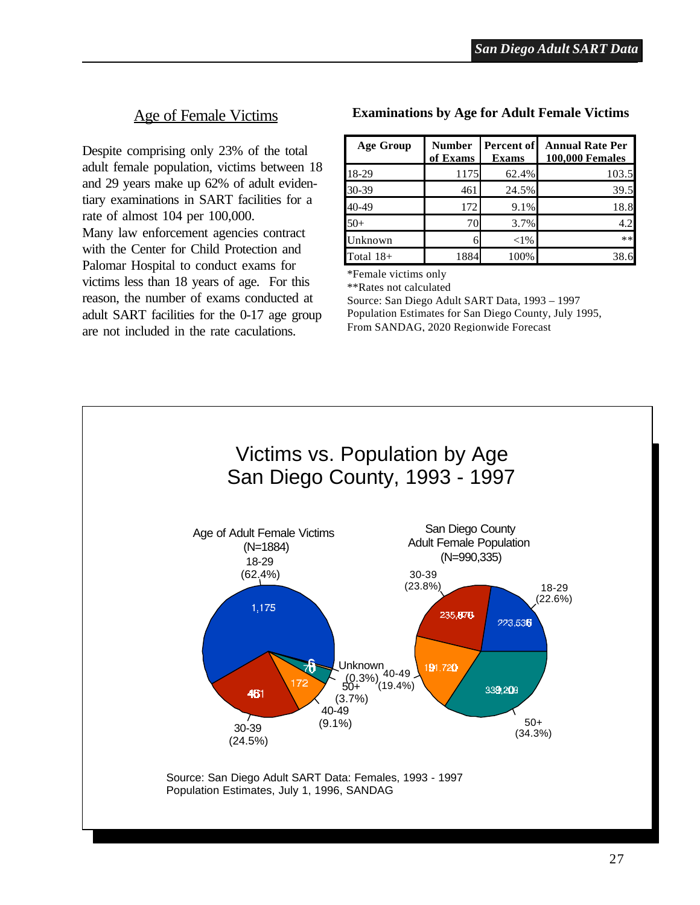## Age of Female Victims

Despite comprising only 23% of the total adult female population, victims between 18 and 29 years make up 62% of adult evidentiary examinations in SART facilities for a rate of almost 104 per 100,000.

Many law enforcement agencies contract with the Center for Child Protection and Palomar Hospital to conduct exams for victims less than 18 years of age. For this reason, the number of exams conducted at adult SART facilities for the 0-17 age group are not included in the rate caculations.

**Examinations by Age for Adult Female Victims**

| Age Group | Number of Exams | Percent of Exams | Annual Rate Per 100,000 Females |
|---|---|---|---|
| 18-29 | 1175 | 62.4% | 103.5 |
| 30-39 | 461 | 24.5% | 39.5 |
| 40-49 | 172 | 9.1% | 18.8 |
| 50+ | 70 | 3.7% | 4.2 |
| Unknown | 6 | <1% | ** |
| Total 18+ | 1884 | 100% | 38.6 |

*Female victims only
**Rates not calculated
Source: San Diego Adult SART Data, 1993 – 1997
Population Estimates for San Diego County, July 1995,
From SANDAG, 2020 Regionwide Forecast

**Victims vs. Population by Age**
**San Diego County, 1993 - 1997**

Age of Adult Female Victims (N=1884)

- 18-29: 1,175 (62.4%)
- 30-39: 461 (24.5%)
- 40-49: 172 (9.1%)
- 50+: 70 (3.7%)
- Unknown: 6 (0.3%)

San Diego County Adult Female Population (N=990,335)

- 18-29: 223,536 (22.6%)
- 30-39: 235,876 (23.8%)
- 40-49: 191,720 (19.4%)
- 50+: 339,203 (34.3%)

Source: San Diego Adult SART Data: Females, 1993 - 1997
Population Estimates, July 1, 1996, SANDAG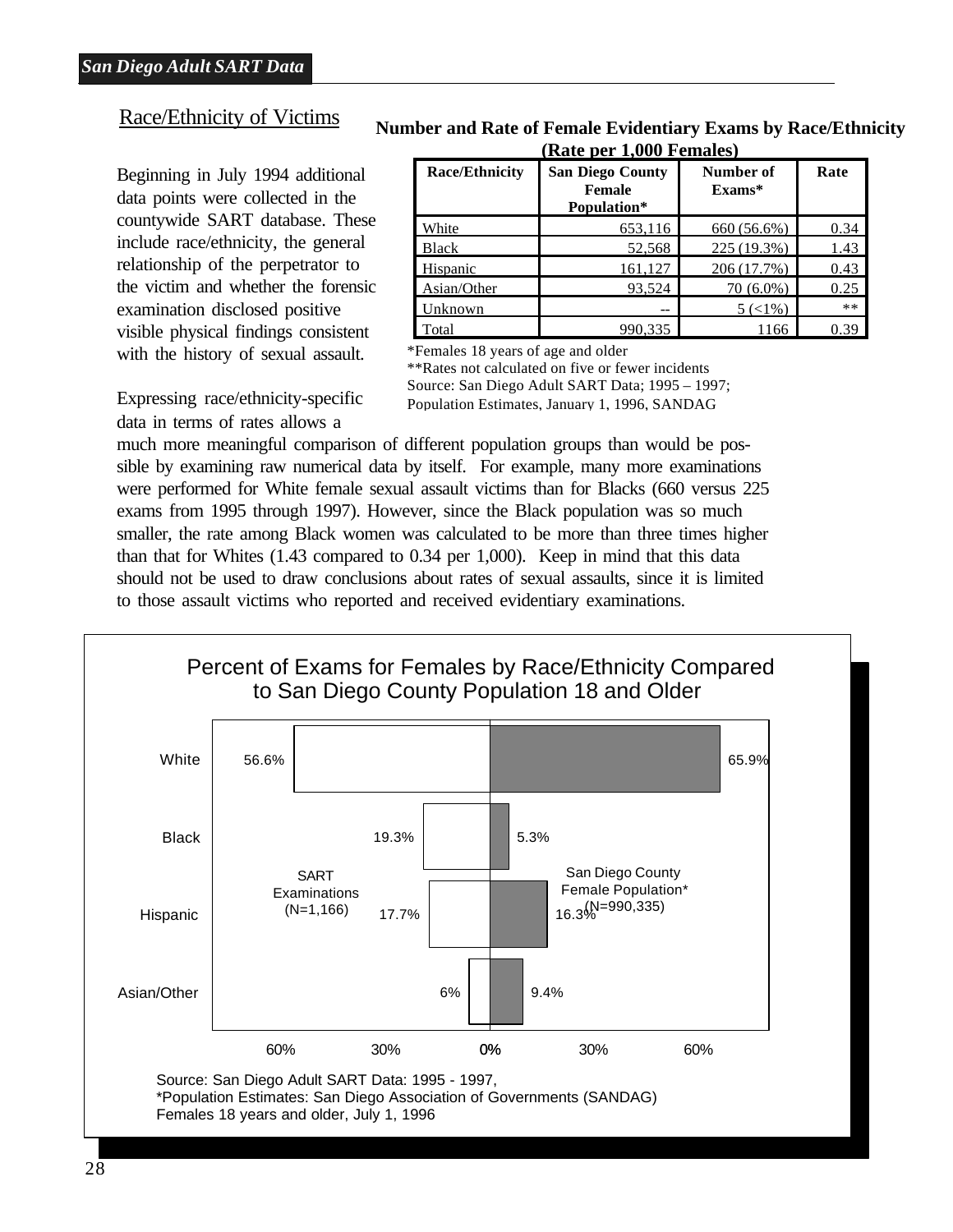## Race/Ethnicity of Victims

Beginning in July 1994 additional data points were collected in the countywide SART database. These include race/ethnicity, the general relationship of the perpetrator to the victim and whether the forensic examination disclosed positive visible physical findings consistent with the history of sexual assault.

**Number and Rate of Female Evidentiary Exams by Race/Ethnicity (Rate per 1,000 Females)**

| Race/Ethnicity | San Diego County Female Population* | Number of Exams* | Rate |
|---|---|---|---|
| White | 653,116 | 660 (56.6%) | 0.34 |
| Black | 52,568 | 225 (19.3%) | 1.43 |
| Hispanic | 161,127 | 206 (17.7%) | 0.43 |
| Asian/Other | 93,524 | 70 (6.0%) | 0.25 |
| Unknown | -- | 5 (<1%) | ** |
| Total | 990,335 | 1166 | 0.39 |

*Females 18 years of age and older
**Rates not calculated on five or fewer incidents
Source: San Diego Adult SART Data; 1995 – 1997; Population Estimates, January 1, 1996, SANDAG

Expressing race/ethnicity-specific data in terms of rates allows a much more meaningful comparison of different population groups than would be possible by examining raw numerical data by itself. For example, many more examinations were performed for White female sexual assault victims than for Blacks (660 versus 225 exams from 1995 through 1997). However, since the Black population was so much smaller, the rate among Black women was calculated to be more than three times higher than that for Whites (1.43 compared to 0.34 per 1,000). Keep in mind that this data should not be used to draw conclusions about rates of sexual assaults, since it is limited to those assault victims who reported and received evidentiary examinations.

**Percent of Exams for Females by Race/Ethnicity Compared to San Diego County Population 18 and Older**

| Race/Ethnicity | SART Examinations (N=1,166) | San Diego County Female Population* (N=990,335) |
|---|---|---|
| White | 56.6% | 65.9% |
| Black | 19.3% | 5.3% |
| Hispanic | 17.7% | 16.3% |
| Asian/Other | 6% | 9.4% |

Source: San Diego Adult SART Data: 1995 - 1997,
*Population Estimates: San Diego Association of Governments (SANDAG) Females 18 years and older, July 1, 1996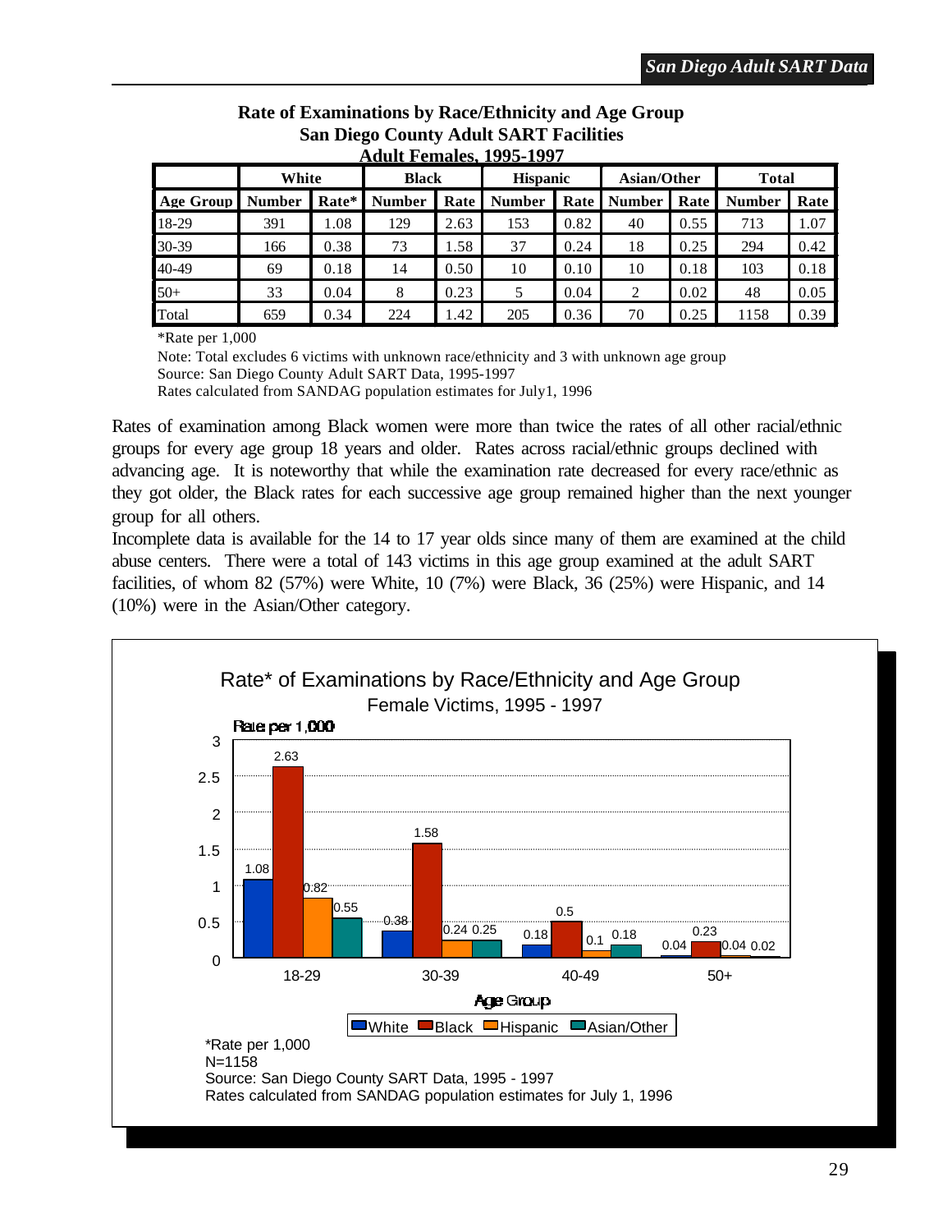### Rate of Examinations by Race/Ethnicity and Age Group
### San Diego County Adult SART Facilities
### Adult Females, 1995-1997

| | White | | Black | | Hispanic | | Asian/Other | | Total | |
|---|---|---|---|---|---|---|---|---|---|---|
| **Age Group** | **Number** | **Rate*** | **Number** | **Rate** | **Number** | **Rate** | **Number** | **Rate** | **Number** | **Rate** |
| 18-29 | 391 | 1.08 | 129 | 2.63 | 153 | 0.82 | 40 | 0.55 | 713 | 1.07 |
| 30-39 | 166 | 0.38 | 73 | 1.58 | 37 | 0.24 | 18 | 0.25 | 294 | 0.42 |
| 40-49 | 69 | 0.18 | 14 | 0.50 | 10 | 0.10 | 10 | 0.18 | 103 | 0.18 |
| 50+ | 33 | 0.04 | 8 | 0.23 | 5 | 0.04 | 2 | 0.02 | 48 | 0.05 |
| Total | 659 | 0.34 | 224 | 1.42 | 205 | 0.36 | 70 | 0.25 | 1158 | 0.39 |

*Rate per 1,000

Note: Total excludes 6 victims with unknown race/ethnicity and 3 with unknown age group

Source: San Diego County Adult SART Data, 1995-1997

Rates calculated from SANDAG population estimates for July1, 1996

Rates of examination among Black women were more than twice the rates of all other racial/ethnic groups for every age group 18 years and older. Rates across racial/ethnic groups declined with advancing age. It is noteworthy that while the examination rate decreased for every race/ethnic as they got older, the Black rates for each successive age group remained higher than the next younger group for all others.

Incomplete data is available for the 14 to 17 year olds since many of them are examined at the child abuse centers. There were a total of 143 victims in this age group examined at the adult SART facilities, of whom 82 (57%) were White, 10 (7%) were Black, 36 (25%) were Hispanic, and 14 (10%) were in the Asian/Other category.

**Rate* of Examinations by Race/Ethnicity and Age Group**
Female Victims, 1995 - 1997

| Age Group | White | Black | Hispanic | Asian/Other |
|---|---|---|---|---|
| 18-29 | 1.08 | 2.63 | 0.82 | 0.55 |
| 30-39 | 0.38 | 1.58 | 0.24 | 0.25 |
| 40-49 | 0.18 | 0.5 | 0.1 | 0.18 |
| 50+ | 0.04 | 0.23 | 0.04 | 0.02 |

*Rate per 1,000

N=1158

Source: San Diego County SART Data, 1995 - 1997

Rates calculated from SANDAG population estimates for July 1, 1996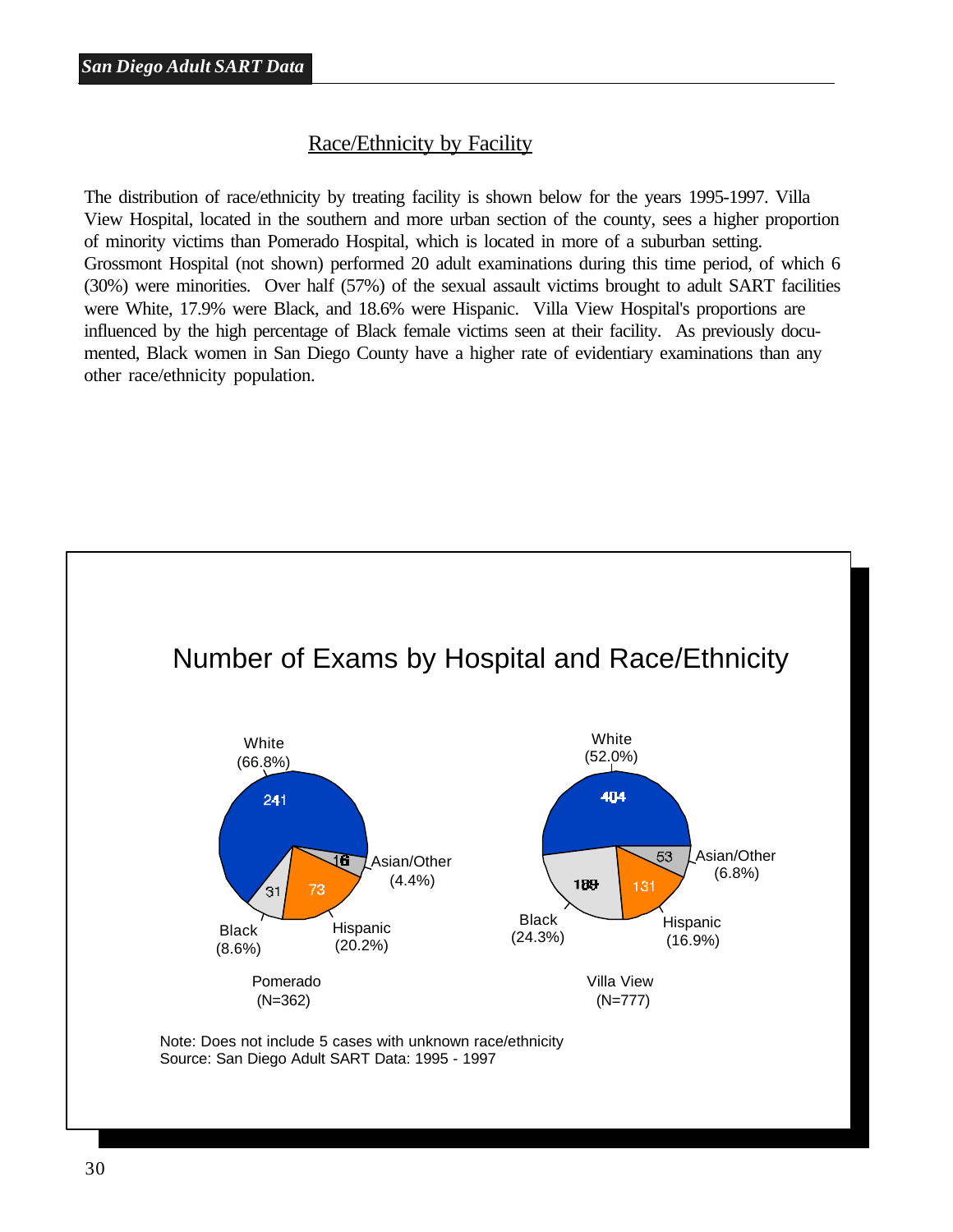## Race/Ethnicity by Facility

The distribution of race/ethnicity by treating facility is shown below for the years 1995-1997. Villa View Hospital, located in the southern and more urban section of the county, sees a higher proportion of minority victims than Pomerado Hospital, which is located in more of a suburban setting. Grossmont Hospital (not shown) performed 20 adult examinations during this time period, of which 6 (30%) were minorities. Over half (57%) of the sexual assault victims brought to adult SART facilities were White, 17.9% were Black, and 18.6% were Hispanic. Villa View Hospital's proportions are influenced by the high percentage of Black female victims seen at their facility. As previously documented, Black women in San Diego County have a higher rate of evidentiary examinations than any other race/ethnicity population.

### Number of Exams by Hospital and Race/Ethnicity

| Race/Ethnicity | Pomerado (N=362) | Villa View (N=777) |
|---|---|---|
| White | 241 (66.8%) | 404 (52.0%) |
| Asian/Other | 16 (4.4%) | 53 (6.8%) |
| Hispanic | 73 (20.2%) | 131 (16.9%) |
| Black | 31 (8.6%) | 189 (24.3%) |

Note: Does not include 5 cases with unknown race/ethnicity
Source: San Diego Adult SART Data: 1995 - 1997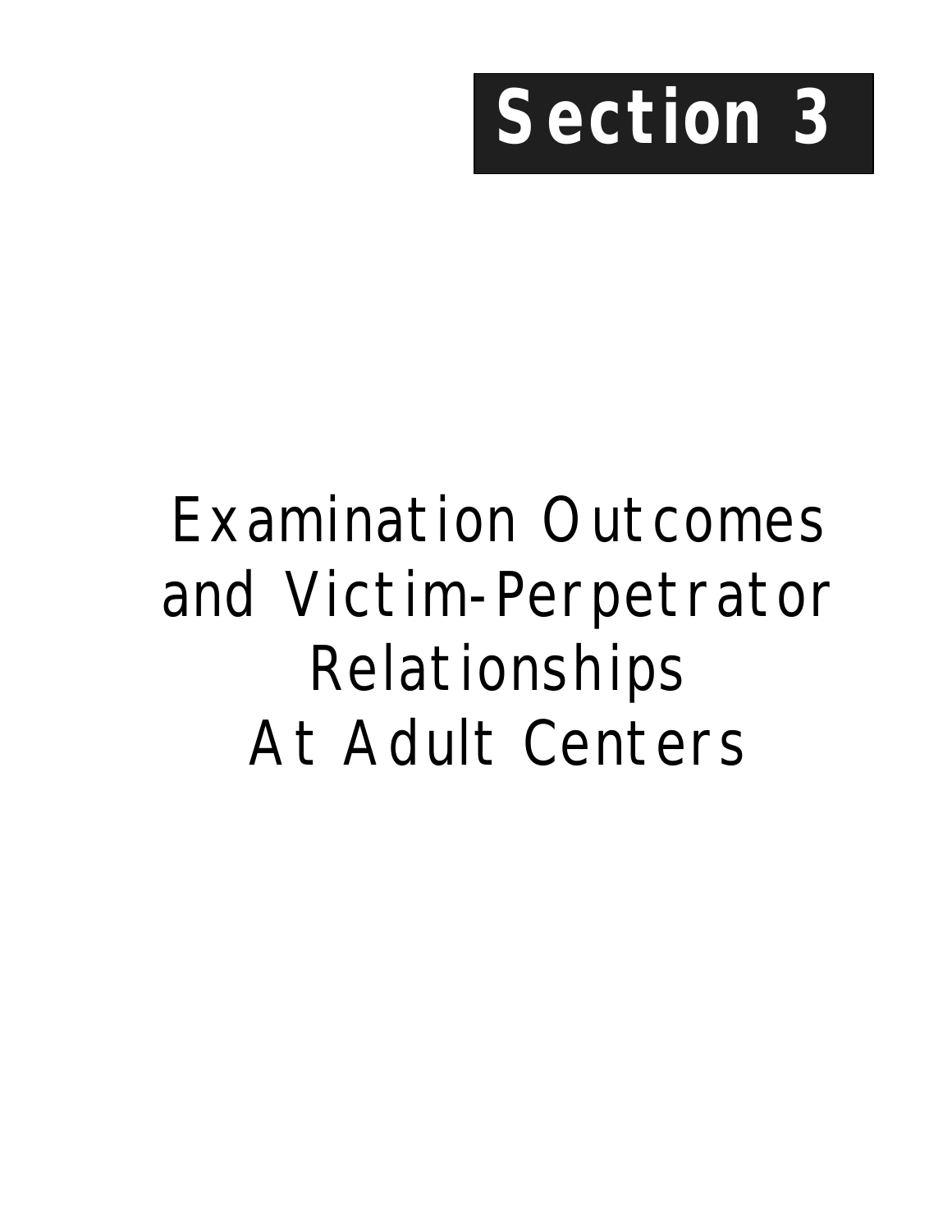# Section 3

## Examination Outcomes and Victim-Perpetrator Relationships At Adult Centers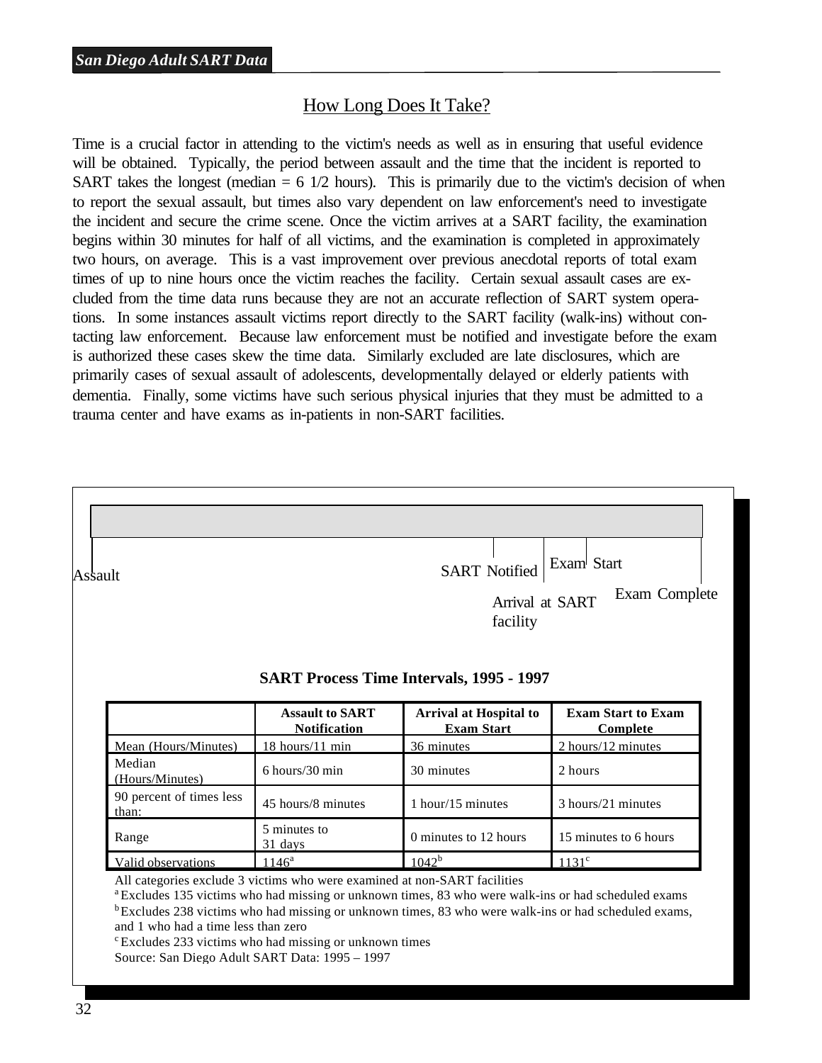## How Long Does It Take?

Time is a crucial factor in attending to the victim's needs as well as in ensuring that useful evidence will be obtained. Typically, the period between assault and the time that the incident is reported to SART takes the longest (median = 6 1/2 hours). This is primarily due to the victim's decision of when to report the sexual assault, but times also vary dependent on law enforcement's need to investigate the incident and secure the crime scene. Once the victim arrives at a SART facility, the examination begins within 30 minutes for half of all victims, and the examination is completed in approximately two hours, on average. This is a vast improvement over previous anecdotal reports of total exam times of up to nine hours once the victim reaches the facility. Certain sexual assault cases are excluded from the time data runs because they are not an accurate reflection of SART system operations. In some instances assault victims report directly to the SART facility (walk-ins) without contacting law enforcement. Because law enforcement must be notified and investigate before the exam is authorized these cases skew the time data. Similarly excluded are late disclosures, which are primarily cases of sexual assault of adolescents, developmentally delayed or elderly patients with dementia. Finally, some victims have such serious physical injuries that they must be admitted to a trauma center and have exams as in-patients in non-SART facilities.

Assault — SART Notified — Arrival at SART facility — Exam Start — Exam Complete

**SART Process Time Intervals, 1995 - 1997**

| | Assault to SART Notification | Arrival at Hospital to Exam Start | Exam Start to Exam Complete |
|---|---|---|---|
| Mean (Hours/Minutes) | 18 hours/11 min | 36 minutes | 2 hours/12 minutes |
| Median (Hours/Minutes) | 6 hours/30 min | 30 minutes | 2 hours |
| 90 percent of times less than: | 45 hours/8 minutes | 1 hour/15 minutes | 3 hours/21 minutes |
| Range | 5 minutes to 31 days | 0 minutes to 12 hours | 15 minutes to 6 hours |
| Valid observations | 1146[a] | 1042[b] | 1131[c] |

All categories exclude 3 victims who were examined at non-SART facilities

[a] Excludes 135 victims who had missing or unknown times, 83 who were walk-ins or had scheduled exams

[b] Excludes 238 victims who had missing or unknown times, 83 who were walk-ins or had scheduled exams, and 1 who had a time less than zero

[c] Excludes 233 victims who had missing or unknown times

Source: San Diego Adult SART Data: 1995 – 1997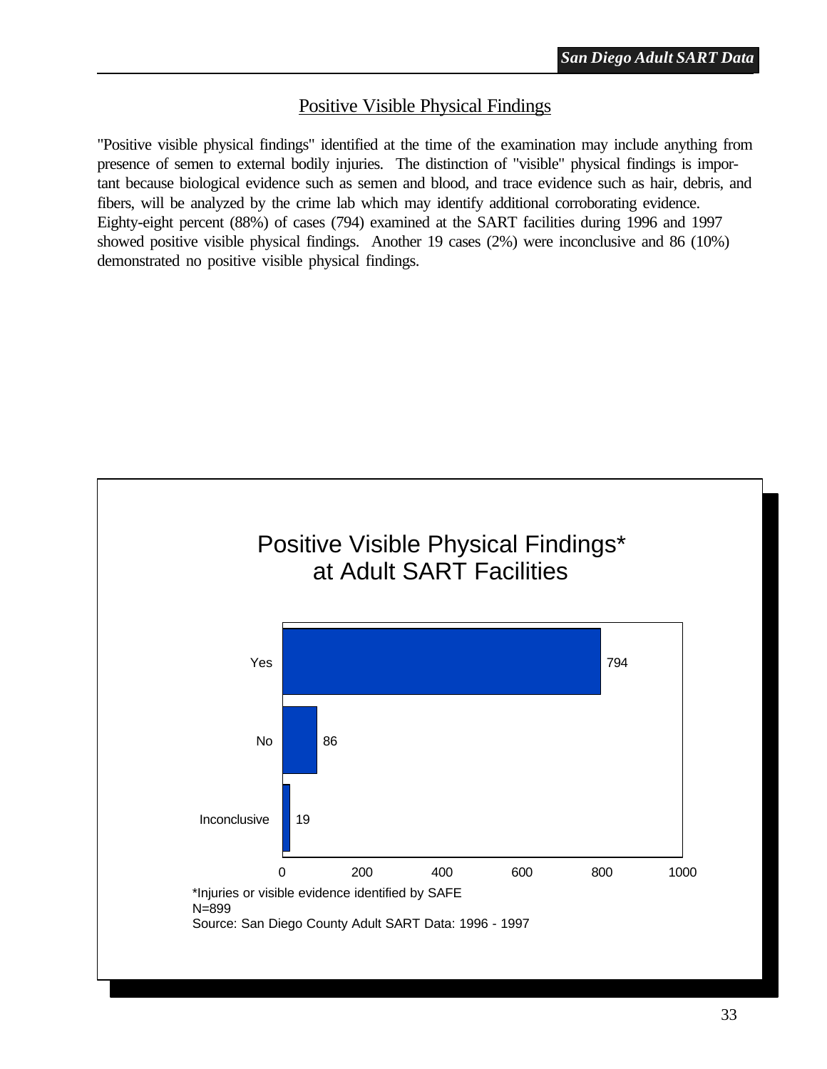## Positive Visible Physical Findings

"Positive visible physical findings" identified at the time of the examination may include anything from presence of semen to external bodily injuries. The distinction of "visible" physical findings is important because biological evidence such as semen and blood, and trace evidence such as hair, debris, and fibers, will be analyzed by the crime lab which may identify additional corroborating evidence. Eighty-eight percent (88%) of cases (794) examined at the SART facilities during 1996 and 1997 showed positive visible physical findings. Another 19 cases (2%) were inconclusive and 86 (10%) demonstrated no positive visible physical findings.

### Positive Visible Physical Findings* at Adult SART Facilities

| Finding | Cases |
|---|---|
| Yes | 794 |
| No | 86 |
| Inconclusive | 19 |

*Injuries or visible evidence identified by SAFE

N=899

Source: San Diego County Adult SART Data: 1996 - 1997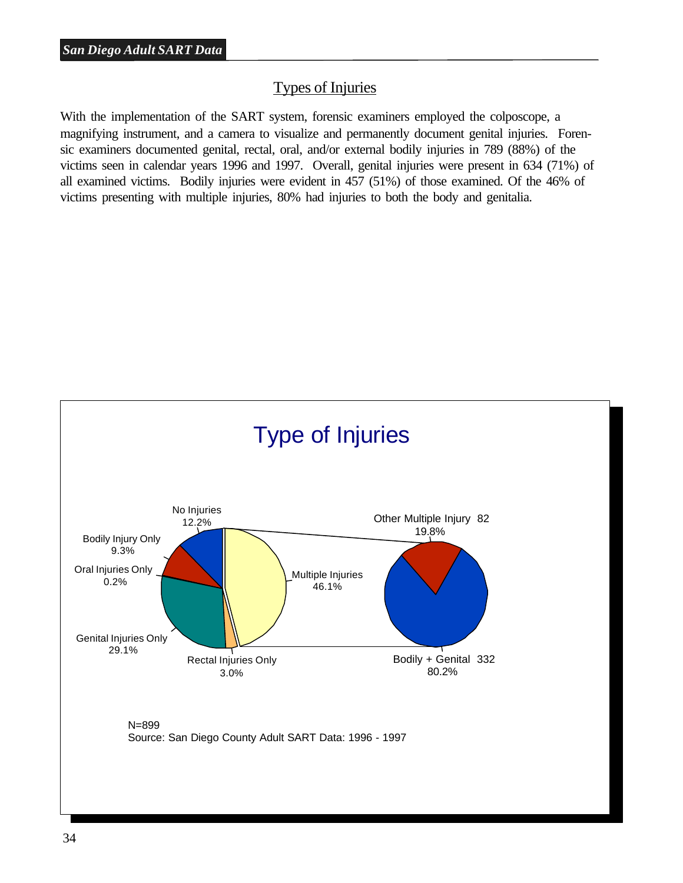## Types of Injuries

With the implementation of the SART system, forensic examiners employed the colposcope, a magnifying instrument, and a camera to visualize and permanently document genital injuries. Forensic examiners documented genital, rectal, oral, and/or external bodily injuries in 789 (88%) of the victims seen in calendar years 1996 and 1997. Overall, genital injuries were present in 634 (71%) of all examined victims. Bodily injuries were evident in 457 (51%) of those examined. Of the 46% of victims presenting with multiple injuries, 80% had injuries to both the body and genitalia.

### Type of Injuries

| Type of Injury | Percent |
|---|---|
| No Injuries | 12.2% |
| Bodily Injury Only | 9.3% |
| Oral Injuries Only | 0.2% |
| Genital Injuries Only | 29.1% |
| Rectal Injuries Only | 3.0% |
| Multiple Injuries | 46.1% |

| Multiple Injuries Breakdown | Count | Percent |
|---|---|---|
| Other Multiple Injury | 82 | 19.8% |
| Bodily + Genital | 332 | 80.2% |

N=899
Source: San Diego County Adult SART Data: 1996 - 1997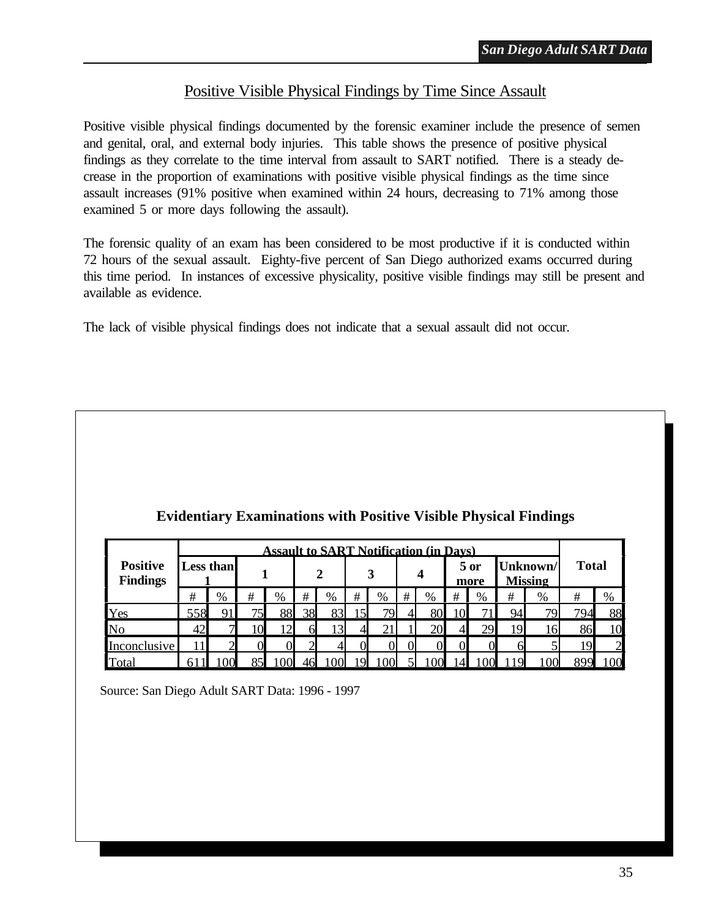## Positive Visible Physical Findings by Time Since Assault

Positive visible physical findings documented by the forensic examiner include the presence of semen and genital, oral, and external body injuries. This table shows the presence of positive physical findings as they correlate to the time interval from assault to SART notified. There is a steady decrease in the proportion of examinations with positive visible physical findings as the time since assault increases (91% positive when examined within 24 hours, decreasing to 71% among those examined 5 or more days following the assault).

The forensic quality of an exam has been considered to be most productive if it is conducted within 72 hours of the sexual assault. Eighty-five percent of San Diego authorized exams occurred during this time period. In instances of excessive physicality, positive visible findings may still be present and available as evidence.

The lack of visible physical findings does not indicate that a sexual assault did not occur.

### Evidentiary Examinations with Positive Visible Physical Findings

| Positive Findings | Assault to SART Notification (in Days) | | | | | | | | | | | | | | Total | |
|---|---|---|---|---|---|---|---|---|---|---|---|---|---|---|---|---|
| | Less than 1 | | 1 | | 2 | | 3 | | 4 | | 5 or more | | Unknown/ Missing | | | |
| | # | % | # | % | # | % | # | % | # | % | # | % | # | % | # | % |
| Yes | 558 | 91 | 75 | 88 | 38 | 83 | 15 | 79 | 4 | 80 | 10 | 71 | 94 | 79 | 794 | 88 |
| No | 42 | 7 | 10 | 12 | 6 | 13 | 4 | 21 | 1 | 20 | 4 | 29 | 19 | 16 | 86 | 10 |
| Inconclusive | 11 | 2 | 0 | 0 | 2 | 4 | 0 | 0 | 0 | 0 | 0 | 0 | 6 | 5 | 19 | 2 |
| Total | 611 | 100 | 85 | 100 | 46 | 100 | 19 | 100 | 5 | 100 | 14 | 100 | 119 | 100 | 899 | 100 |

Source: San Diego Adult SART Data: 1996 - 1997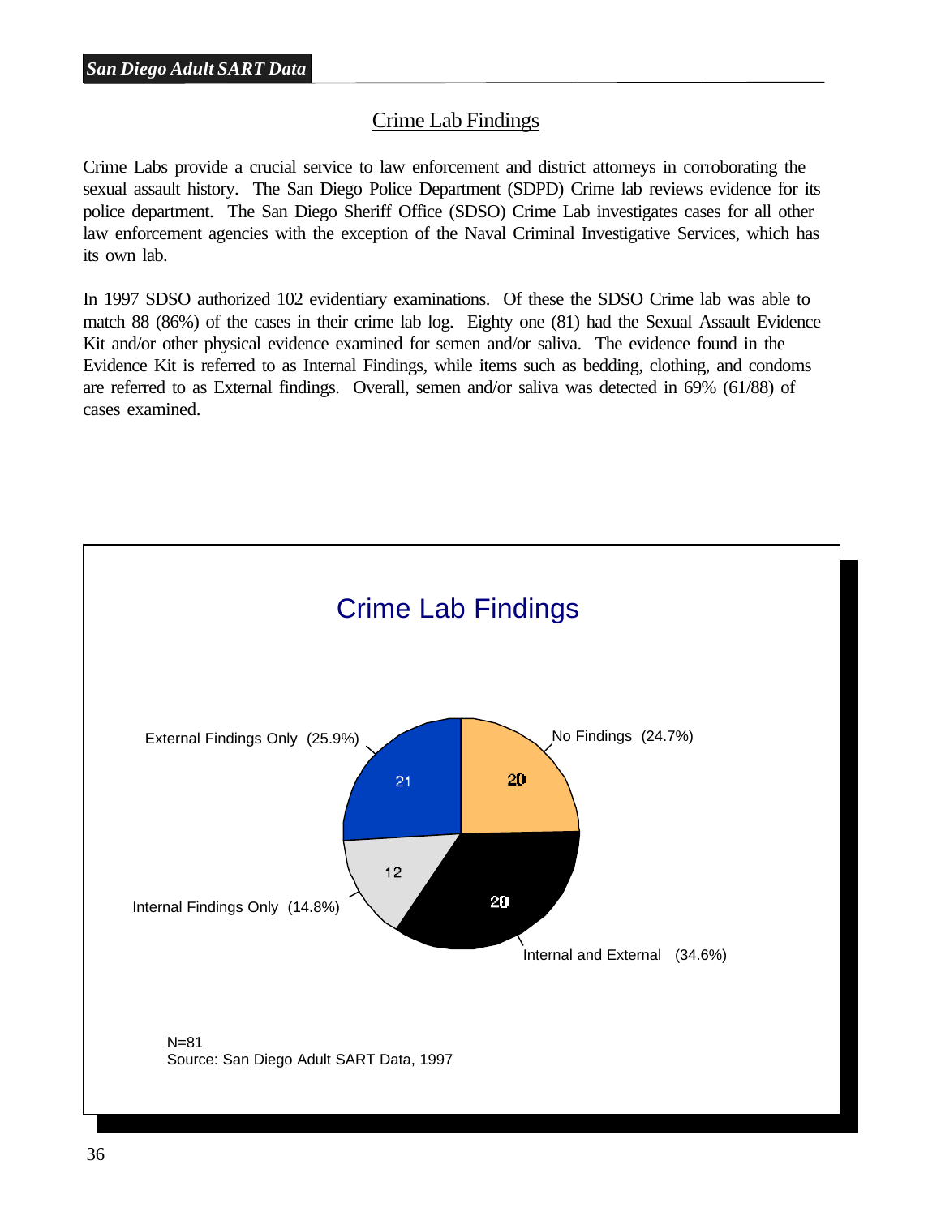## Crime Lab Findings

Crime Labs provide a crucial service to law enforcement and district attorneys in corroborating the sexual assault history. The San Diego Police Department (SDPD) Crime lab reviews evidence for its police department. The San Diego Sheriff Office (SDSO) Crime Lab investigates cases for all other law enforcement agencies with the exception of the Naval Criminal Investigative Services, which has its own lab.

In 1997 SDSO authorized 102 evidentiary examinations. Of these the SDSO Crime lab was able to match 88 (86%) of the cases in their crime lab log. Eighty one (81) had the Sexual Assault Evidence Kit and/or other physical evidence examined for semen and/or saliva. The evidence found in the Evidence Kit is referred to as Internal Findings, while items such as bedding, clothing, and condoms are referred to as External findings. Overall, semen and/or saliva was detected in 69% (61/88) of cases examined.

### Crime Lab Findings

| Finding | Count | Percent |
|---|---|---|
| No Findings | 20 | 24.7% |
| Internal and External | 28 | 34.6% |
| Internal Findings Only | 12 | 14.8% |
| External Findings Only | 21 | 25.9% |

N=81

Source: San Diego Adult SART Data, 1997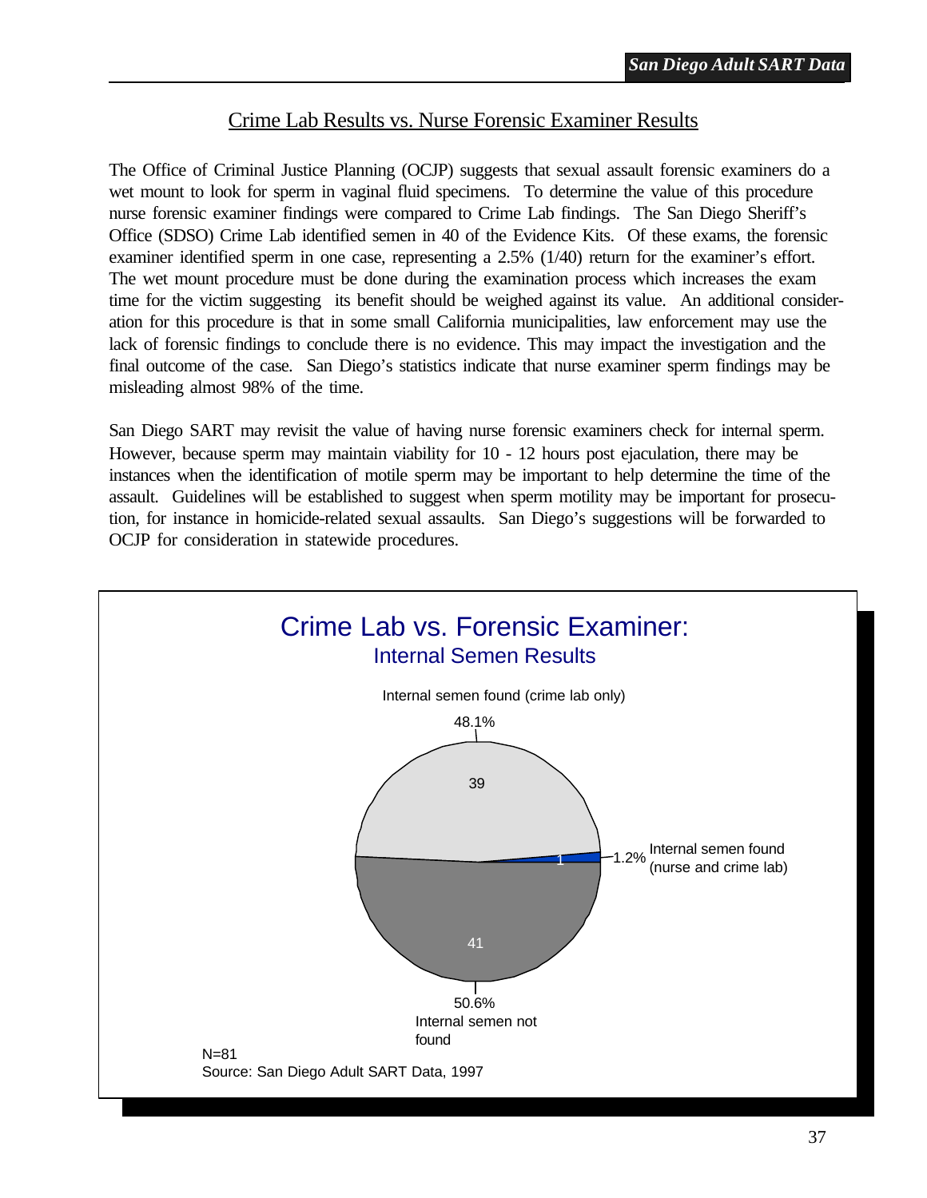## Crime Lab Results vs. Nurse Forensic Examiner Results

The Office of Criminal Justice Planning (OCJP) suggests that sexual assault forensic examiners do a wet mount to look for sperm in vaginal fluid specimens. To determine the value of this procedure nurse forensic examiner findings were compared to Crime Lab findings. The San Diego Sheriff's Office (SDSO) Crime Lab identified semen in 40 of the Evidence Kits. Of these exams, the forensic examiner identified sperm in one case, representing a 2.5% (1/40) return for the examiner's effort. The wet mount procedure must be done during the examination process which increases the exam time for the victim suggesting its benefit should be weighed against its value. An additional consideration for this procedure is that in some small California municipalities, law enforcement may use the lack of forensic findings to conclude there is no evidence. This may impact the investigation and the final outcome of the case. San Diego's statistics indicate that nurse examiner sperm findings may be misleading almost 98% of the time.

San Diego SART may revisit the value of having nurse forensic examiners check for internal sperm. However, because sperm may maintain viability for 10 - 12 hours post ejaculation, there may be instances when the identification of motile sperm may be important to help determine the time of the assault. Guidelines will be established to suggest when sperm motility may be important for prosecution, for instance in homicide-related sexual assaults. San Diego's suggestions will be forwarded to OCJP for consideration in statewide procedures.

### Crime Lab vs. Forensic Examiner: Internal Semen Results

| Category | Count | Percent |
|---|---|---|
| Internal semen found (crime lab only) | 39 | 48.1% |
| Internal semen found (nurse and crime lab) | 1 | 1.2% |
| Internal semen not found | 41 | 50.6% |

N=81

Source: San Diego Adult SART Data, 1997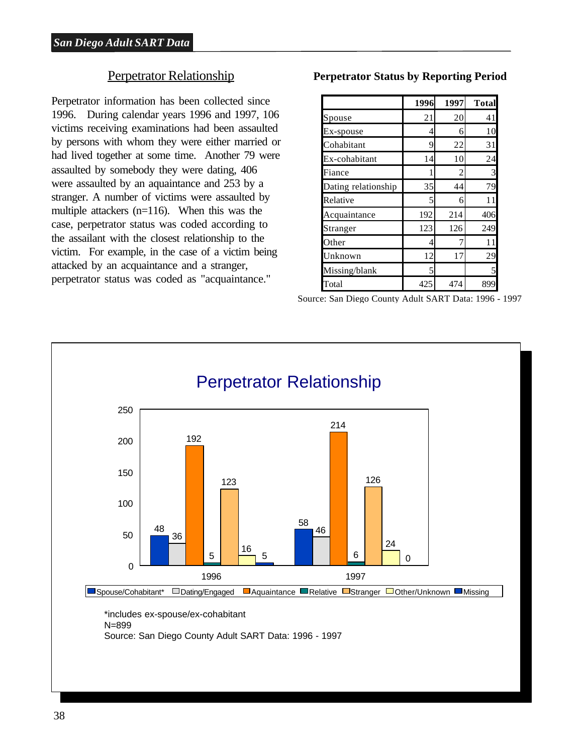## Perpetrator Relationship

Perpetrator information has been collected since 1996. During calendar years 1996 and 1997, 106 victims receiving examinations had been assaulted by persons with whom they were either married or had lived together at some time. Another 79 were assaulted by somebody they were dating, 406 were assaulted by an aquaintance and 253 by a stranger. A number of victims were assaulted by multiple attackers (n=116). When this was the case, perpetrator status was coded according to the assailant with the closest relationship to the victim. For example, in the case of a victim being attacked by an acquaintance and a stranger, perpetrator status was coded as "acquaintance."

**Perpetrator Status by Reporting Period**

| | 1996 | 1997 | Total |
|---|---|---|---|
| Spouse | 21 | 20 | 41 |
| Ex-spouse | 4 | 6 | 10 |
| Cohabitant | 9 | 22 | 31 |
| Ex-cohabitant | 14 | 10 | 24 |
| Fiance | 1 | 2 | 3 |
| Dating relationship | 35 | 44 | 79 |
| Relative | 5 | 6 | 11 |
| Acquaintance | 192 | 214 | 406 |
| Stranger | 123 | 126 | 249 |
| Other | 4 | 7 | 11 |
| Unknown | 12 | 17 | 29 |
| Missing/blank | 5 | | 5 |
| Total | 425 | 474 | 899 |

Source: San Diego County Adult SART Data: 1996 - 1997

### Perpetrator Relationship

| | Spouse/Cohabitant* | Dating/Engaged | Aquaintance | Relative | Stranger | Other/Unknown | Missing |
|---|---|---|---|---|---|---|---|
| 1996 | 48 | 36 | 192 | 5 | 123 | 16 | 5 |
| 1997 | 58 | 46 | 214 | 6 | 126 | 24 | 0 |

*includes ex-spouse/ex-cohabitant
N=899
Source: San Diego County Adult SART Data: 1996 - 1997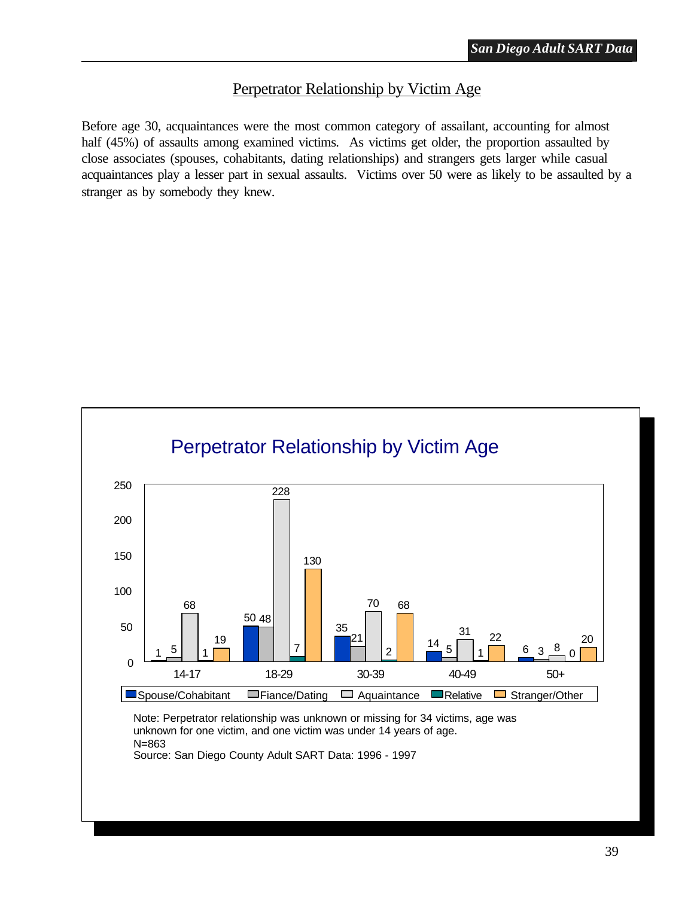## Perpetrator Relationship by Victim Age

Before age 30, acquaintances were the most common category of assailant, accounting for almost half (45%) of assaults among examined victims. As victims get older, the proportion assaulted by close associates (spouses, cohabitants, dating relationships) and strangers gets larger while casual acquaintances play a lesser part in sexual assaults. Victims over 50 were as likely to be assaulted by a stranger as by somebody they knew.

### Perpetrator Relationship by Victim Age

| Victim Age | Spouse/Cohabitant | Fiance/Dating | Aquaintance | Relative | Stranger/Other |
|---|---|---|---|---|---|
| 14-17 | 1 | 5 | 68 | 1 | 19 |
| 18-29 | 50 | 48 | 228 | 7 | 130 |
| 30-39 | 35 | 21 | 70 | 2 | 68 |
| 40-49 | 14 | 5 | 31 | 1 | 22 |
| 50+ | 6 | 3 | 8 | 0 | 20 |

Note: Perpetrator relationship was unknown or missing for 34 victims, age was unknown for one victim, and one victim was under 14 years of age.
N=863
Source: San Diego County Adult SART Data: 1996 - 1997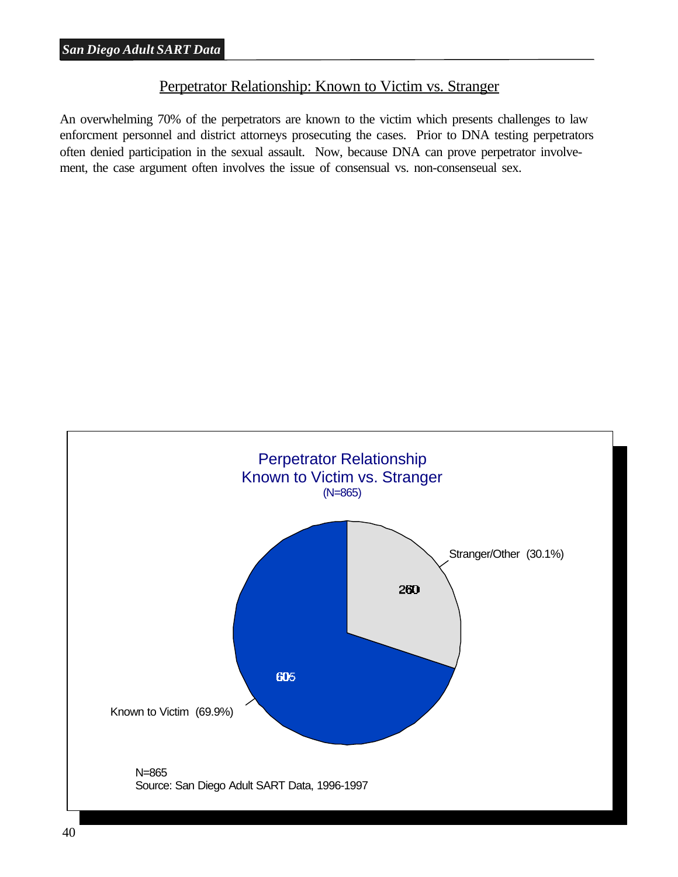## Perpetrator Relationship: Known to Victim vs. Stranger

An overwhelming 70% of the perpetrators are known to the victim which presents challenges to law enforcment personnel and district attorneys prosecuting the cases. Prior to DNA testing perpetrators often denied participation in the sexual assault. Now, because DNA can prove perpetrator involvement, the case argument often involves the issue of consensual vs. non-consenseual sex.

Perpetrator Relationship
Known to Victim vs. Stranger
(N=865)

| Relationship | Count | Percent |
|---|---|---|
| Known to Victim | 605 | 69.9% |
| Stranger/Other | 260 | 30.1% |

N=865
Source: San Diego Adult SART Data, 1996-1997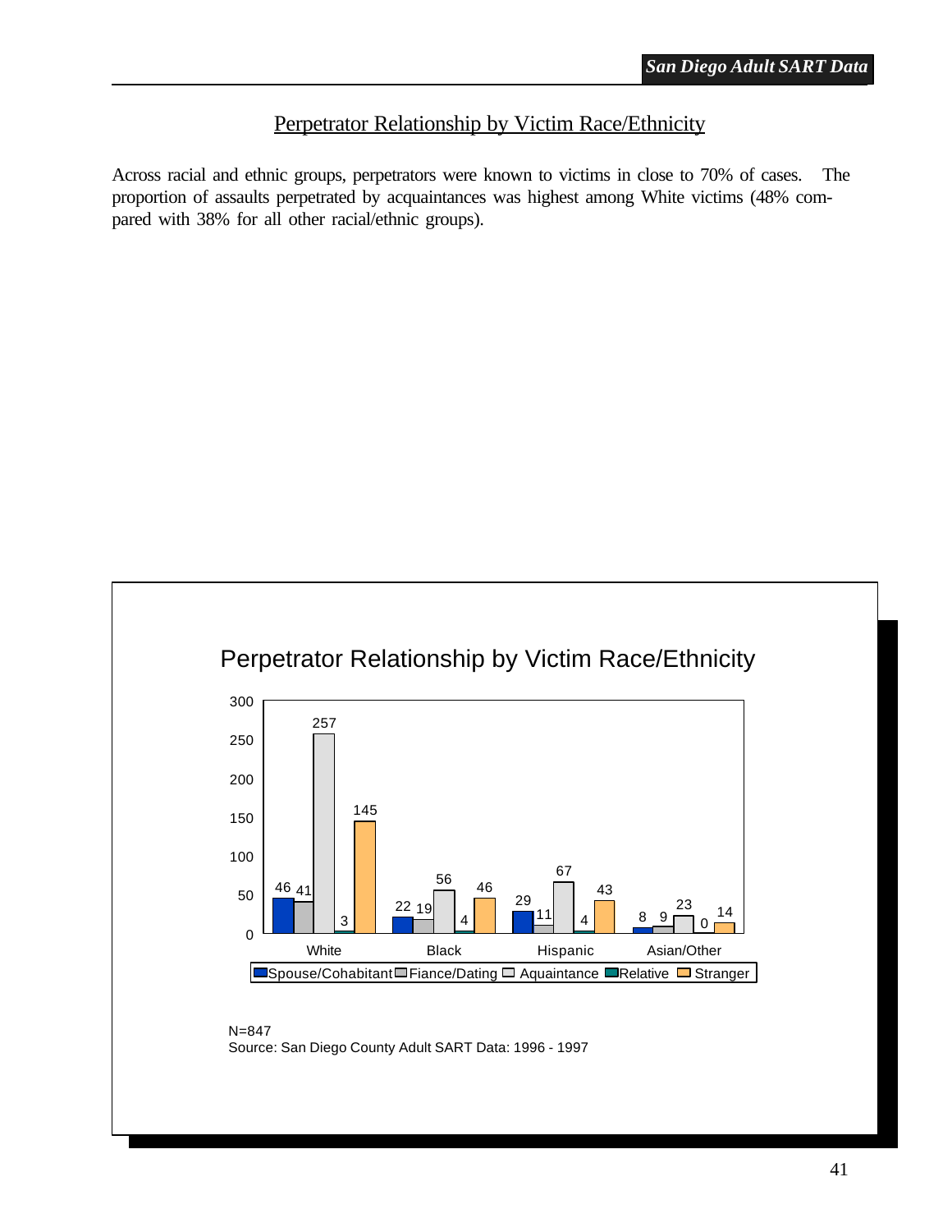## Perpetrator Relationship by Victim Race/Ethnicity

Across racial and ethnic groups, perpetrators were known to victims in close to 70% of cases. The proportion of assaults perpetrated by acquaintances was highest among White victims (48% compared with 38% for all other racial/ethnic groups).

### Perpetrator Relationship by Victim Race/Ethnicity

| | Spouse/Cohabitant | Fiance/Dating | Aquaintance | Relative | Stranger |
|---|---|---|---|---|---|
| White | 46 | 41 | 257 | 3 | 145 |
| Black | 22 | 19 | 56 | 4 | 46 |
| Hispanic | 29 | 11 | 67 | 4 | 43 |
| Asian/Other | 8 | 9 | 23 | 0 | 14 |

N=847

Source: San Diego County Adult SART Data: 1996 - 1997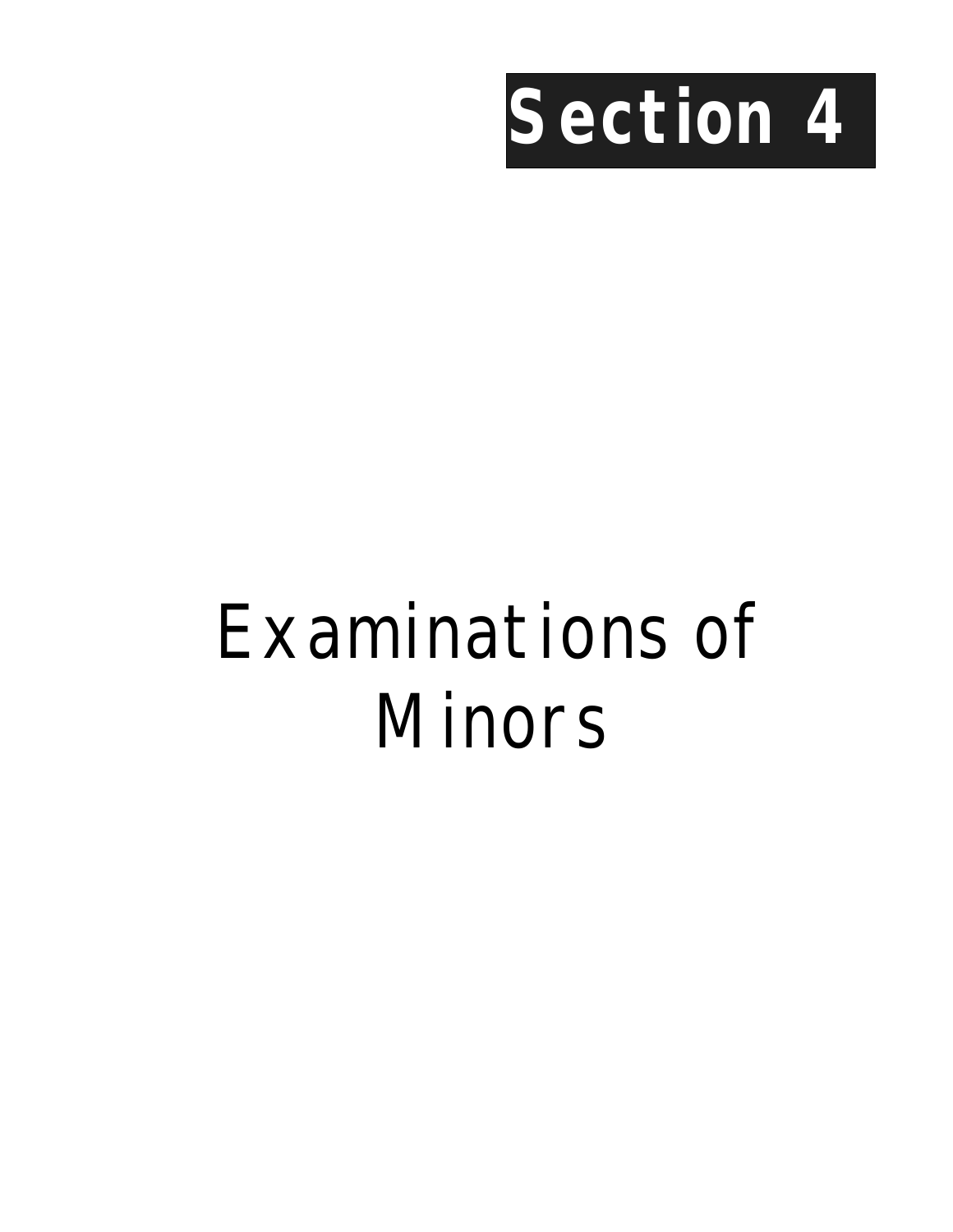# Section 4

# Examinations of Minors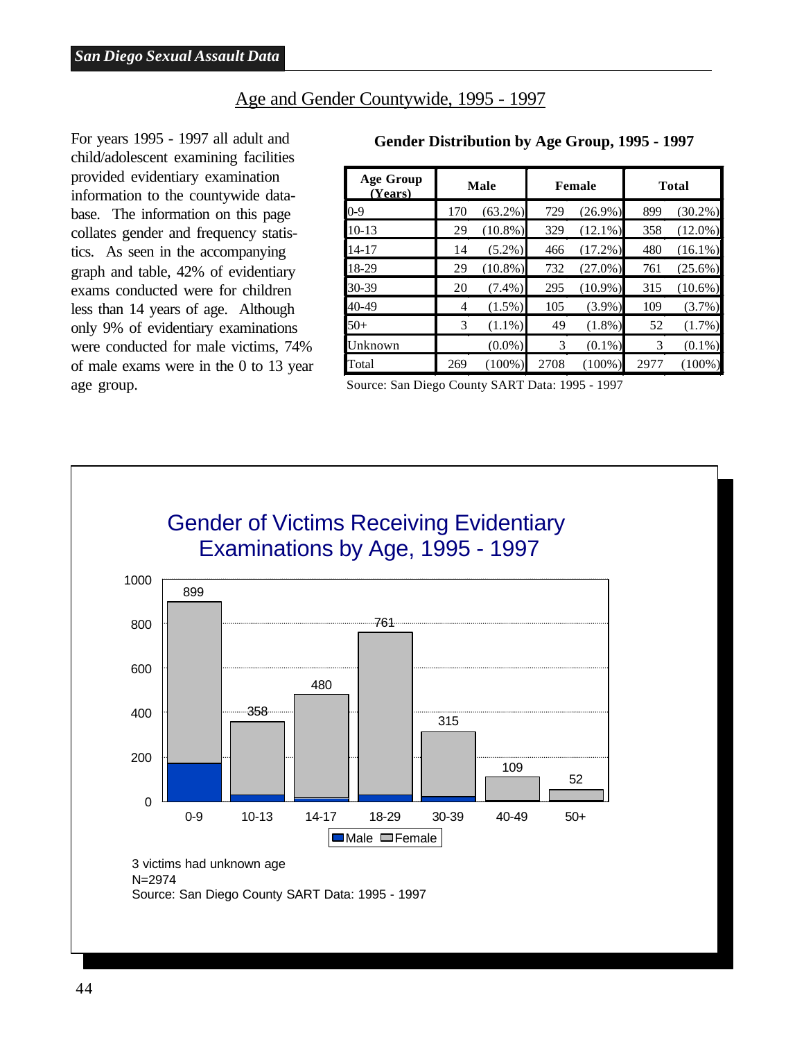## Age and Gender Countywide, 1995 - 1997

For years 1995 - 1997 all adult and child/adolescent examining facilities provided evidentiary examination information to the countywide database. The information on this page collates gender and frequency statistics. As seen in the accompanying graph and table, 42% of evidentiary exams conducted were for children less than 14 years of age. Although only 9% of evidentiary examinations were conducted for male victims, 74% of male exams were in the 0 to 13 year age group.

**Gender Distribution by Age Group, 1995 - 1997**

| Age Group (Years) | Male | | Female | | Total | |
|---|---|---|---|---|---|---|
| 0-9 | 170 | (63.2%) | 729 | (26.9%) | 899 | (30.2%) |
| 10-13 | 29 | (10.8%) | 329 | (12.1%) | 358 | (12.0%) |
| 14-17 | 14 | (5.2%) | 466 | (17.2%) | 480 | (16.1%) |
| 18-29 | 29 | (10.8%) | 732 | (27.0%) | 761 | (25.6%) |
| 30-39 | 20 | (7.4%) | 295 | (10.9%) | 315 | (10.6%) |
| 40-49 | 4 | (1.5%) | 105 | (3.9%) | 109 | (3.7%) |
| 50+ | 3 | (1.1%) | 49 | (1.8%) | 52 | (1.7%) |
| Unknown | | (0.0%) | 3 | (0.1%) | 3 | (0.1%) |
| Total | 269 | (100%) | 2708 | (100%) | 2977 | (100%) |

Source: San Diego County SART Data: 1995 - 1997

### Gender of Victims Receiving Evidentiary Examinations by Age, 1995 - 1997

| Age | Total |
|---|---|
| 0-9 | 899 |
| 10-13 | 358 |
| 14-17 | 480 |
| 18-29 | 761 |
| 30-39 | 315 |
| 40-49 | 109 |
| 50+ | 52 |

Male / Female

3 victims had unknown age
N=2974
Source: San Diego County SART Data: 1995 - 1997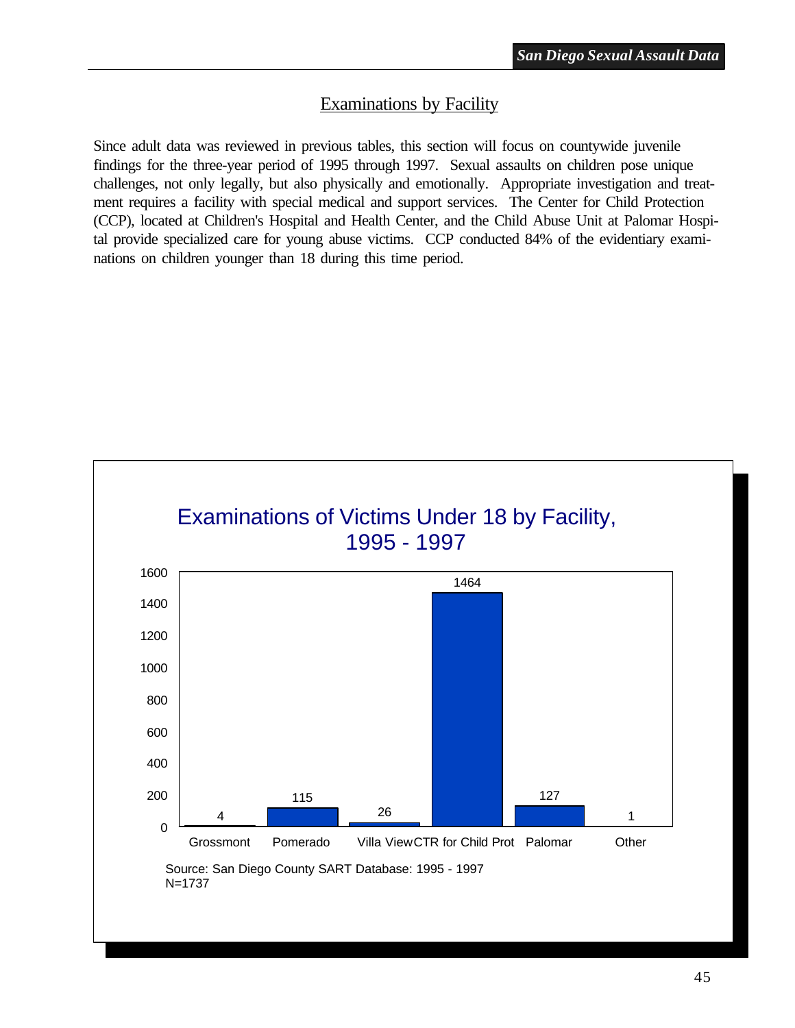## Examinations by Facility

Since adult data was reviewed in previous tables, this section will focus on countywide juvenile findings for the three-year period of 1995 through 1997. Sexual assaults on children pose unique challenges, not only legally, but also physically and emotionally. Appropriate investigation and treatment requires a facility with special medical and support services. The Center for Child Protection (CCP), located at Children's Hospital and Health Center, and the Child Abuse Unit at Palomar Hospital provide specialized care for young abuse victims. CCP conducted 84% of the evidentiary examinations on children younger than 18 during this time period.

### Examinations of Victims Under 18 by Facility, 1995 - 1997

| Facility | Examinations |
|---|---|
| Grossmont | 4 |
| Pomerado | 115 |
| Villa View | 26 |
| CTR for Child Prot | 1464 |
| Palomar | 127 |
| Other | 1 |

Source: San Diego County SART Database: 1995 - 1997
N=1737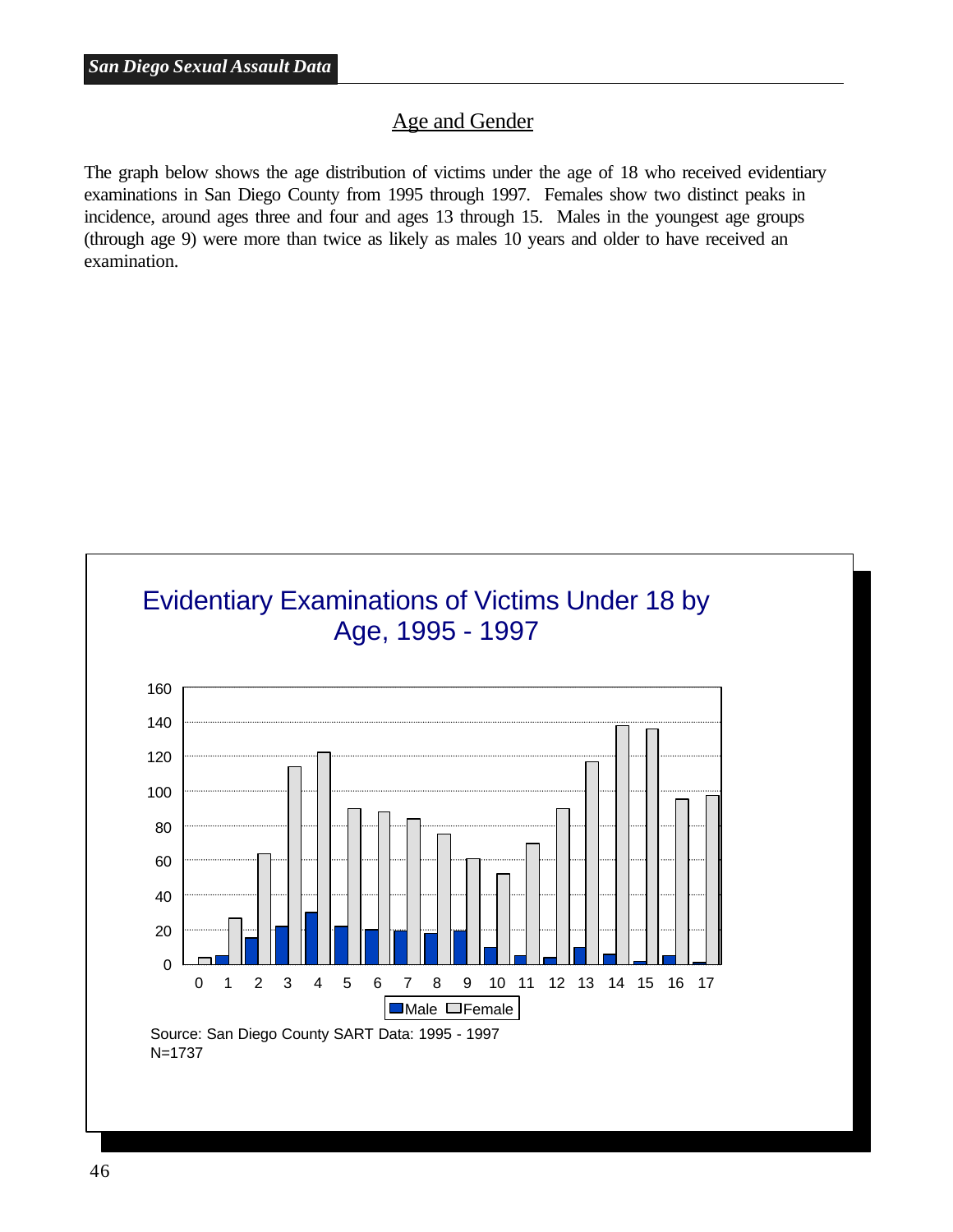## Age and Gender

The graph below shows the age distribution of victims under the age of 18 who received evidentiary examinations in San Diego County from 1995 through 1997. Females show two distinct peaks in incidence, around ages three and four and ages 13 through 15. Males in the youngest age groups (through age 9) were more than twice as likely as males 10 years and older to have received an examination.

**Evidentiary Examinations of Victims Under 18 by Age, 1995 - 1997**

Source: San Diego County SART Data: 1995 - 1997
N=1737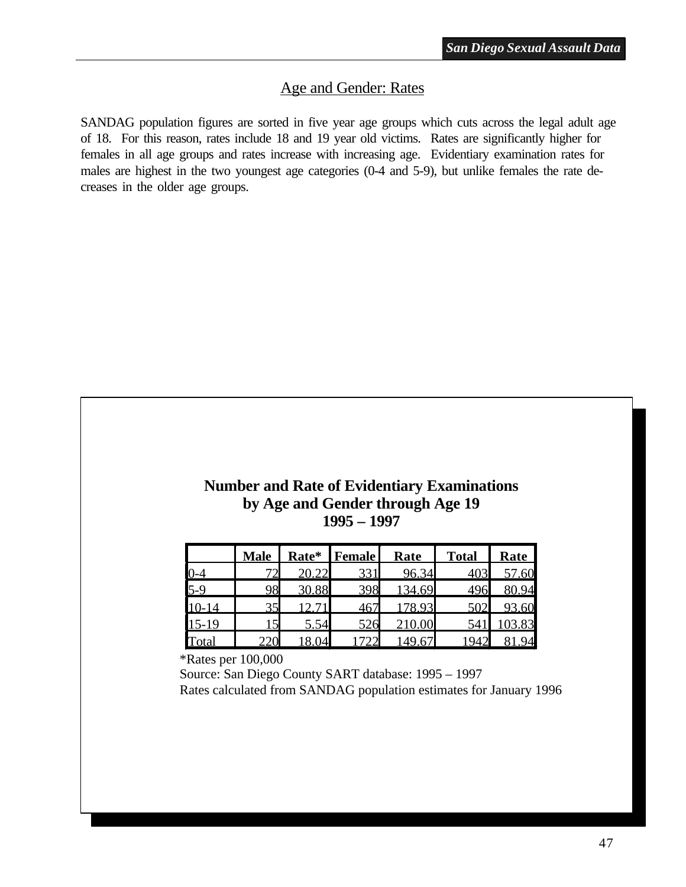## Age and Gender: Rates

SANDAG population figures are sorted in five year age groups which cuts across the legal adult age of 18. For this reason, rates include 18 and 19 year old victims. Rates are significantly higher for females in all age groups and rates increase with increasing age. Evidentiary examination rates for males are highest in the two youngest age categories (0-4 and 5-9), but unlike females the rate decreases in the older age groups.

**Number and Rate of Evidentiary Examinations by Age and Gender through Age 19 1995 – 1997**

| | Male | Rate* | Female | Rate | Total | Rate |
|---|---|---|---|---|---|---|
| 0-4 | 72 | 20.22 | 331 | 96.34 | 403 | 57.60 |
| 5-9 | 98 | 30.88 | 398 | 134.69 | 496 | 80.94 |
| 10-14 | 35 | 12.71 | 467 | 178.93 | 502 | 93.60 |
| 15-19 | 15 | 5.54 | 526 | 210.00 | 541 | 103.83 |
| Total | 220 | 18.04 | 1722 | 149.67 | 1942 | 81.94 |

*Rates per 100,000

Source: San Diego County SART database: 1995 – 1997

Rates calculated from SANDAG population estimates for January 1996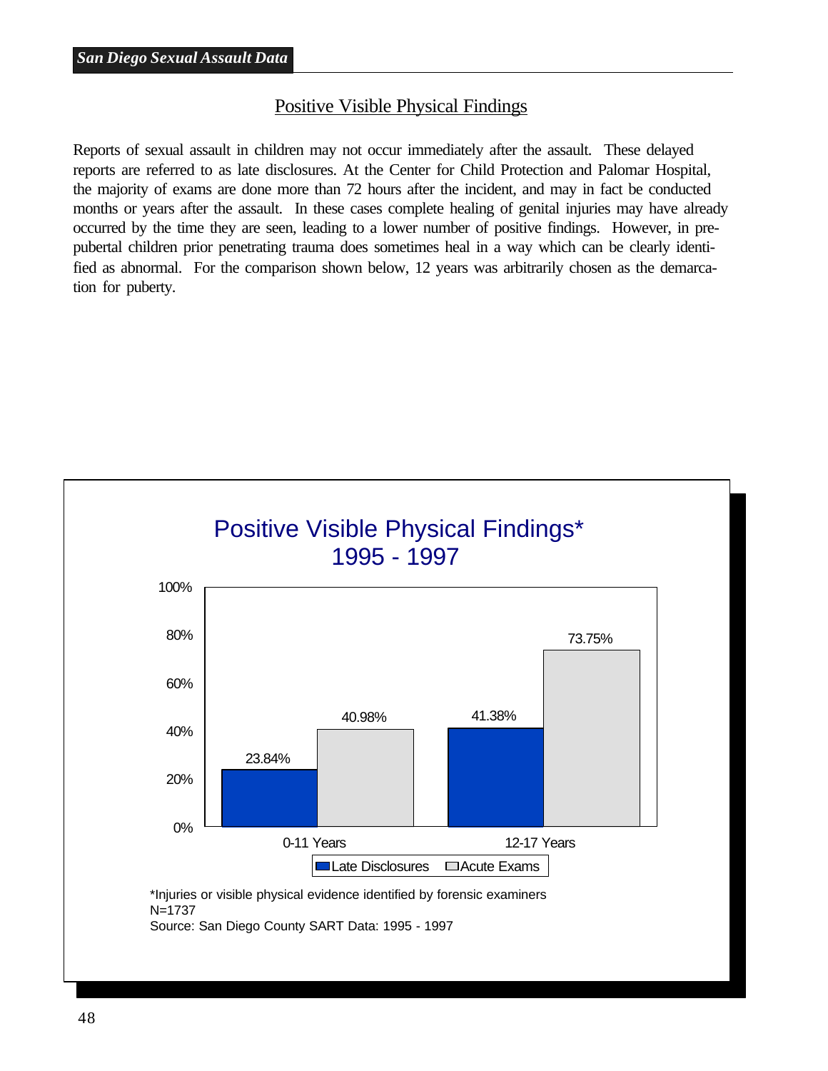## Positive Visible Physical Findings

Reports of sexual assault in children may not occur immediately after the assault. These delayed reports are referred to as late disclosures. At the Center for Child Protection and Palomar Hospital, the majority of exams are done more than 72 hours after the incident, and may in fact be conducted months or years after the assault. In these cases complete healing of genital injuries may have already occurred by the time they are seen, leading to a lower number of positive findings. However, in pre-pubertal children prior penetrating trauma does sometimes heal in a way which can be clearly identified as abnormal. For the comparison shown below, 12 years was arbitrarily chosen as the demarcation for puberty.

**Positive Visible Physical Findings\***
**1995 - 1997**

| | Late Disclosures | Acute Exams |
|---|---|---|
| 0-11 Years | 23.84% | 40.98% |
| 12-17 Years | 41.38% | 73.75% |

\*Injuries or visible physical evidence identified by forensic examiners
N=1737
Source: San Diego County SART Data: 1995 - 1997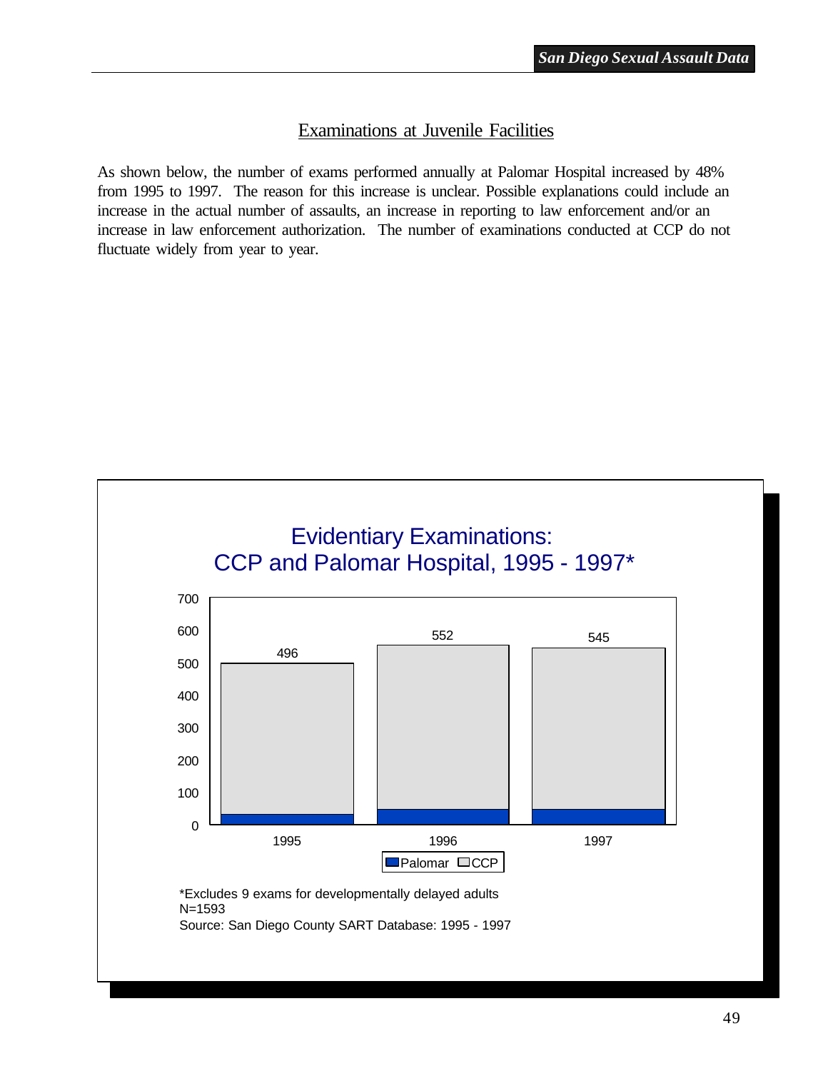## Examinations at Juvenile Facilities

As shown below, the number of exams performed annually at Palomar Hospital increased by 48% from 1995 to 1997. The reason for this increase is unclear. Possible explanations could include an increase in the actual number of assaults, an increase in reporting to law enforcement and/or an increase in law enforcement authorization. The number of examinations conducted at CCP do not fluctuate widely from year to year.

**Evidentiary Examinations: CCP and Palomar Hospital, 1995 - 1997***

| Year | Total (Palomar + CCP) |
|---|---|
| 1995 | 496 |
| 1996 | 552 |
| 1997 | 545 |

*Excludes 9 exams for developmentally delayed adults
N=1593
Source: San Diego County SART Database: 1995 - 1997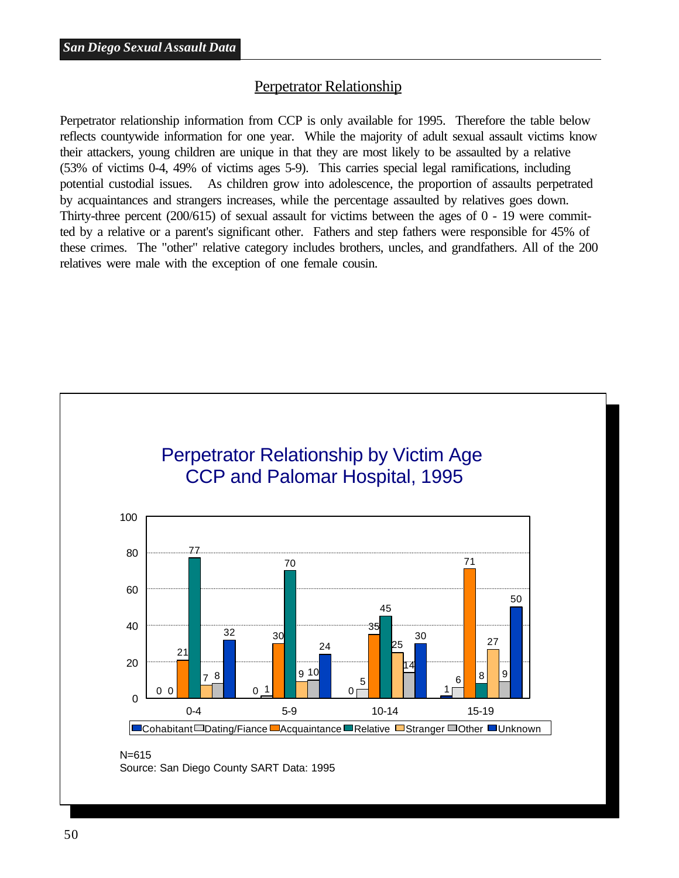## Perpetrator Relationship

Perpetrator relationship information from CCP is only available for 1995. Therefore the table below reflects countywide information for one year. While the majority of adult sexual assault victims know their attackers, young children are unique in that they are most likely to be assaulted by a relative (53% of victims 0-4, 49% of victims ages 5-9). This carries special legal ramifications, including potential custodial issues. As children grow into adolescence, the proportion of assaults perpetrated by acquaintances and strangers increases, while the percentage assaulted by relatives goes down. Thirty-three percent (200/615) of sexual assault for victims between the ages of 0 - 19 were committed by a relative or a parent's significant other. Fathers and step fathers were responsible for 45% of these crimes. The "other" relative category includes brothers, uncles, and grandfathers. All of the 200 relatives were male with the exception of one female cousin.

**Perpetrator Relationship by Victim Age**
**CCP and Palomar Hospital, 1995**

| Victim Age | Cohabitant | Dating/Fiance | Acquaintance | Relative | Stranger | Other | Unknown |
|---|---|---|---|---|---|---|---|
| 0-4 | 0 | 0 | 21 | 77 | 7 | 8 | 32 |
| 5-9 | 0 | 1 | 30 | 70 | 9 | 10 | 24 |
| 10-14 | 0 | 5 | 35 | 45 | 25 | 14 | 30 |
| 15-19 | 1 | 6 | 71 | 8 | 27 | 9 | 50 |

N=615
Source: San Diego County SART Data: 1995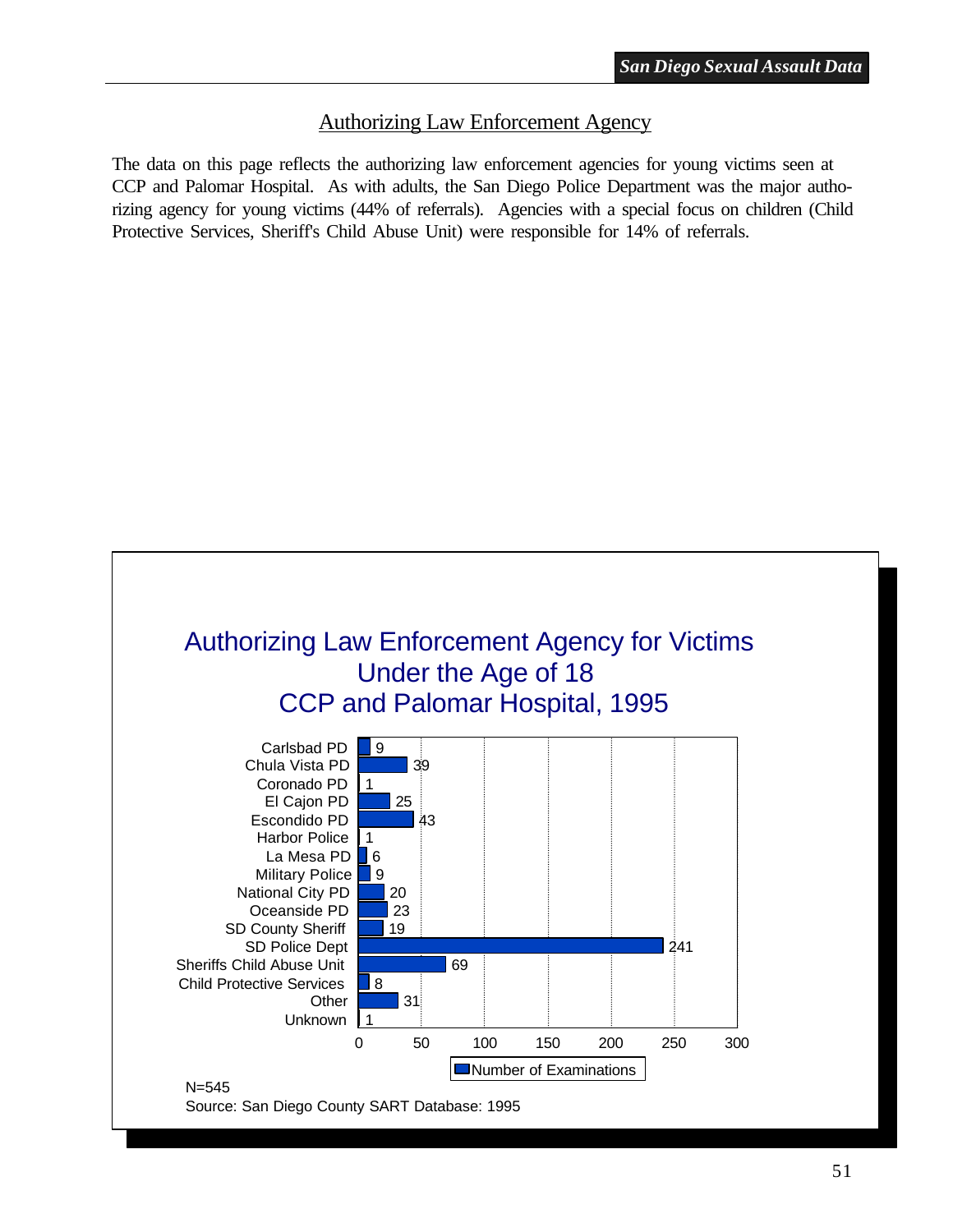## Authorizing Law Enforcement Agency

The data on this page reflects the authorizing law enforcement agencies for young victims seen at CCP and Palomar Hospital. As with adults, the San Diego Police Department was the major authorizing agency for young victims (44% of referrals). Agencies with a special focus on children (Child Protective Services, Sheriff's Child Abuse Unit) were responsible for 14% of referrals.

### Authorizing Law Enforcement Agency for Victims Under the Age of 18 CCP and Palomar Hospital, 1995

| Agency | Number of Examinations |
|---|---|
| Carlsbad PD | 9 |
| Chula Vista PD | 39 |
| Coronado PD | 1 |
| El Cajon PD | 25 |
| Escondido PD | 43 |
| Harbor Police | 1 |
| La Mesa PD | 6 |
| Military Police | 9 |
| National City PD | 20 |
| Oceanside PD | 23 |
| SD County Sheriff | 19 |
| SD Police Dept | 241 |
| Sheriffs Child Abuse Unit | 69 |
| Child Protective Services | 8 |
| Other | 31 |
| Unknown | 1 |

N=545

Source: San Diego County SART Database: 1995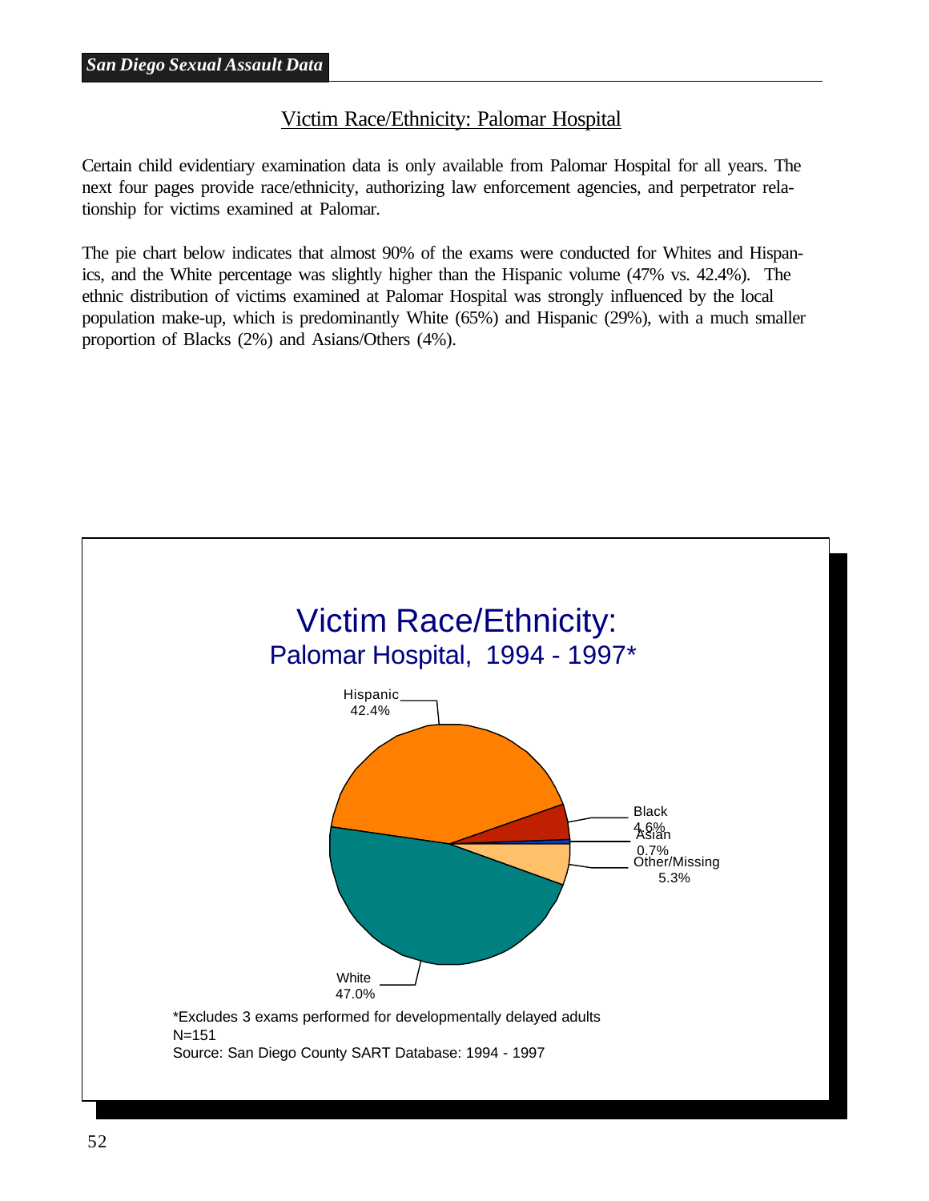## Victim Race/Ethnicity: Palomar Hospital

Certain child evidentiary examination data is only available from Palomar Hospital for all years. The next four pages provide race/ethnicity, authorizing law enforcement agencies, and perpetrator relationship for victims examined at Palomar.

The pie chart below indicates that almost 90% of the exams were conducted for Whites and Hispanics, and the White percentage was slightly higher than the Hispanic volume (47% vs. 42.4%). The ethnic distribution of victims examined at Palomar Hospital was strongly influenced by the local population make-up, which is predominantly White (65%) and Hispanic (29%), with a much smaller proportion of Blacks (2%) and Asians/Others (4%).

### Victim Race/Ethnicity: Palomar Hospital, 1994 - 1997*

| Race/Ethnicity | Percent |
|---|---|
| Hispanic | 42.4% |
| Black | 4.6% |
| Asian | 0.7% |
| Other/Missing | 5.3% |
| White | 47.0% |

*Excludes 3 exams performed for developmentally delayed adults
N=151
Source: San Diego County SART Database: 1994 - 1997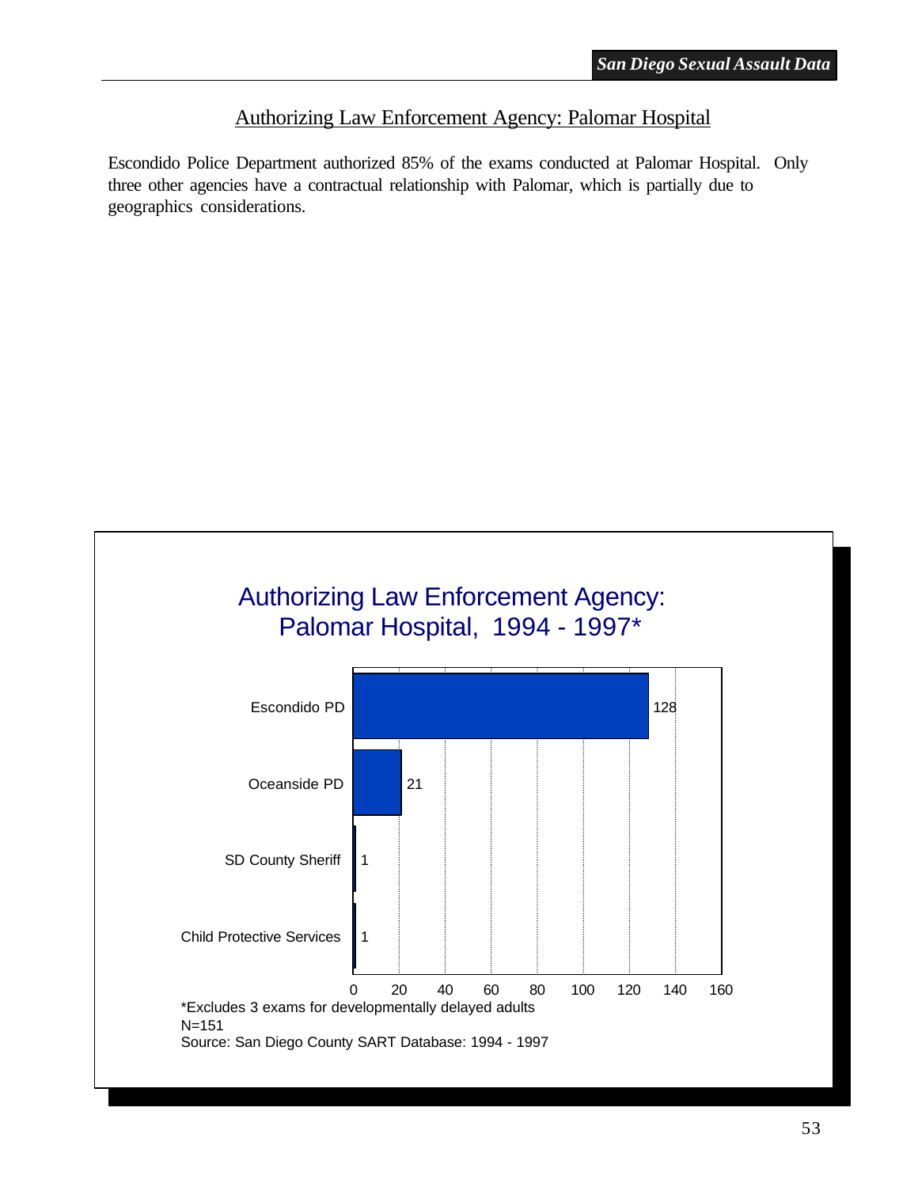## Authorizing Law Enforcement Agency: Palomar Hospital

Escondido Police Department authorized 85% of the exams conducted at Palomar Hospital. Only three other agencies have a contractual relationship with Palomar, which is partially due to geographics considerations.

### Authorizing Law Enforcement Agency: Palomar Hospital, 1994 - 1997*

| Agency | Exams |
|---|---|
| Escondido PD | 128 |
| Oceanside PD | 21 |
| SD County Sheriff | 1 |
| Child Protective Services | 1 |

*Excludes 3 exams for developmentally delayed adults
N=151
Source: San Diego County SART Database: 1994 - 1997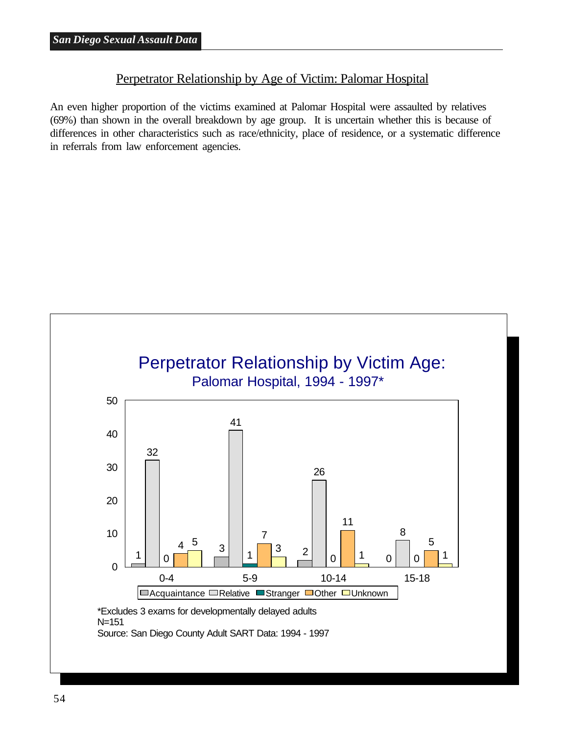## Perpetrator Relationship by Age of Victim: Palomar Hospital

An even higher proportion of the victims examined at Palomar Hospital were assaulted by relatives (69%) than shown in the overall breakdown by age group. It is uncertain whether this is because of differences in other characteristics such as race/ethnicity, place of residence, or a systematic difference in referrals from law enforcement agencies.

**Perpetrator Relationship by Victim Age: Palomar Hospital, 1994 - 1997***

| Age | Acquaintance | Relative | Stranger | Other | Unknown |
|---|---|---|---|---|---|
| 0-4 | 1 | 32 | 0 | 4 | 5 |
| 5-9 | 3 | 41 | 1 | 7 | 3 |
| 10-14 | 2 | 26 | 0 | 11 | 1 |
| 15-18 | 0 | 8 | 0 | 5 | 1 |

*Excludes 3 exams for developmentally delayed adults
N=151
Source: San Diego County Adult SART Data: 1994 - 1997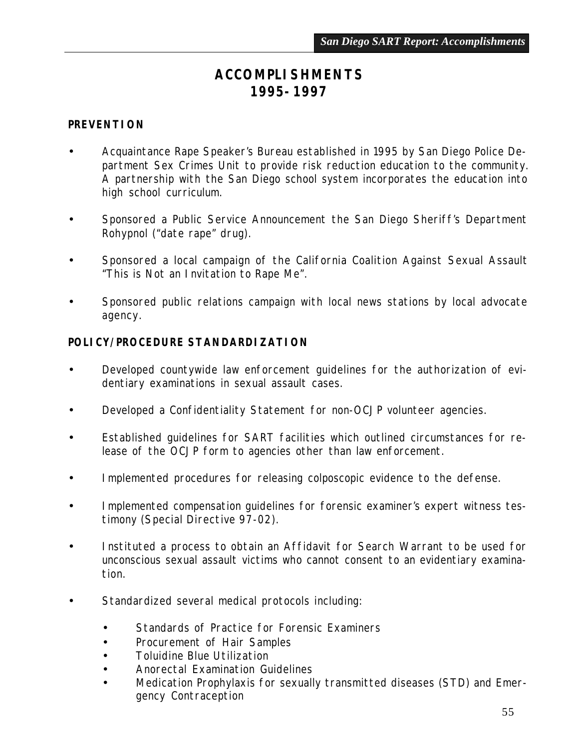# ACCOMPLISHMENTS
# 1995-1997

## PREVENTION

- Acquaintance Rape Speaker's Bureau established in 1995 by San Diego Police Department Sex Crimes Unit to provide risk reduction education to the community. A partnership with the San Diego school system incorporates the education into high school curriculum.
- Sponsored a Public Service Announcement the San Diego Sheriff's Department Rohypnol ("date rape" drug).
- Sponsored a local campaign of the California Coalition Against Sexual Assault "This is Not an Invitation to Rape Me".
- Sponsored public relations campaign with local news stations by local advocate agency.

## POLICY/PROCEDURE STANDARDIZATION

- Developed countywide law enforcement guidelines for the authorization of evidentiary examinations in sexual assault cases.
- Developed a Confidentiality Statement for non-OCJP volunteer agencies.
- Established guidelines for SART facilities which outlined circumstances for release of the OCJP form to agencies other than law enforcement.
- Implemented procedures for releasing colposcopic evidence to the defense.
- Implemented compensation guidelines for forensic examiner's expert witness testimony (Special Directive 97-02).
- Instituted a process to obtain an Affidavit for Search Warrant to be used for unconscious sexual assault victims who cannot consent to an evidentiary examination.
- Standardized several medical protocols including:
    - Standards of Practice for Forensic Examiners
    - Procurement of Hair Samples
    - Toluidine Blue Utilization
    - Anorectal Examination Guidelines
    - Medication Prophylaxis for sexually transmitted diseases (STD) and Emergency Contraception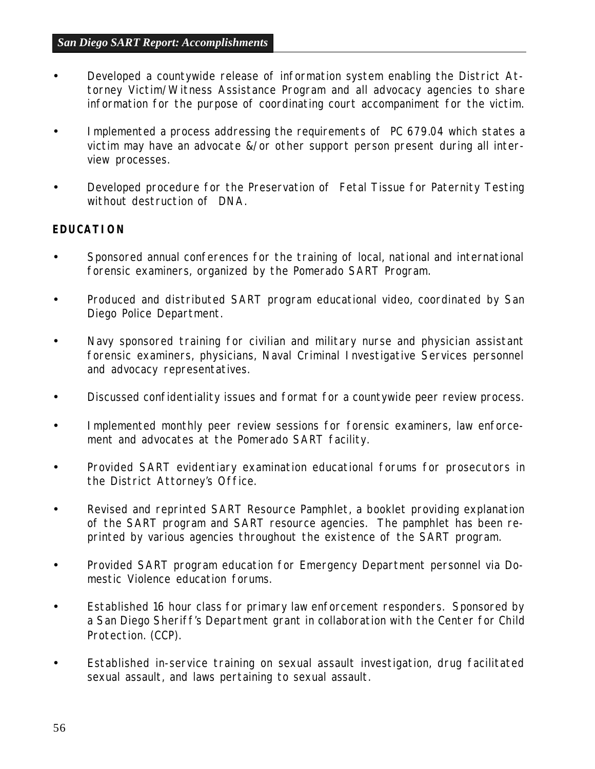- Developed a countywide release of information system enabling the District Attorney Victim/Witness Assistance Program and all advocacy agencies to share information for the purpose of coordinating court accompaniment for the victim.

- Implemented a process addressing the requirements of PC 679.04 which states a victim may have an advocate &/or other support person present during all interview processes.

- Developed procedure for the Preservation of Fetal Tissue for Paternity Testing without destruction of DNA.

**EDUCATION**

- Sponsored annual conferences for the training of local, national and international forensic examiners, organized by the Pomerado SART Program.

- Produced and distributed SART program educational video, coordinated by San Diego Police Department.

- Navy sponsored training for civilian and military nurse and physician assistant forensic examiners, physicians, Naval Criminal Investigative Services personnel and advocacy representatives.

- Discussed confidentiality issues and format for a countywide peer review process.

- Implemented monthly peer review sessions for forensic examiners, law enforcement and advocates at the Pomerado SART facility.

- Provided SART evidentiary examination educational forums for prosecutors in the District Attorney's Office.

- Revised and reprinted SART Resource Pamphlet, a booklet providing explanation of the SART program and SART resource agencies. The pamphlet has been reprinted by various agencies throughout the existence of the SART program.

- Provided SART program education for Emergency Department personnel via Domestic Violence education forums.

- Established 16 hour class for primary law enforcement responders. Sponsored by a San Diego Sheriff's Department grant in collaboration with the Center for Child Protection. (CCP).

- Established in-service training on sexual assault investigation, drug facilitated sexual assault, and laws pertaining to sexual assault.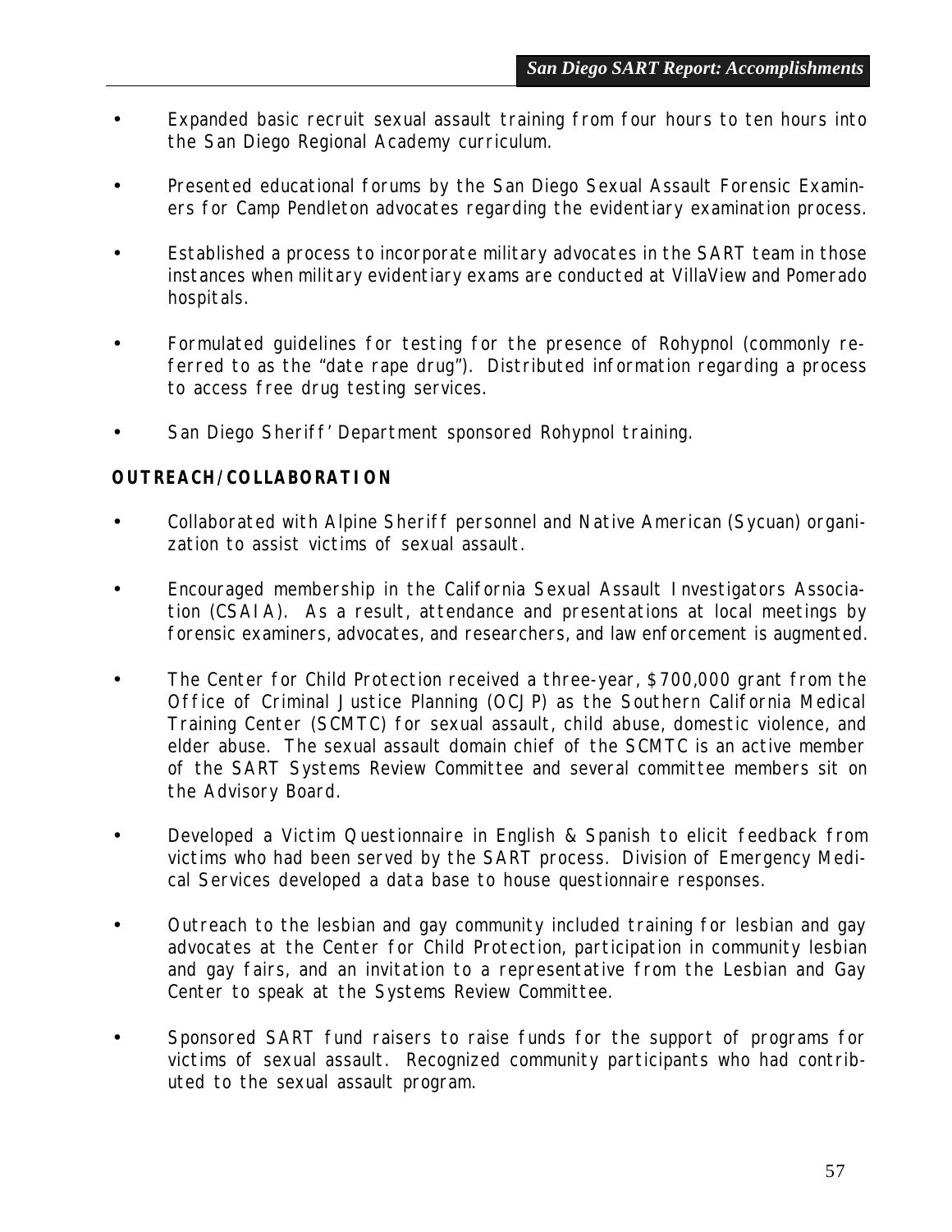- Expanded basic recruit sexual assault training from four hours to ten hours into the San Diego Regional Academy curriculum.

- Presented educational forums by the San Diego Sexual Assault Forensic Examiners for Camp Pendleton advocates regarding the evidentiary examination process.

- Established a process to incorporate military advocates in the SART team in those instances when military evidentiary exams are conducted at VillaView and Pomerado hospitals.

- Formulated guidelines for testing for the presence of Rohypnol (commonly referred to as the "date rape drug"). Distributed information regarding a process to access free drug testing services.

- San Diego Sheriff' Department sponsored Rohypnol training.

**OUTREACH/COLLABORATION**

- Collaborated with Alpine Sheriff personnel and Native American (Sycuan) organization to assist victims of sexual assault.

- Encouraged membership in the California Sexual Assault Investigators Association (CSAIA). As a result, attendance and presentations at local meetings by forensic examiners, advocates, and researchers, and law enforcement is augmented.

- The Center for Child Protection received a three-year, $700,000 grant from the Office of Criminal Justice Planning (OCJP) as the Southern California Medical Training Center (SCMTC) for sexual assault, child abuse, domestic violence, and elder abuse. The sexual assault domain chief of the SCMTC is an active member of the SART Systems Review Committee and several committee members sit on the Advisory Board.

- Developed a Victim Questionnaire in English & Spanish to elicit feedback from victims who had been served by the SART process. Division of Emergency Medical Services developed a data base to house questionnaire responses.

- Outreach to the lesbian and gay community included training for lesbian and gay advocates at the Center for Child Protection, participation in community lesbian and gay fairs, and an invitation to a representative from the Lesbian and Gay Center to speak at the Systems Review Committee.

- Sponsored SART fund raisers to raise funds for the support of programs for victims of sexual assault. Recognized community participants who had contributed to the sexual assault program.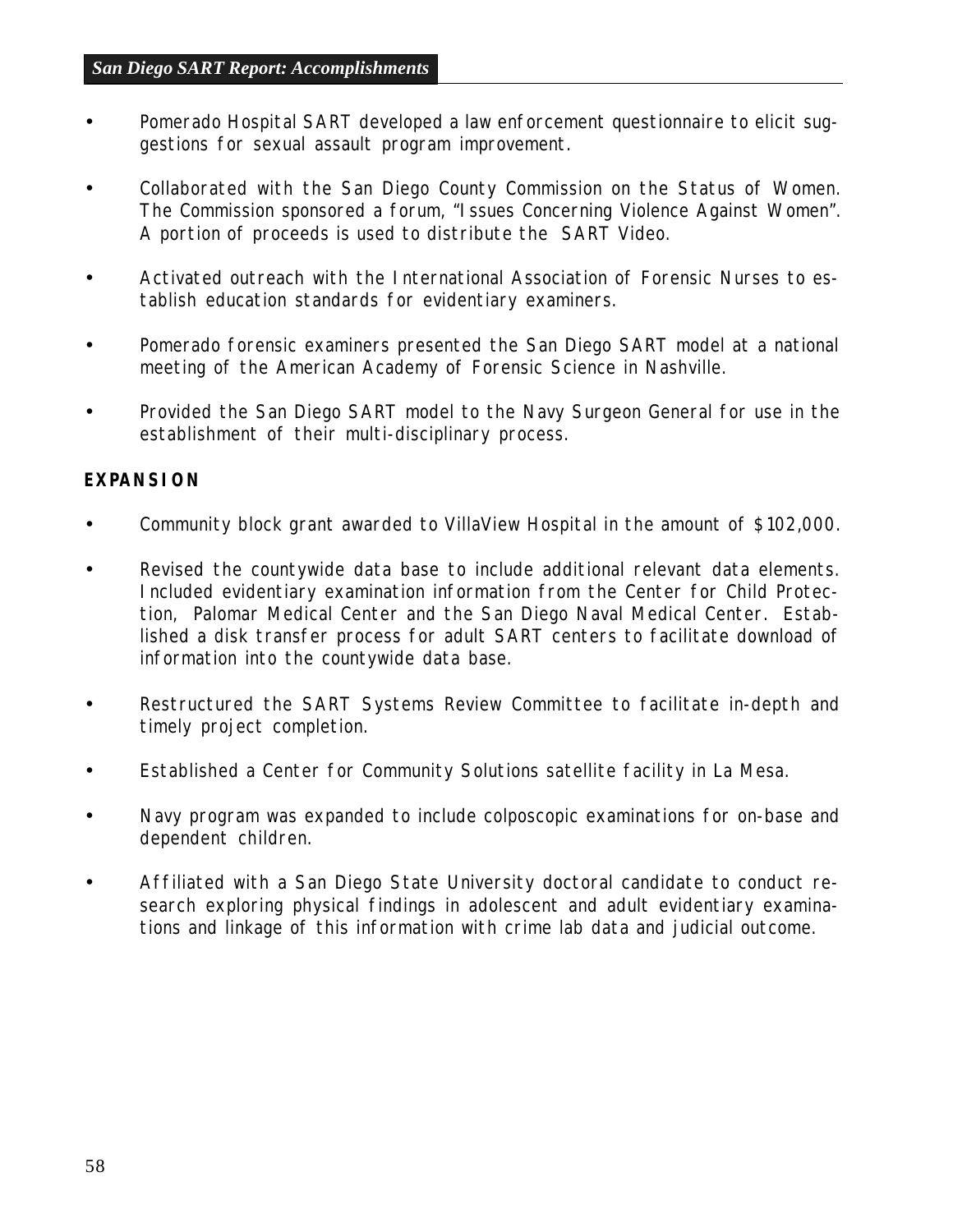- Pomerado Hospital SART developed a law enforcement questionnaire to elicit suggestions for sexual assault program improvement.
- Collaborated with the San Diego County Commission on the Status of Women. The Commission sponsored a forum, "Issues Concerning Violence Against Women". A portion of proceeds is used to distribute the SART Video.
- Activated outreach with the International Association of Forensic Nurses to establish education standards for evidentiary examiners.
- Pomerado forensic examiners presented the San Diego SART model at a national meeting of the American Academy of Forensic Science in Nashville.
- Provided the San Diego SART model to the Navy Surgeon General for use in the establishment of their multi-disciplinary process.

**EXPANSION**

- Community block grant awarded to VillaView Hospital in the amount of $102,000.
- Revised the countywide data base to include additional relevant data elements. Included evidentiary examination information from the Center for Child Protection, Palomar Medical Center and the San Diego Naval Medical Center. Established a disk transfer process for adult SART centers to facilitate download of information into the countywide data base.
- Restructured the SART Systems Review Committee to facilitate in-depth and timely project completion.
- Established a Center for Community Solutions satellite facility in La Mesa.
- Navy program was expanded to include colposcopic examinations for on-base and dependent children.
- Affiliated with a San Diego State University doctoral candidate to conduct research exploring physical findings in adolescent and adult evidentiary examinations and linkage of this information with crime lab data and judicial outcome.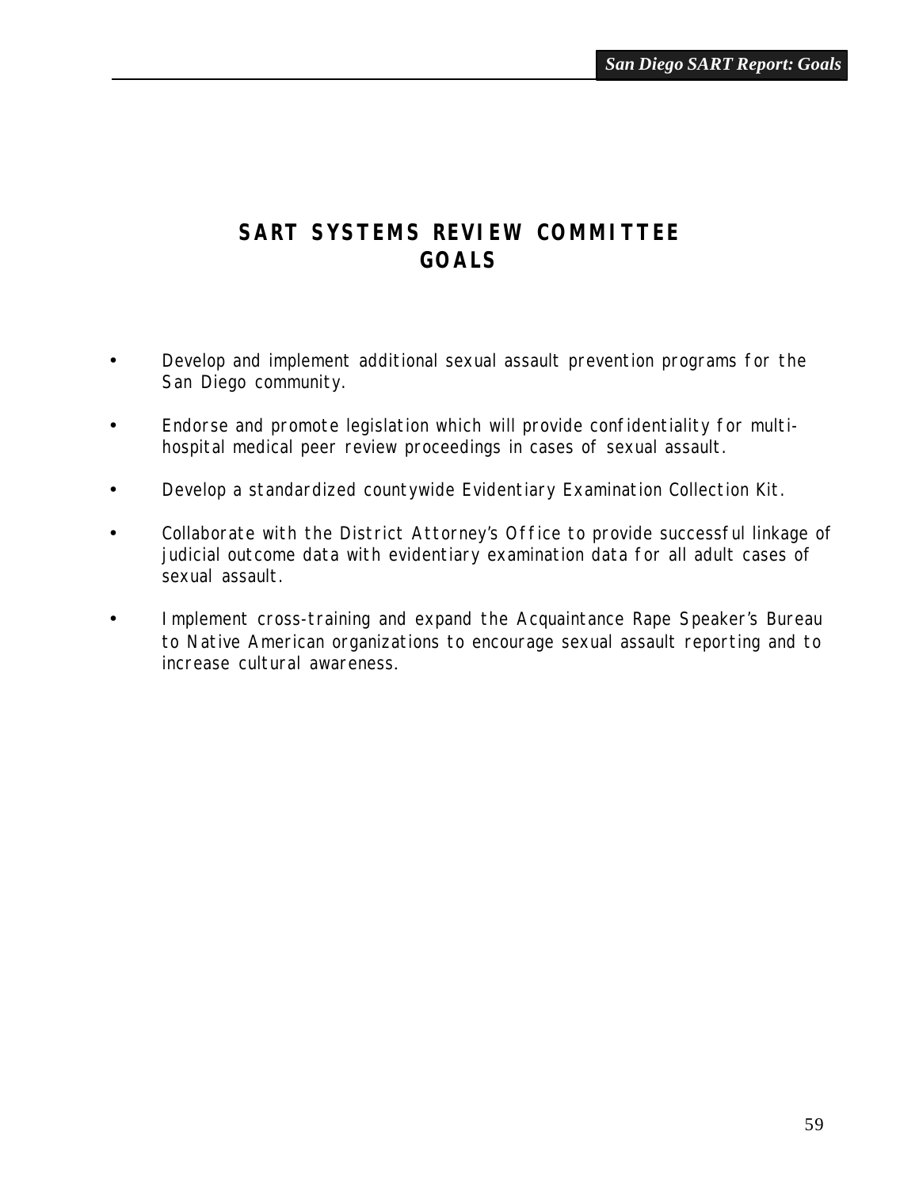# SART SYSTEMS REVIEW COMMITTEE GOALS

- Develop and implement additional sexual assault prevention programs for the San Diego community.
- Endorse and promote legislation which will provide confidentiality for multi-hospital medical peer review proceedings in cases of sexual assault.
- Develop a standardized countywide Evidentiary Examination Collection Kit.
- Collaborate with the District Attorney's Office to provide successful linkage of judicial outcome data with evidentiary examination data for all adult cases of sexual assault.
- Implement cross-training and expand the Acquaintance Rape Speaker's Bureau to Native American organizations to encourage sexual assault reporting and to increase cultural awareness.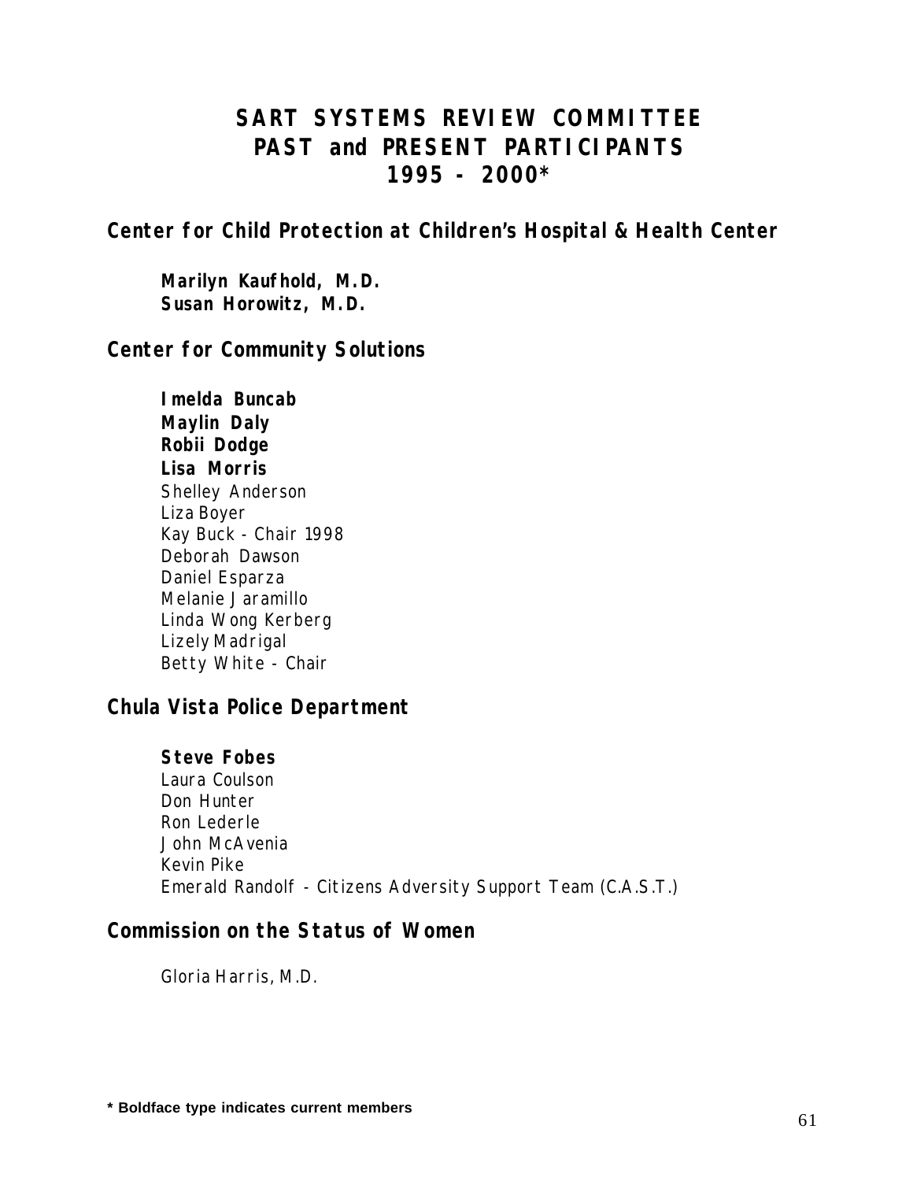# SART SYSTEMS REVIEW COMMITTEE PAST and PRESENT PARTICIPANTS 1995 - 2000*

## Center for Child Protection at Children's Hospital & Health Center

**Marilyn Kaufhold, M.D.**
**Susan Horowitz, M.D.**

## Center for Community Solutions

**Imelda Buncab**
**Maylin Daly**
**Robii Dodge**
**Lisa Morris**
Shelley Anderson
Liza Boyer
Kay Buck - Chair 1998
Deborah Dawson
Daniel Esparza
Melanie Jaramillo
Linda Wong Kerberg
Lizely Madrigal
Betty White - Chair

## Chula Vista Police Department

**Steve Fobes**
Laura Coulson
Don Hunter
Ron Lederle
John McAvenia
Kevin Pike
Emerald Randolf - Citizens Adversity Support Team (C.A.S.T.)

## Commission on the Status of Women

Gloria Harris, M.D.

**\* Boldface type indicates current members**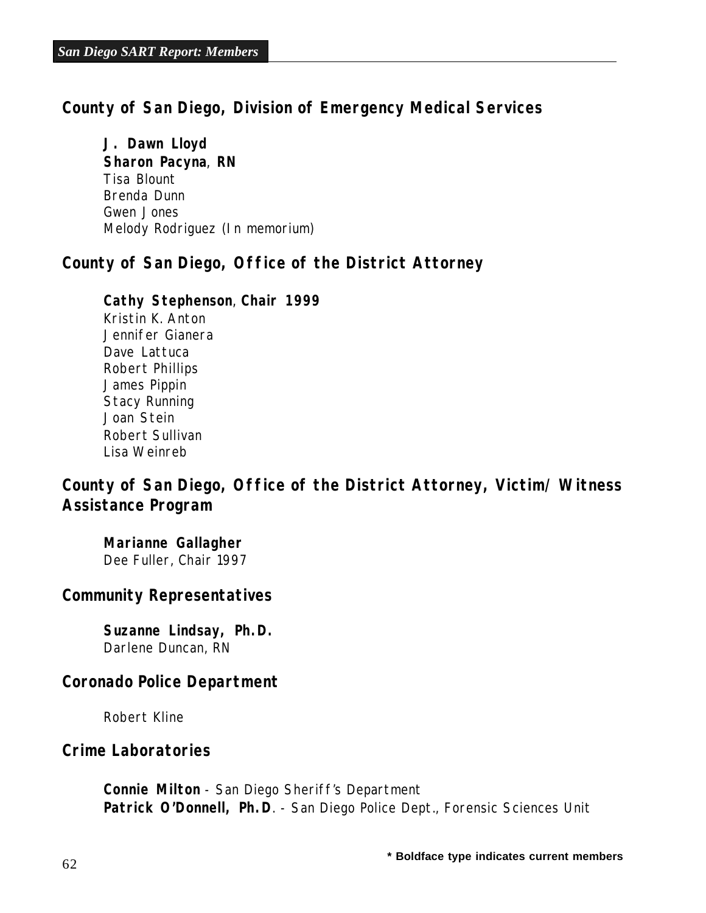## County of San Diego, Division of Emergency Medical Services

**J. Dawn Lloyd**
**Sharon Pacyna**, **RN**
Tisa Blount
Brenda Dunn
Gwen Jones
Melody Rodriguez (In memorium)

## County of San Diego, Office of the District Attorney

**Cathy Stephenson**, **Chair 1999**
Kristin K. Anton
Jennifer Gianera
Dave Lattuca
Robert Phillips
James Pippin
Stacy Running
Joan Stein
Robert Sullivan
Lisa Weinreb

## County of San Diego, Office of the District Attorney, Victim/Witness Assistance Program

**Marianne Gallagher**
Dee Fuller, Chair 1997

## Community Representatives

**Suzanne Lindsay, Ph.D.**
Darlene Duncan, RN

## Coronado Police Department

Robert Kline

## Crime Laboratories

**Connie Milton** - San Diego Sheriff's Department
**Patrick O'Donnell, Ph.D**. - San Diego Police Dept., Forensic Sciences Unit

**\* Boldface type indicates current members**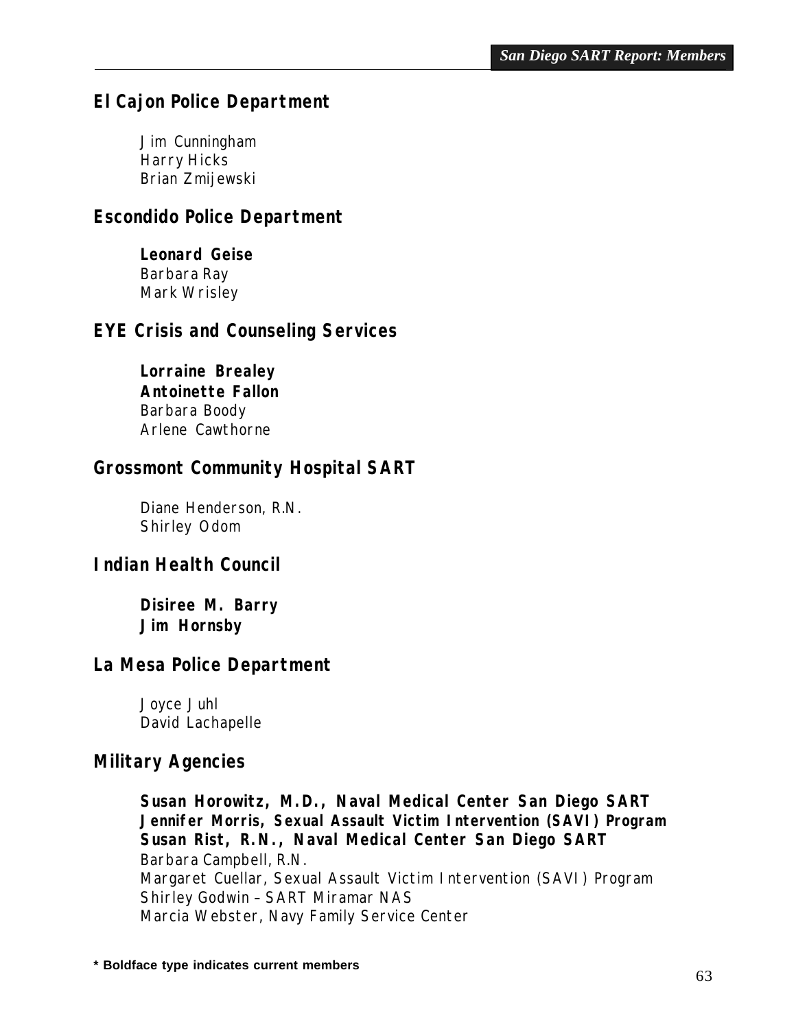## El Cajon Police Department

Jim Cunningham
Harry Hicks
Brian Zmijewski

## Escondido Police Department

**Leonard Geise**
Barbara Ray
Mark Wrisley

## EYE Crisis and Counseling Services

**Lorraine Brealey**
**Antoinette Fallon**
Barbara Boody
Arlene Cawthorne

## Grossmont Community Hospital SART

Diane Henderson, R.N.
Shirley Odom

## Indian Health Council

**Disiree M. Barry**
**Jim Hornsby**

## La Mesa Police Department

Joyce Juhl
David Lachapelle

## Military Agencies

**Susan Horowitz, M.D., Naval Medical Center San Diego SART**
**Jennifer Morris, Sexual Assault Victim Intervention (SAVI) Program**
**Susan Rist, R.N., Naval Medical Center San Diego SART**
Barbara Campbell, R.N.
Margaret Cuellar, Sexual Assault Victim Intervention (SAVI) Program
Shirley Godwin – SART Miramar NAS
Marcia Webster, Navy Family Service Center

**\* Boldface type indicates current members**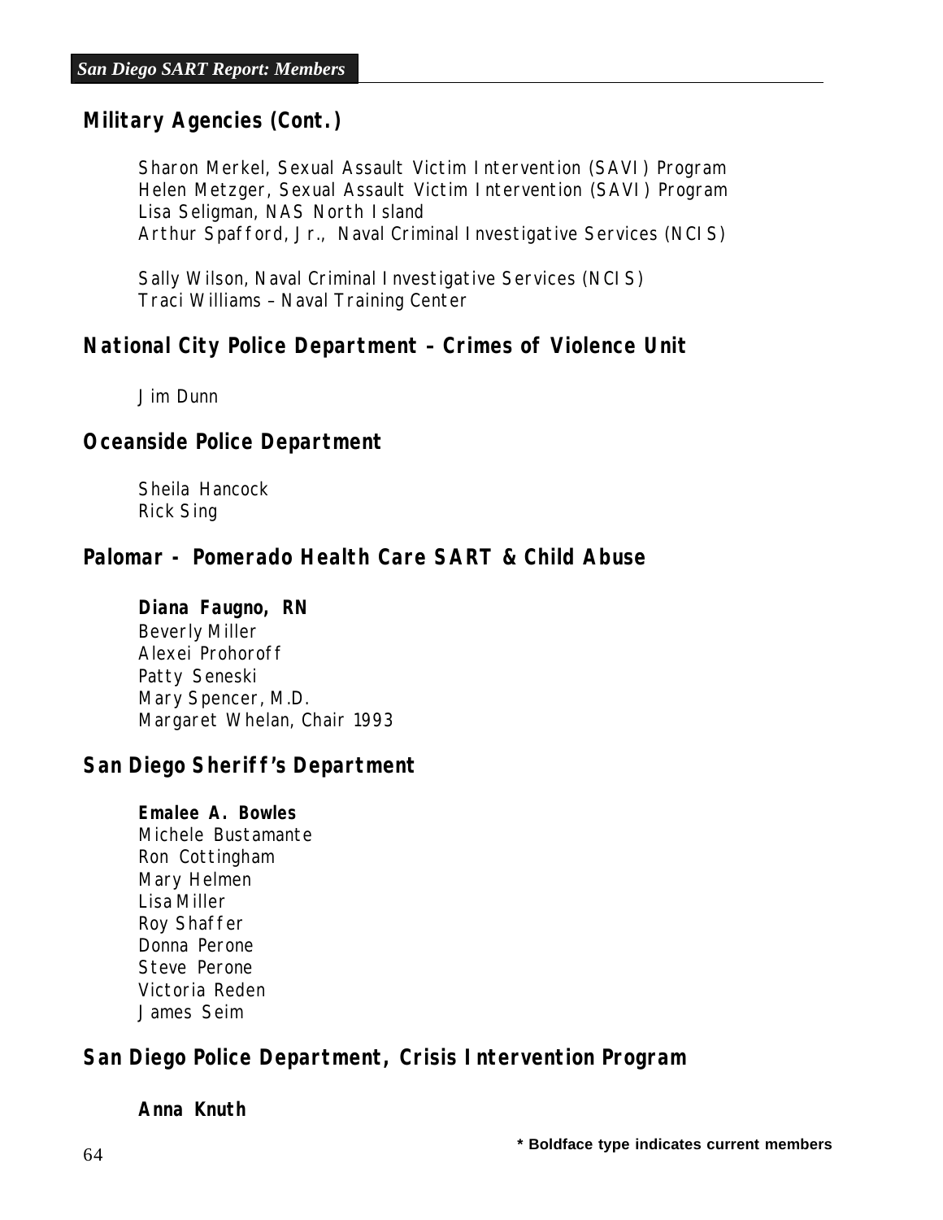## Military Agencies (Cont.)

Sharon Merkel, Sexual Assault Victim Intervention (SAVI) Program
Helen Metzger, Sexual Assault Victim Intervention (SAVI) Program
Lisa Seligman, NAS North Island
Arthur Spafford, Jr., Naval Criminal Investigative Services (NCIS)

Sally Wilson, Naval Criminal Investigative Services (NCIS)
Traci Williams – Naval Training Center

## National City Police Department – Crimes of Violence Unit

Jim Dunn

## Oceanside Police Department

Sheila Hancock
Rick Sing

## Palomar - Pomerado Health Care SART & Child Abuse

**Diana Faugno, RN**
Beverly Miller
Alexei Prohoroff
Patty Seneski
Mary Spencer, M.D.
Margaret Whelan, Chair 1993

## San Diego Sheriff's Department

**Emalee A. Bowles**
Michele Bustamante
Ron Cottingham
Mary Helmen
Lisa Miller
Roy Shaffer
Donna Perone
Steve Perone
Victoria Reden
James Seim

## San Diego Police Department, Crisis Intervention Program

**Anna Knuth**

**\* Boldface type indicates current members**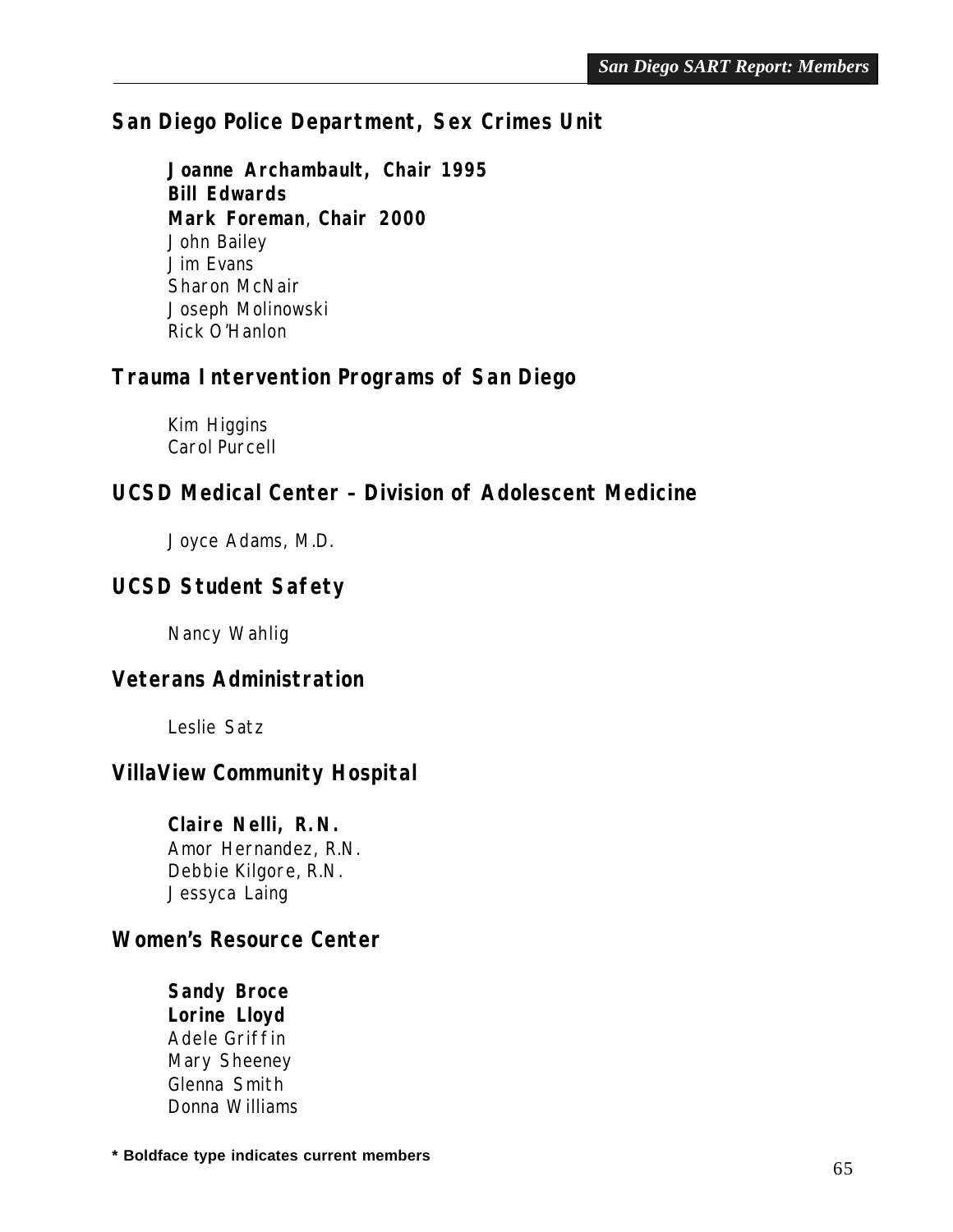## San Diego Police Department, Sex Crimes Unit

**Joanne Archambault, Chair 1995**
**Bill Edwards**
**Mark Foreman, Chair 2000**
John Bailey
Jim Evans
Sharon McNair
Joseph Molinowski
Rick O'Hanlon

## Trauma Intervention Programs of San Diego

Kim Higgins
Carol Purcell

## UCSD Medical Center – Division of Adolescent Medicine

Joyce Adams, M.D.

## UCSD Student Safety

Nancy Wahlig

## Veterans Administration

Leslie Satz

## VillaView Community Hospital

**Claire Nelli, R.N.**
Amor Hernandez, R.N.
Debbie Kilgore, R.N.
Jessyca Laing

## Women's Resource Center

**Sandy Broce**
**Lorine Lloyd**
Adele Griffin
Mary Sheeney
Glenna Smith
Donna Williams

**\* Boldface type indicates current members**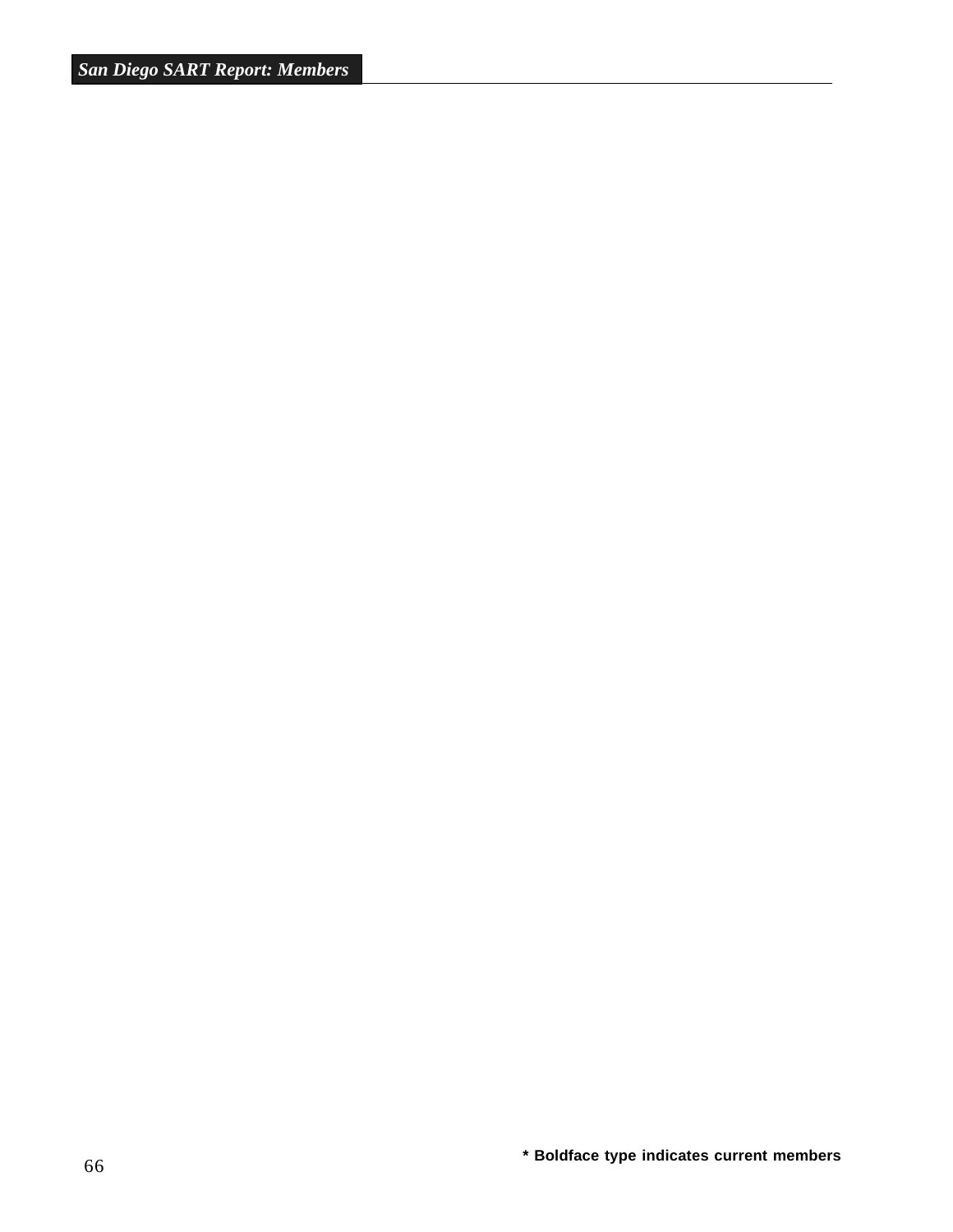* Boldface type indicates current members